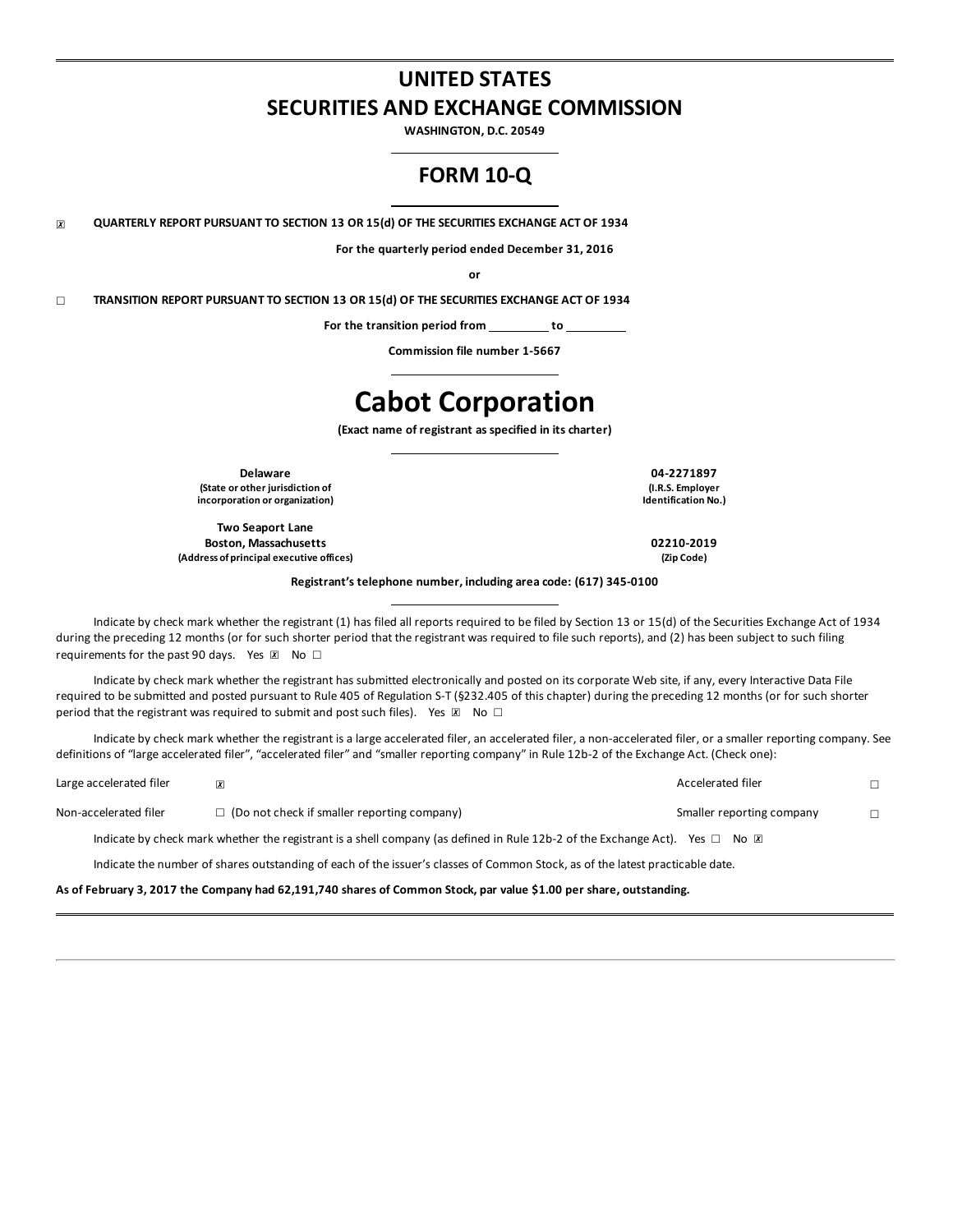# UNITED STATES
# SECURITIES AND EXCHANGE COMMISSION

**WASHINGTON, D.C. 20549**

## FORM 10-Q

☒ **QUARTERLY REPORT PURSUANT TO SECTION 13 OR 15(d) OF THE SECURITIES EXCHANGE ACT OF 1934**

**For the quarterly period ended December 31, 2016**

**or**

☐ **TRANSITION REPORT PURSUANT TO SECTION 13 OR 15(d) OF THE SECURITIES EXCHANGE ACT OF 1934**

**For the transition period from \_\_\_\_\_\_\_\_\_ to \_\_\_\_\_\_\_\_\_**

**Commission file number 1-5667**

# Cabot Corporation

**(Exact name of registrant as specified in its charter)**

| | |
|---|---|
| **Delaware**<br>**(State or other jurisdiction of incorporation or organization)** | **04-2271897**<br>**(I.R.S. Employer Identification No.)** |
| **Two Seaport Lane**<br>**Boston, Massachusetts**<br>**(Address of principal executive offices)** | **02210-2019**<br>**(Zip Code)** |

**Registrant's telephone number, including area code: (617) 345-0100**

Indicate by check mark whether the registrant (1) has filed all reports required to be filed by Section 13 or 15(d) of the Securities Exchange Act of 1934 during the preceding 12 months (or for such shorter period that the registrant was required to file such reports), and (2) has been subject to such filing requirements for the past 90 days. Yes ☒ No ☐

Indicate by check mark whether the registrant has submitted electronically and posted on its corporate Web site, if any, every Interactive Data File required to be submitted and posted pursuant to Rule 405 of Regulation S-T (§232.405 of this chapter) during the preceding 12 months (or for such shorter period that the registrant was required to submit and post such files). Yes ☒ No ☐

Indicate by check mark whether the registrant is a large accelerated filer, an accelerated filer, a non-accelerated filer, or a smaller reporting company. See definitions of "large accelerated filer", "accelerated filer" and "smaller reporting company" in Rule 12b-2 of the Exchange Act. (Check one):

| | | | |
|---|---|---|---|
| Large accelerated filer | ☒ | Accelerated filer | ☐ |
| Non-accelerated filer | ☐ (Do not check if smaller reporting company) | Smaller reporting company | ☐ |

Indicate by check mark whether the registrant is a shell company (as defined in Rule 12b-2 of the Exchange Act). Yes ☐ No ☒

Indicate the number of shares outstanding of each of the issuer's classes of Common Stock, as of the latest practicable date.

**As of February 3, 2017 the Company had 62,191,740 shares of Common Stock, par value $1.00 per share, outstanding.**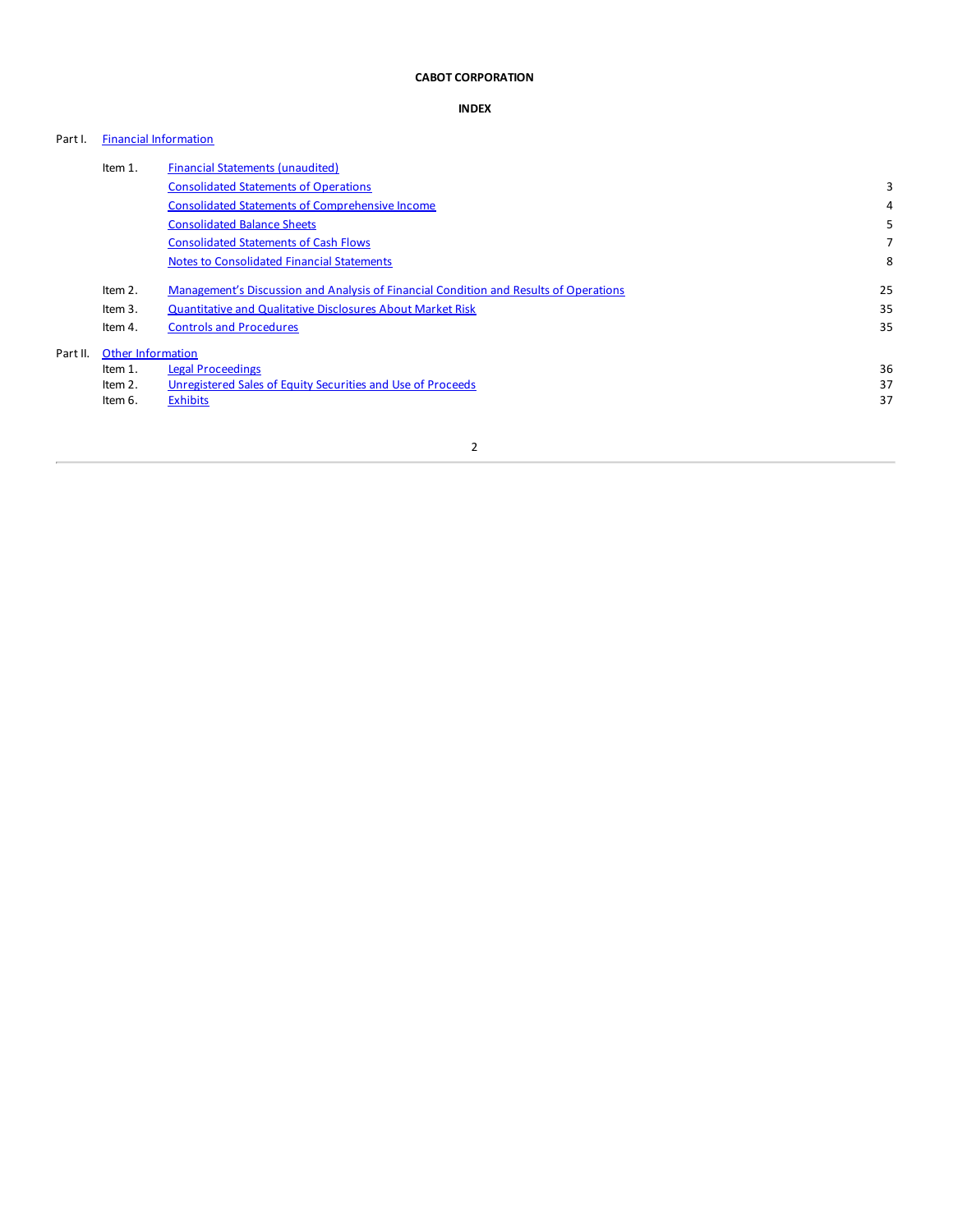**CABOT CORPORATION**

**INDEX**

| | | | |
|---|---|---|---|
| Part I. | Financial Information | | |
| | Item 1. | Financial Statements (unaudited) | |
| | | Consolidated Statements of Operations | 3 |
| | | Consolidated Statements of Comprehensive Income | 4 |
| | | Consolidated Balance Sheets | 5 |
| | | Consolidated Statements of Cash Flows | 7 |
| | | Notes to Consolidated Financial Statements | 8 |
| | Item 2. | Management's Discussion and Analysis of Financial Condition and Results of Operations | 25 |
| | Item 3. | Quantitative and Qualitative Disclosures About Market Risk | 35 |
| | Item 4. | Controls and Procedures | 35 |
| Part II. | Other Information | | |
| | Item 1. | Legal Proceedings | 36 |
| | Item 2. | Unregistered Sales of Equity Securities and Use of Proceeds | 37 |
| | Item 6. | Exhibits | 37 |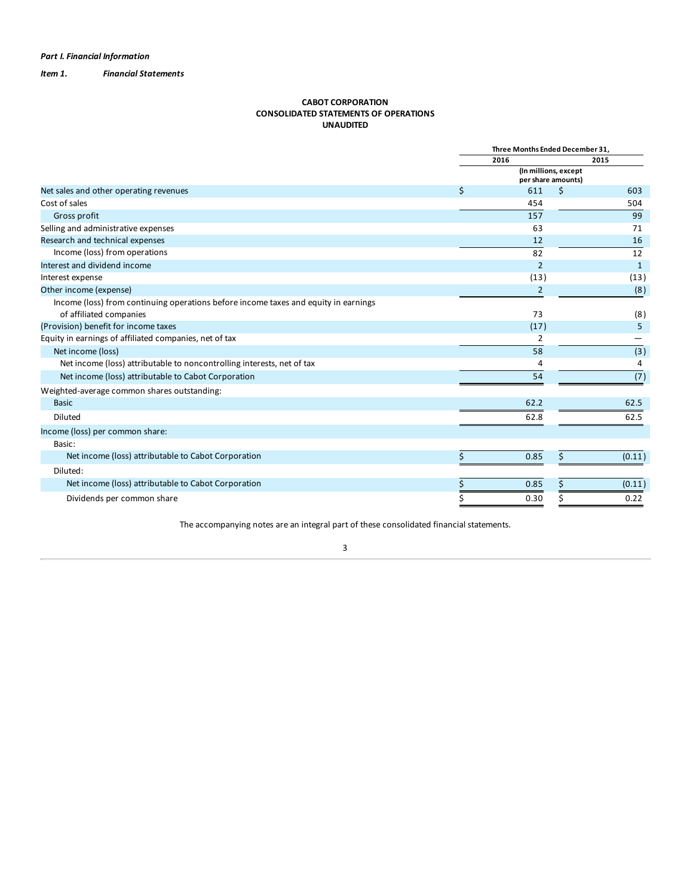*Part I. Financial Information*

***Item 1. Financial Statements***

**CABOT CORPORATION**
**CONSOLIDATED STATEMENTS OF OPERATIONS**
**UNAUDITED**

| | Three Months Ended December 31, | |
|---|---|---|
| | 2016 | 2015 |
| | (In millions, except per share amounts) | |
| Net sales and other operating revenues | $ 611 | $ 603 |
| Cost of sales | 454 | 504 |
| Gross profit | 157 | 99 |
| Selling and administrative expenses | 63 | 71 |
| Research and technical expenses | 12 | 16 |
| Income (loss) from operations | 82 | 12 |
| Interest and dividend income | 2 | 1 |
| Interest expense | (13) | (13) |
| Other income (expense) | 2 | (8) |
| Income (loss) from continuing operations before income taxes and equity in earnings of affiliated companies | 73 | (8) |
| (Provision) benefit for income taxes | (17) | 5 |
| Equity in earnings of affiliated companies, net of tax | 2 | — |
| Net income (loss) | 58 | (3) |
| Net income (loss) attributable to noncontrolling interests, net of tax | 4 | 4 |
| Net income (loss) attributable to Cabot Corporation | 54 | (7) |
| Weighted-average common shares outstanding: | | |
| Basic | 62.2 | 62.5 |
| Diluted | 62.8 | 62.5 |
| Income (loss) per common share: | | |
| Basic: | | |
| Net income (loss) attributable to Cabot Corporation | $ 0.85 | $ (0.11) |
| Diluted: | | |
| Net income (loss) attributable to Cabot Corporation | $ 0.85 | $ (0.11) |
| Dividends per common share | $ 0.30 | $ 0.22 |

The accompanying notes are an integral part of these consolidated financial statements.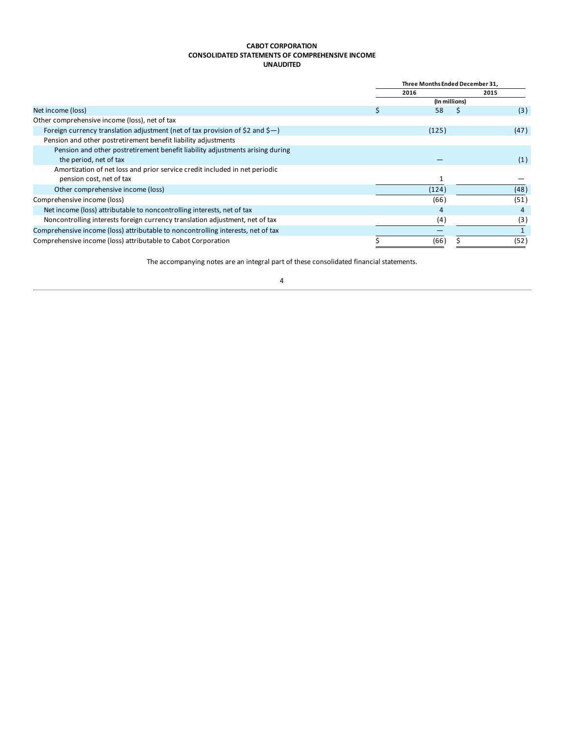**CABOT CORPORATION**
**CONSOLIDATED STATEMENTS OF COMPREHENSIVE INCOME**
**UNAUDITED**

| | Three Months Ended December 31, | |
|---|---|---|
| | 2016 | 2015 |
| | (In millions) | |
| Net income (loss) | $ 58 | $ (3) |
| Other comprehensive income (loss), net of tax | | |
| Foreign currency translation adjustment (net of tax provision of $2 and $—) | (125) | (47) |
| Pension and other postretirement benefit liability adjustments | | |
| Pension and other postretirement benefit liability adjustments arising during the period, net of tax | — | (1) |
| Amortization of net loss and prior service credit included in net periodic pension cost, net of tax | 1 | — |
| Other comprehensive income (loss) | (124) | (48) |
| Comprehensive income (loss) | (66) | (51) |
| Net income (loss) attributable to noncontrolling interests, net of tax | 4 | 4 |
| Noncontrolling interests foreign currency translation adjustment, net of tax | (4) | (3) |
| Comprehensive income (loss) attributable to noncontrolling interests, net of tax | — | 1 |
| Comprehensive income (loss) attributable to Cabot Corporation | $ (66) | $ (52) |

The accompanying notes are an integral part of these consolidated financial statements.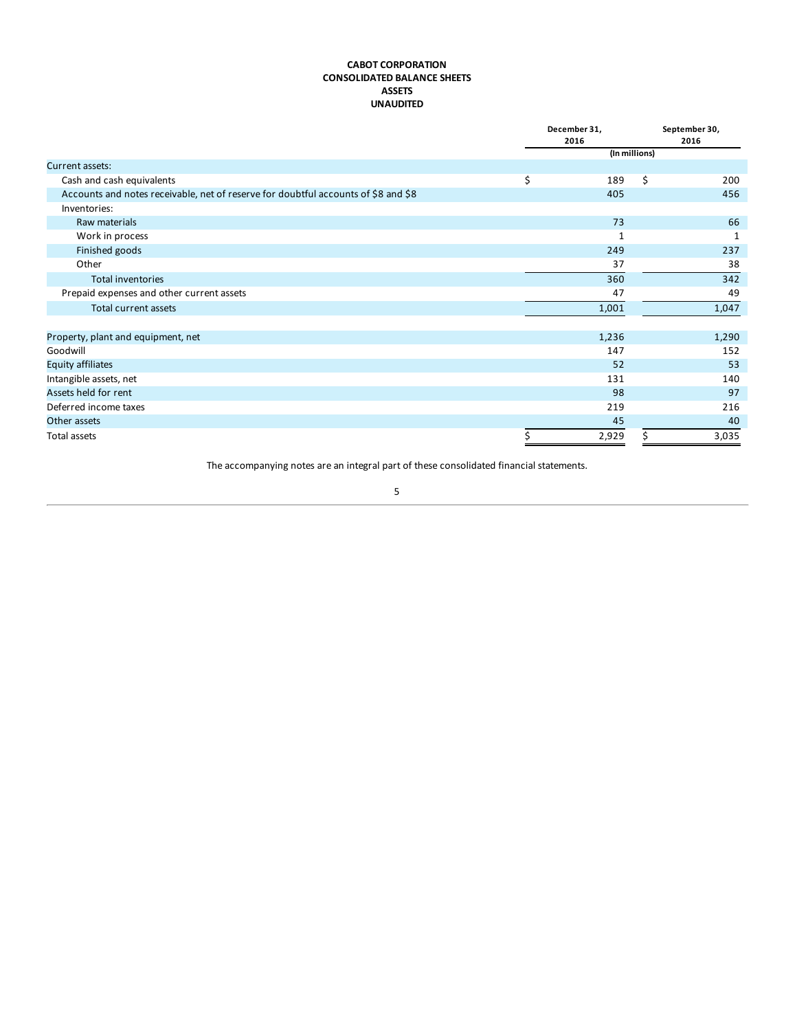**CABOT CORPORATION**
**CONSOLIDATED BALANCE SHEETS**
**ASSETS**
**UNAUDITED**

| | December 31, 2016 | September 30, 2016 |
|---|---|---|
| | (In millions) | |
| Current assets: | | |
| Cash and cash equivalents | $ 189 | $ 200 |
| Accounts and notes receivable, net of reserve for doubtful accounts of $8 and $8 | 405 | 456 |
| Inventories: | | |
| Raw materials | 73 | 66 |
| Work in process | 1 | 1 |
| Finished goods | 249 | 237 |
| Other | 37 | 38 |
| Total inventories | 360 | 342 |
| Prepaid expenses and other current assets | 47 | 49 |
| Total current assets | 1,001 | 1,047 |
| Property, plant and equipment, net | 1,236 | 1,290 |
| Goodwill | 147 | 152 |
| Equity affiliates | 52 | 53 |
| Intangible assets, net | 131 | 140 |
| Assets held for rent | 98 | 97 |
| Deferred income taxes | 219 | 216 |
| Other assets | 45 | 40 |
| Total assets | $ 2,929 | $ 3,035 |

The accompanying notes are an integral part of these consolidated financial statements.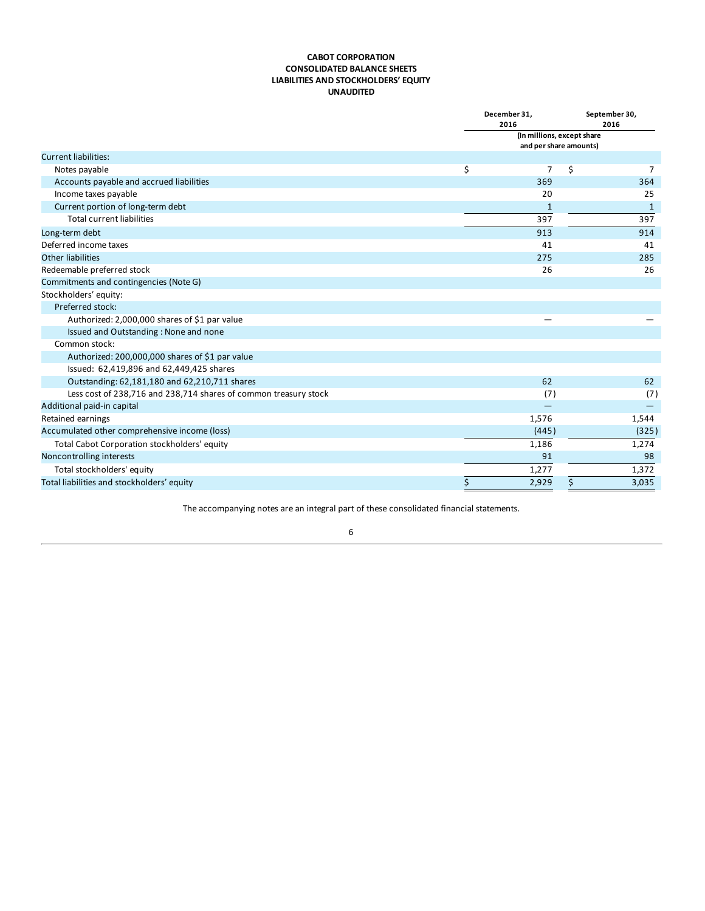**CABOT CORPORATION**
**CONSOLIDATED BALANCE SHEETS**
**LIABILITIES AND STOCKHOLDERS' EQUITY**
**UNAUDITED**

| | December 31, 2016 | September 30, 2016 |
|---|---|---|
| | (In millions, except share and per share amounts) | |
| Current liabilities: | | |
| Notes payable | $ 7 | $ 7 |
| Accounts payable and accrued liabilities | 369 | 364 |
| Income taxes payable | 20 | 25 |
| Current portion of long-term debt | 1 | 1 |
| Total current liabilities | 397 | 397 |
| Long-term debt | 913 | 914 |
| Deferred income taxes | 41 | 41 |
| Other liabilities | 275 | 285 |
| Redeemable preferred stock | 26 | 26 |
| Commitments and contingencies (Note G) | | |
| Stockholders' equity: | | |
| Preferred stock: | | |
| Authorized: 2,000,000 shares of $1 par value | — | — |
| Issued and Outstanding : None and none | | |
| Common stock: | | |
| Authorized: 200,000,000 shares of $1 par value | | |
| Issued: 62,419,896 and 62,449,425 shares | | |
| Outstanding: 62,181,180 and 62,210,711 shares | 62 | 62 |
| Less cost of 238,716 and 238,714 shares of common treasury stock | (7) | (7) |
| Additional paid-in capital | — | — |
| Retained earnings | 1,576 | 1,544 |
| Accumulated other comprehensive income (loss) | (445) | (325) |
| Total Cabot Corporation stockholders' equity | 1,186 | 1,274 |
| Noncontrolling interests | 91 | 98 |
| Total stockholders' equity | 1,277 | 1,372 |
| Total liabilities and stockholders' equity | $ 2,929 | $ 3,035 |

The accompanying notes are an integral part of these consolidated financial statements.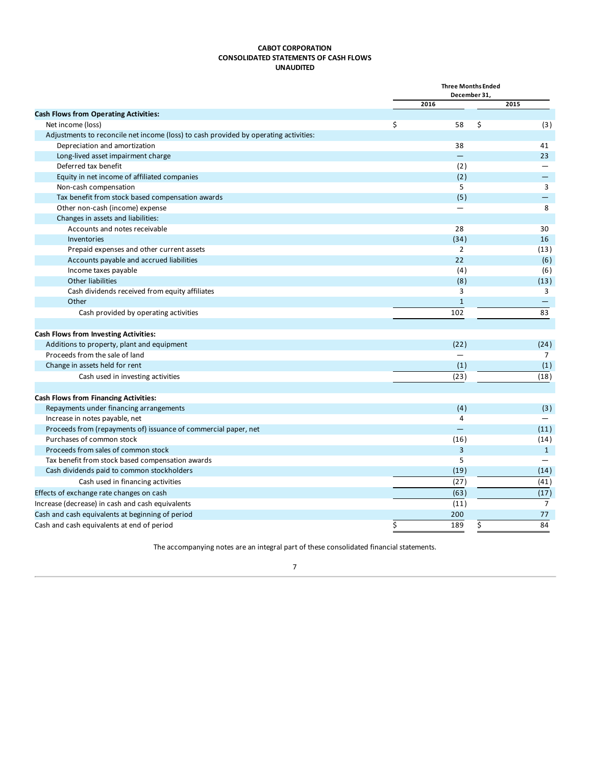**CABOT CORPORATION**
**CONSOLIDATED STATEMENTS OF CASH FLOWS**
**UNAUDITED**

| | Three Months Ended December 31, | |
|---|---|---|
| | 2016 | 2015 |
| **Cash Flows from Operating Activities:** | | |
| Net income (loss) | $ 58 | $ (3) |
| Adjustments to reconcile net income (loss) to cash provided by operating activities: | | |
| Depreciation and amortization | 38 | 41 |
| Long-lived asset impairment charge | — | 23 |
| Deferred tax benefit | (2) | — |
| Equity in net income of affiliated companies | (2) | — |
| Non-cash compensation | 5 | 3 |
| Tax benefit from stock based compensation awards | (5) | — |
| Other non-cash (income) expense | — | 8 |
| Changes in assets and liabilities: | | |
| Accounts and notes receivable | 28 | 30 |
| Inventories | (34) | 16 |
| Prepaid expenses and other current assets | 2 | (13) |
| Accounts payable and accrued liabilities | 22 | (6) |
| Income taxes payable | (4) | (6) |
| Other liabilities | (8) | (13) |
| Cash dividends received from equity affiliates | 3 | 3 |
| Other | 1 | — |
| Cash provided by operating activities | 102 | 83 |
| **Cash Flows from Investing Activities:** | | |
| Additions to property, plant and equipment | (22) | (24) |
| Proceeds from the sale of land | — | 7 |
| Change in assets held for rent | (1) | (1) |
| Cash used in investing activities | (23) | (18) |
| **Cash Flows from Financing Activities:** | | |
| Repayments under financing arrangements | (4) | (3) |
| Increase in notes payable, net | 4 | — |
| Proceeds from (repayments of) issuance of commercial paper, net | — | (11) |
| Purchases of common stock | (16) | (14) |
| Proceeds from sales of common stock | 3 | 1 |
| Tax benefit from stock based compensation awards | 5 | — |
| Cash dividends paid to common stockholders | (19) | (14) |
| Cash used in financing activities | (27) | (41) |
| Effects of exchange rate changes on cash | (63) | (17) |
| Increase (decrease) in cash and cash equivalents | (11) | 7 |
| Cash and cash equivalents at beginning of period | 200 | 77 |
| Cash and cash equivalents at end of period | $ 189 | $ 84 |

The accompanying notes are an integral part of these consolidated financial statements.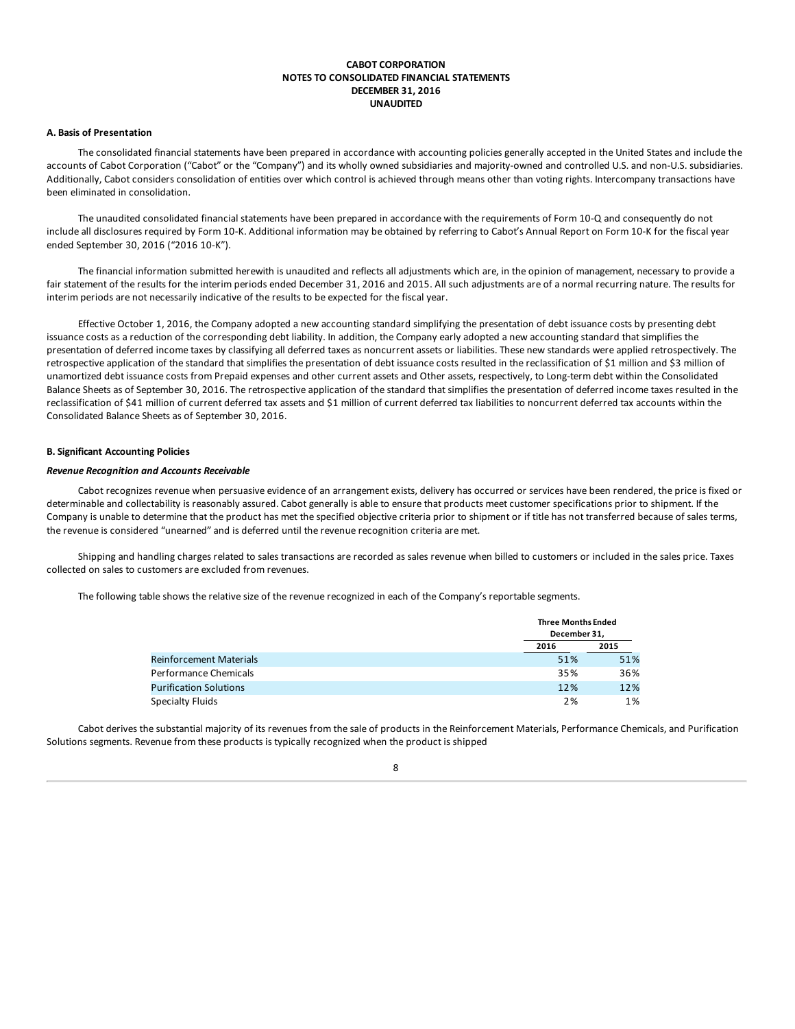**CABOT CORPORATION**
**NOTES TO CONSOLIDATED FINANCIAL STATEMENTS**
**DECEMBER 31, 2016**
**UNAUDITED**

### A. Basis of Presentation

The consolidated financial statements have been prepared in accordance with accounting policies generally accepted in the United States and include the accounts of Cabot Corporation ("Cabot" or the "Company") and its wholly owned subsidiaries and majority-owned and controlled U.S. and non-U.S. subsidiaries. Additionally, Cabot considers consolidation of entities over which control is achieved through means other than voting rights. Intercompany transactions have been eliminated in consolidation.

The unaudited consolidated financial statements have been prepared in accordance with the requirements of Form 10-Q and consequently do not include all disclosures required by Form 10-K. Additional information may be obtained by referring to Cabot's Annual Report on Form 10-K for the fiscal year ended September 30, 2016 ("2016 10-K").

The financial information submitted herewith is unaudited and reflects all adjustments which are, in the opinion of management, necessary to provide a fair statement of the results for the interim periods ended December 31, 2016 and 2015. All such adjustments are of a normal recurring nature. The results for interim periods are not necessarily indicative of the results to be expected for the fiscal year.

Effective October 1, 2016, the Company adopted a new accounting standard simplifying the presentation of debt issuance costs by presenting debt issuance costs as a reduction of the corresponding debt liability. In addition, the Company early adopted a new accounting standard that simplifies the presentation of deferred income taxes by classifying all deferred taxes as noncurrent assets or liabilities. These new standards were applied retrospectively. The retrospective application of the standard that simplifies the presentation of debt issuance costs resulted in the reclassification of $1 million and $3 million of unamortized debt issuance costs from Prepaid expenses and other current assets and Other assets, respectively, to Long-term debt within the Consolidated Balance Sheets as of September 30, 2016. The retrospective application of the standard that simplifies the presentation of deferred income taxes resulted in the reclassification of $41 million of current deferred tax assets and $1 million of current deferred tax liabilities to noncurrent deferred tax accounts within the Consolidated Balance Sheets as of September 30, 2016.

### B. Significant Accounting Policies

***Revenue Recognition and Accounts Receivable***

Cabot recognizes revenue when persuasive evidence of an arrangement exists, delivery has occurred or services have been rendered, the price is fixed or determinable and collectability is reasonably assured. Cabot generally is able to ensure that products meet customer specifications prior to shipment. If the Company is unable to determine that the product has met the specified objective criteria prior to shipment or if title has not transferred because of sales terms, the revenue is considered "unearned" and is deferred until the revenue recognition criteria are met.

Shipping and handling charges related to sales transactions are recorded as sales revenue when billed to customers or included in the sales price. Taxes collected on sales to customers are excluded from revenues.

The following table shows the relative size of the revenue recognized in each of the Company's reportable segments.

| | Three Months Ended December 31, | |
|---|---|---|
| | 2016 | 2015 |
| Reinforcement Materials | 51% | 51% |
| Performance Chemicals | 35% | 36% |
| Purification Solutions | 12% | 12% |
| Specialty Fluids | 2% | 1% |

Cabot derives the substantial majority of its revenues from the sale of products in the Reinforcement Materials, Performance Chemicals, and Purification Solutions segments. Revenue from these products is typically recognized when the product is shipped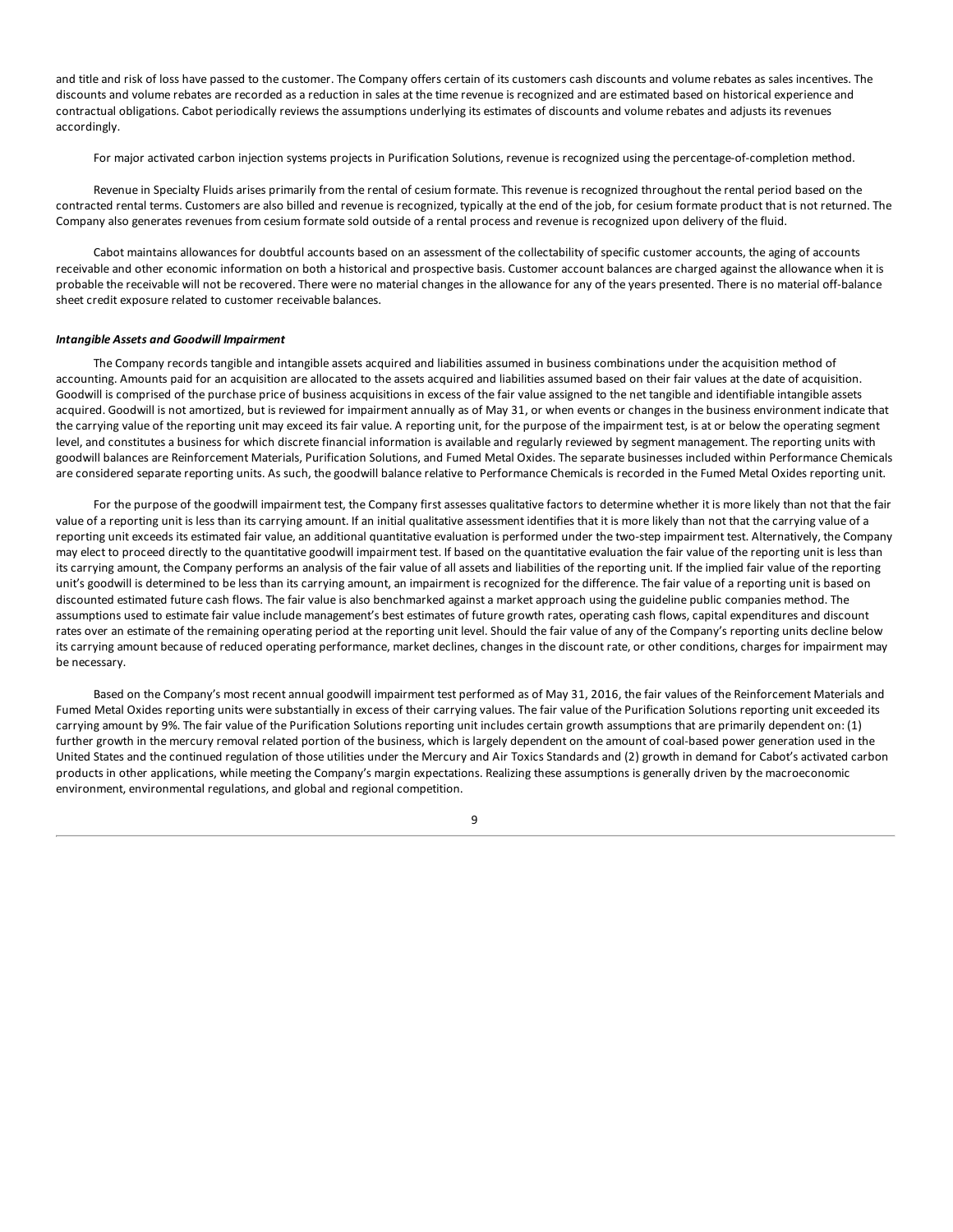and title and risk of loss have passed to the customer. The Company offers certain of its customers cash discounts and volume rebates as sales incentives. The discounts and volume rebates are recorded as a reduction in sales at the time revenue is recognized and are estimated based on historical experience and contractual obligations. Cabot periodically reviews the assumptions underlying its estimates of discounts and volume rebates and adjusts its revenues accordingly.

For major activated carbon injection systems projects in Purification Solutions, revenue is recognized using the percentage-of-completion method.

Revenue in Specialty Fluids arises primarily from the rental of cesium formate. This revenue is recognized throughout the rental period based on the contracted rental terms. Customers are also billed and revenue is recognized, typically at the end of the job, for cesium formate product that is not returned. The Company also generates revenues from cesium formate sold outside of a rental process and revenue is recognized upon delivery of the fluid.

Cabot maintains allowances for doubtful accounts based on an assessment of the collectability of specific customer accounts, the aging of accounts receivable and other economic information on both a historical and prospective basis. Customer account balances are charged against the allowance when it is probable the receivable will not be recovered. There were no material changes in the allowance for any of the years presented. There is no material off-balance sheet credit exposure related to customer receivable balances.

***Intangible Assets and Goodwill Impairment***

The Company records tangible and intangible assets acquired and liabilities assumed in business combinations under the acquisition method of accounting. Amounts paid for an acquisition are allocated to the assets acquired and liabilities assumed based on their fair values at the date of acquisition. Goodwill is comprised of the purchase price of business acquisitions in excess of the fair value assigned to the net tangible and identifiable intangible assets acquired. Goodwill is not amortized, but is reviewed for impairment annually as of May 31, or when events or changes in the business environment indicate that the carrying value of the reporting unit may exceed its fair value. A reporting unit, for the purpose of the impairment test, is at or below the operating segment level, and constitutes a business for which discrete financial information is available and regularly reviewed by segment management. The reporting units with goodwill balances are Reinforcement Materials, Purification Solutions, and Fumed Metal Oxides. The separate businesses included within Performance Chemicals are considered separate reporting units. As such, the goodwill balance relative to Performance Chemicals is recorded in the Fumed Metal Oxides reporting unit.

For the purpose of the goodwill impairment test, the Company first assesses qualitative factors to determine whether it is more likely than not that the fair value of a reporting unit is less than its carrying amount. If an initial qualitative assessment identifies that it is more likely than not that the carrying value of a reporting unit exceeds its estimated fair value, an additional quantitative evaluation is performed under the two-step impairment test. Alternatively, the Company may elect to proceed directly to the quantitative goodwill impairment test. If based on the quantitative evaluation the fair value of the reporting unit is less than its carrying amount, the Company performs an analysis of the fair value of all assets and liabilities of the reporting unit. If the implied fair value of the reporting unit's goodwill is determined to be less than its carrying amount, an impairment is recognized for the difference. The fair value of a reporting unit is based on discounted estimated future cash flows. The fair value is also benchmarked against a market approach using the guideline public companies method. The assumptions used to estimate fair value include management's best estimates of future growth rates, operating cash flows, capital expenditures and discount rates over an estimate of the remaining operating period at the reporting unit level. Should the fair value of any of the Company's reporting units decline below its carrying amount because of reduced operating performance, market declines, changes in the discount rate, or other conditions, charges for impairment may be necessary.

Based on the Company's most recent annual goodwill impairment test performed as of May 31, 2016, the fair values of the Reinforcement Materials and Fumed Metal Oxides reporting units were substantially in excess of their carrying values. The fair value of the Purification Solutions reporting unit exceeded its carrying amount by 9%. The fair value of the Purification Solutions reporting unit includes certain growth assumptions that are primarily dependent on: (1) further growth in the mercury removal related portion of the business, which is largely dependent on the amount of coal-based power generation used in the United States and the continued regulation of those utilities under the Mercury and Air Toxics Standards and (2) growth in demand for Cabot's activated carbon products in other applications, while meeting the Company's margin expectations. Realizing these assumptions is generally driven by the macroeconomic environment, environmental regulations, and global and regional competition.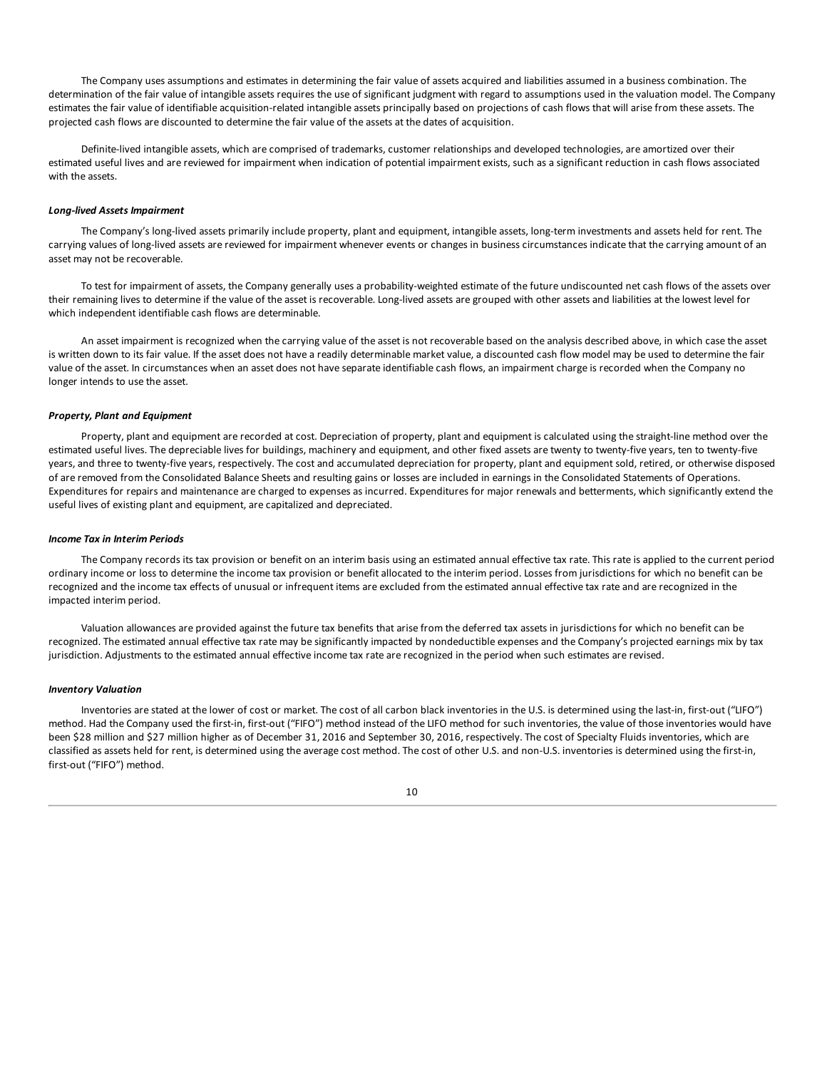The Company uses assumptions and estimates in determining the fair value of assets acquired and liabilities assumed in a business combination. The determination of the fair value of intangible assets requires the use of significant judgment with regard to assumptions used in the valuation model. The Company estimates the fair value of identifiable acquisition-related intangible assets principally based on projections of cash flows that will arise from these assets. The projected cash flows are discounted to determine the fair value of the assets at the dates of acquisition.

Definite-lived intangible assets, which are comprised of trademarks, customer relationships and developed technologies, are amortized over their estimated useful lives and are reviewed for impairment when indication of potential impairment exists, such as a significant reduction in cash flows associated with the assets.

***Long-lived Assets Impairment***

The Company's long-lived assets primarily include property, plant and equipment, intangible assets, long-term investments and assets held for rent. The carrying values of long-lived assets are reviewed for impairment whenever events or changes in business circumstances indicate that the carrying amount of an asset may not be recoverable.

To test for impairment of assets, the Company generally uses a probability-weighted estimate of the future undiscounted net cash flows of the assets over their remaining lives to determine if the value of the asset is recoverable. Long-lived assets are grouped with other assets and liabilities at the lowest level for which independent identifiable cash flows are determinable.

An asset impairment is recognized when the carrying value of the asset is not recoverable based on the analysis described above, in which case the asset is written down to its fair value. If the asset does not have a readily determinable market value, a discounted cash flow model may be used to determine the fair value of the asset. In circumstances when an asset does not have separate identifiable cash flows, an impairment charge is recorded when the Company no longer intends to use the asset.

***Property, Plant and Equipment***

Property, plant and equipment are recorded at cost. Depreciation of property, plant and equipment is calculated using the straight-line method over the estimated useful lives. The depreciable lives for buildings, machinery and equipment, and other fixed assets are twenty to twenty-five years, ten to twenty-five years, and three to twenty-five years, respectively. The cost and accumulated depreciation for property, plant and equipment sold, retired, or otherwise disposed of are removed from the Consolidated Balance Sheets and resulting gains or losses are included in earnings in the Consolidated Statements of Operations. Expenditures for repairs and maintenance are charged to expenses as incurred. Expenditures for major renewals and betterments, which significantly extend the useful lives of existing plant and equipment, are capitalized and depreciated.

***Income Tax in Interim Periods***

The Company records its tax provision or benefit on an interim basis using an estimated annual effective tax rate. This rate is applied to the current period ordinary income or loss to determine the income tax provision or benefit allocated to the interim period. Losses from jurisdictions for which no benefit can be recognized and the income tax effects of unusual or infrequent items are excluded from the estimated annual effective tax rate and are recognized in the impacted interim period.

Valuation allowances are provided against the future tax benefits that arise from the deferred tax assets in jurisdictions for which no benefit can be recognized. The estimated annual effective tax rate may be significantly impacted by nondeductible expenses and the Company's projected earnings mix by tax jurisdiction. Adjustments to the estimated annual effective income tax rate are recognized in the period when such estimates are revised.

***Inventory Valuation***

Inventories are stated at the lower of cost or market. The cost of all carbon black inventories in the U.S. is determined using the last-in, first-out ("LIFO") method. Had the Company used the first-in, first-out ("FIFO") method instead of the LIFO method for such inventories, the value of those inventories would have been $28 million and $27 million higher as of December 31, 2016 and September 30, 2016, respectively. The cost of Specialty Fluids inventories, which are classified as assets held for rent, is determined using the average cost method. The cost of other U.S. and non-U.S. inventories is determined using the first-in, first-out ("FIFO") method.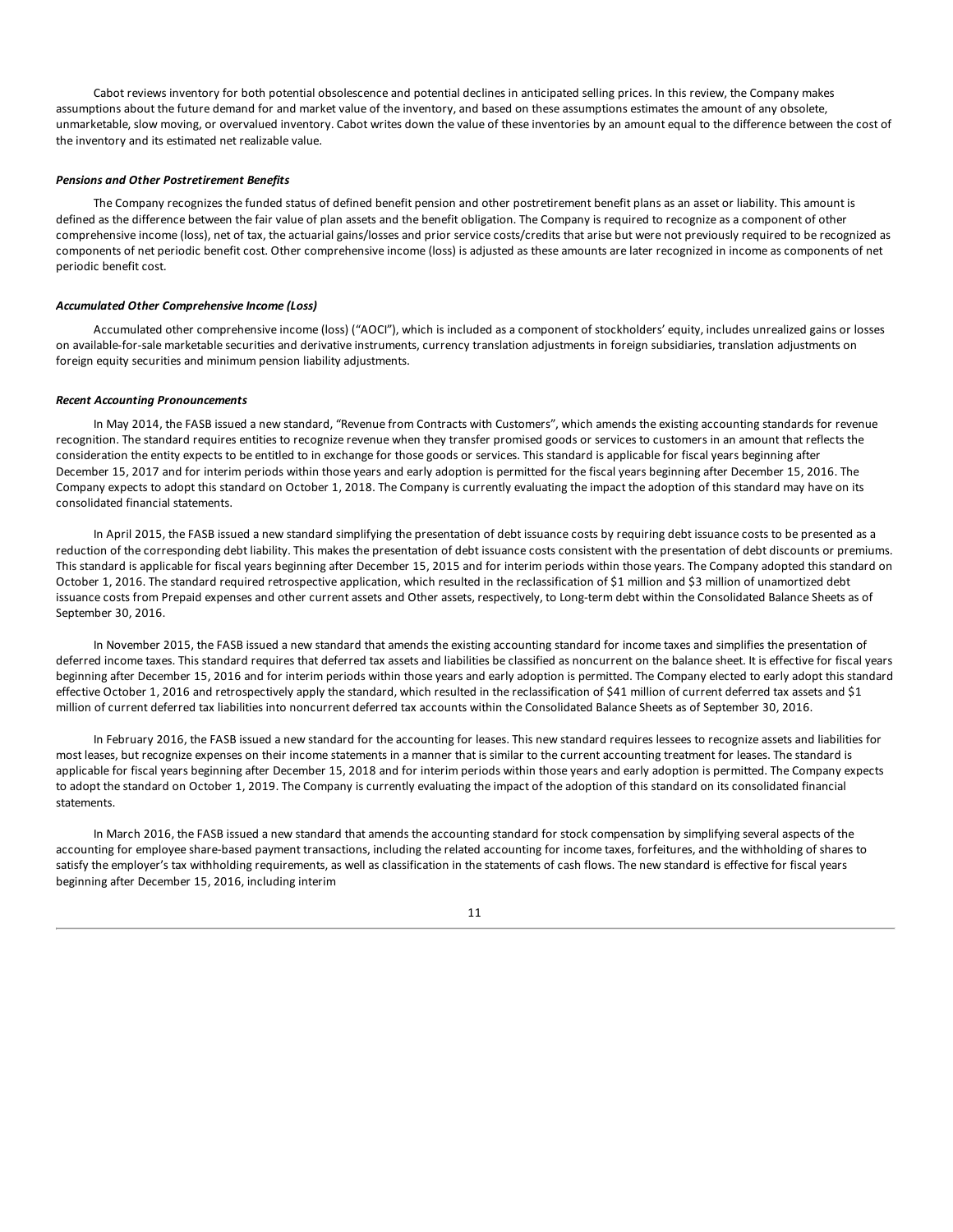Cabot reviews inventory for both potential obsolescence and potential declines in anticipated selling prices. In this review, the Company makes assumptions about the future demand for and market value of the inventory, and based on these assumptions estimates the amount of any obsolete, unmarketable, slow moving, or overvalued inventory. Cabot writes down the value of these inventories by an amount equal to the difference between the cost of the inventory and its estimated net realizable value.

***Pensions and Other Postretirement Benefits***

The Company recognizes the funded status of defined benefit pension and other postretirement benefit plans as an asset or liability. This amount is defined as the difference between the fair value of plan assets and the benefit obligation. The Company is required to recognize as a component of other comprehensive income (loss), net of tax, the actuarial gains/losses and prior service costs/credits that arise but were not previously required to be recognized as components of net periodic benefit cost. Other comprehensive income (loss) is adjusted as these amounts are later recognized in income as components of net periodic benefit cost.

***Accumulated Other Comprehensive Income (Loss)***

Accumulated other comprehensive income (loss) ("AOCI"), which is included as a component of stockholders' equity, includes unrealized gains or losses on available-for-sale marketable securities and derivative instruments, currency translation adjustments in foreign subsidiaries, translation adjustments on foreign equity securities and minimum pension liability adjustments.

***Recent Accounting Pronouncements***

In May 2014, the FASB issued a new standard, "Revenue from Contracts with Customers", which amends the existing accounting standards for revenue recognition. The standard requires entities to recognize revenue when they transfer promised goods or services to customers in an amount that reflects the consideration the entity expects to be entitled to in exchange for those goods or services. This standard is applicable for fiscal years beginning after December 15, 2017 and for interim periods within those years and early adoption is permitted for the fiscal years beginning after December 15, 2016. The Company expects to adopt this standard on October 1, 2018. The Company is currently evaluating the impact the adoption of this standard may have on its consolidated financial statements.

In April 2015, the FASB issued a new standard simplifying the presentation of debt issuance costs by requiring debt issuance costs to be presented as a reduction of the corresponding debt liability. This makes the presentation of debt issuance costs consistent with the presentation of debt discounts or premiums. This standard is applicable for fiscal years beginning after December 15, 2015 and for interim periods within those years. The Company adopted this standard on October 1, 2016. The standard required retrospective application, which resulted in the reclassification of $1 million and $3 million of unamortized debt issuance costs from Prepaid expenses and other current assets and Other assets, respectively, to Long-term debt within the Consolidated Balance Sheets as of September 30, 2016.

In November 2015, the FASB issued a new standard that amends the existing accounting standard for income taxes and simplifies the presentation of deferred income taxes. This standard requires that deferred tax assets and liabilities be classified as noncurrent on the balance sheet. It is effective for fiscal years beginning after December 15, 2016 and for interim periods within those years and early adoption is permitted. The Company elected to early adopt this standard effective October 1, 2016 and retrospectively apply the standard, which resulted in the reclassification of $41 million of current deferred tax assets and $1 million of current deferred tax liabilities into noncurrent deferred tax accounts within the Consolidated Balance Sheets as of September 30, 2016.

In February 2016, the FASB issued a new standard for the accounting for leases. This new standard requires lessees to recognize assets and liabilities for most leases, but recognize expenses on their income statements in a manner that is similar to the current accounting treatment for leases. The standard is applicable for fiscal years beginning after December 15, 2018 and for interim periods within those years and early adoption is permitted. The Company expects to adopt the standard on October 1, 2019. The Company is currently evaluating the impact of the adoption of this standard on its consolidated financial statements.

In March 2016, the FASB issued a new standard that amends the accounting standard for stock compensation by simplifying several aspects of the accounting for employee share-based payment transactions, including the related accounting for income taxes, forfeitures, and the withholding of shares to satisfy the employer's tax withholding requirements, as well as classification in the statements of cash flows. The new standard is effective for fiscal years beginning after December 15, 2016, including interim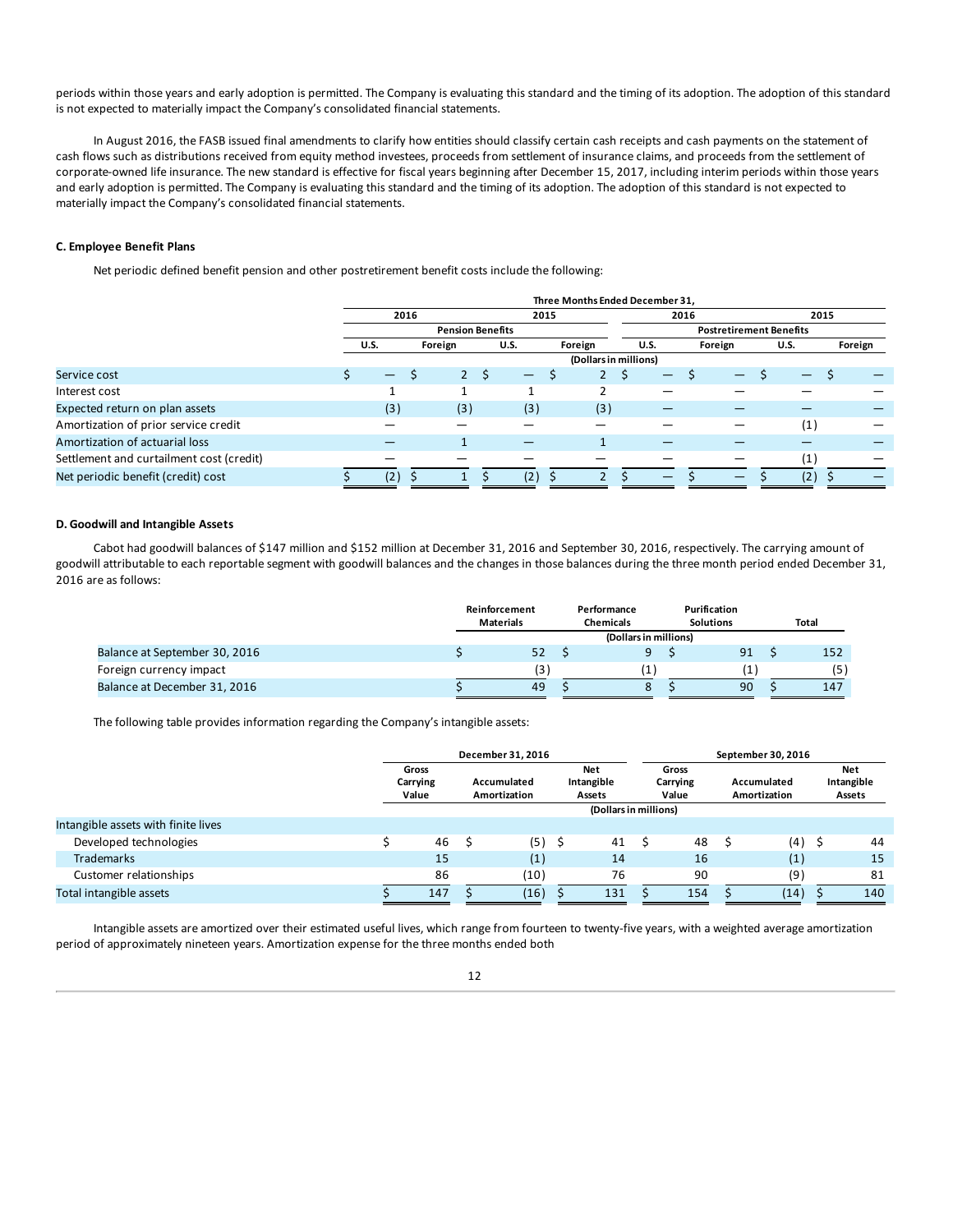periods within those years and early adoption is permitted. The Company is evaluating this standard and the timing of its adoption. The adoption of this standard is not expected to materially impact the Company's consolidated financial statements.

In August 2016, the FASB issued final amendments to clarify how entities should classify certain cash receipts and cash payments on the statement of cash flows such as distributions received from equity method investees, proceeds from settlement of insurance claims, and proceeds from the settlement of corporate-owned life insurance. The new standard is effective for fiscal years beginning after December 15, 2017, including interim periods within those years and early adoption is permitted. The Company is evaluating this standard and the timing of its adoption. The adoption of this standard is not expected to materially impact the Company's consolidated financial statements.

### C. Employee Benefit Plans

Net periodic defined benefit pension and other postretirement benefit costs include the following:

| | Three Months Ended December 31, | | | | | | | |
|---|---|---|---|---|---|---|---|---|
| | 2016 | | 2015 | | 2016 | | 2015 | |
| | Pension Benefits | | | | Postretirement Benefits | | | |
| | U.S. | Foreign | U.S. | Foreign | U.S. | Foreign | U.S. | Foreign |
| | (Dollars in millions) | | | | | | | |
| Service cost | $ — | $ 2 | $ — | $ 2 | $ — | $ — | $ — | $ — |
| Interest cost | 1 | 1 | 1 | 2 | — | — | — | — |
| Expected return on plan assets | (3) | (3) | (3) | (3) | — | — | — | — |
| Amortization of prior service credit | — | — | — | — | — | — | (1) | — |
| Amortization of actuarial loss | — | 1 | — | 1 | — | — | — | — |
| Settlement and curtailment cost (credit) | — | — | — | — | — | — | (1) | — |
| Net periodic benefit (credit) cost | $ (2) | $ 1 | $ (2) | $ 2 | $ — | $ — | $ (2) | $ — |

### D. Goodwill and Intangible Assets

Cabot had goodwill balances of $147 million and $152 million at December 31, 2016 and September 30, 2016, respectively. The carrying amount of goodwill attributable to each reportable segment with goodwill balances and the changes in those balances during the three month period ended December 31, 2016 are as follows:

| | Reinforcement Materials | Performance Chemicals | Purification Solutions | Total |
|---|---|---|---|---|
| | (Dollars in millions) | | | |
| Balance at September 30, 2016 | $ 52 | $ 9 | $ 91 | $ 152 |
| Foreign currency impact | (3) | (1) | (1) | (5) |
| Balance at December 31, 2016 | $ 49 | $ 8 | $ 90 | $ 147 |

The following table provides information regarding the Company's intangible assets:

| | December 31, 2016 | | | September 30, 2016 | | |
|---|---|---|---|---|---|---|
| | Gross Carrying Value | Accumulated Amortization | Net Intangible Assets | Gross Carrying Value | Accumulated Amortization | Net Intangible Assets |
| | (Dollars in millions) | | | | | |
| Intangible assets with finite lives | | | | | | |
| Developed technologies | $ 46 | $ (5) | $ 41 | $ 48 | $ (4) | $ 44 |
| Trademarks | 15 | (1) | 14 | 16 | (1) | 15 |
| Customer relationships | 86 | (10) | 76 | 90 | (9) | 81 |
| Total intangible assets | $ 147 | $ (16) | $ 131 | $ 154 | $ (14) | $ 140 |

Intangible assets are amortized over their estimated useful lives, which range from fourteen to twenty-five years, with a weighted average amortization period of approximately nineteen years. Amortization expense for the three months ended both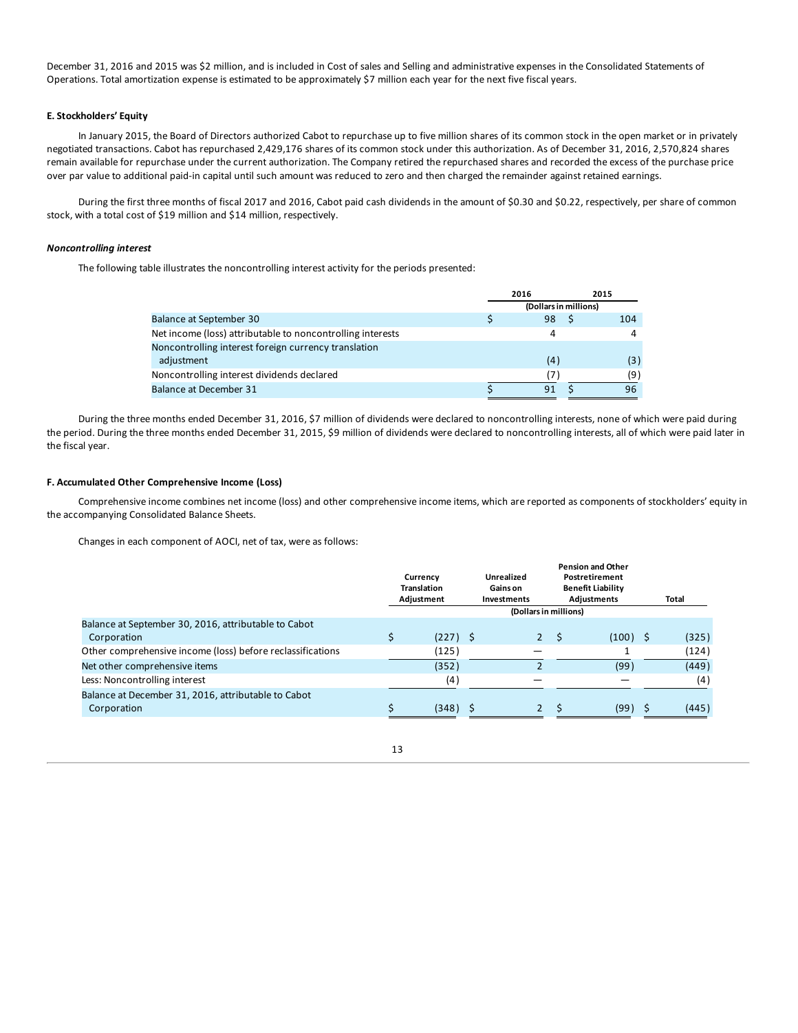December 31, 2016 and 2015 was $2 million, and is included in Cost of sales and Selling and administrative expenses in the Consolidated Statements of Operations. Total amortization expense is estimated to be approximately $7 million each year for the next five fiscal years.

### E. Stockholders' Equity

In January 2015, the Board of Directors authorized Cabot to repurchase up to five million shares of its common stock in the open market or in privately negotiated transactions. Cabot has repurchased 2,429,176 shares of its common stock under this authorization. As of December 31, 2016, 2,570,824 shares remain available for repurchase under the current authorization. The Company retired the repurchased shares and recorded the excess of the purchase price over par value to additional paid-in capital until such amount was reduced to zero and then charged the remainder against retained earnings.

During the first three months of fiscal 2017 and 2016, Cabot paid cash dividends in the amount of $0.30 and $0.22, respectively, per share of common stock, with a total cost of $19 million and $14 million, respectively.

#### *Noncontrolling interest*

The following table illustrates the noncontrolling interest activity for the periods presented:

| | 2016 | 2015 |
|---|---|---|
| | (Dollars in millions) | |
| Balance at September 30 | $ 98 | $ 104 |
| Net income (loss) attributable to noncontrolling interests | 4 | 4 |
| Noncontrolling interest foreign currency translation adjustment | (4) | (3) |
| Noncontrolling interest dividends declared | (7) | (9) |
| Balance at December 31 | $ 91 | $ 96 |

During the three months ended December 31, 2016, $7 million of dividends were declared to noncontrolling interests, none of which were paid during the period. During the three months ended December 31, 2015, $9 million of dividends were declared to noncontrolling interests, all of which were paid later in the fiscal year.

### F. Accumulated Other Comprehensive Income (Loss)

Comprehensive income combines net income (loss) and other comprehensive income items, which are reported as components of stockholders' equity in the accompanying Consolidated Balance Sheets.

Changes in each component of AOCI, net of tax, were as follows:

| | Currency Translation Adjustment | Unrealized Gains on Investments | Pension and Other Postretirement Benefit Liability Adjustments | Total |
|---|---|---|---|---|
| | (Dollars in millions) | | | |
| Balance at September 30, 2016, attributable to Cabot Corporation | $ (227) | $ 2 | $ (100) | $ (325) |
| Other comprehensive income (loss) before reclassifications | (125) | — | 1 | (124) |
| Net other comprehensive items | (352) | 2 | (99) | (449) |
| Less: Noncontrolling interest | (4) | — | — | (4) |
| Balance at December 31, 2016, attributable to Cabot Corporation | $ (348) | $ 2 | $ (99) | $ (445) |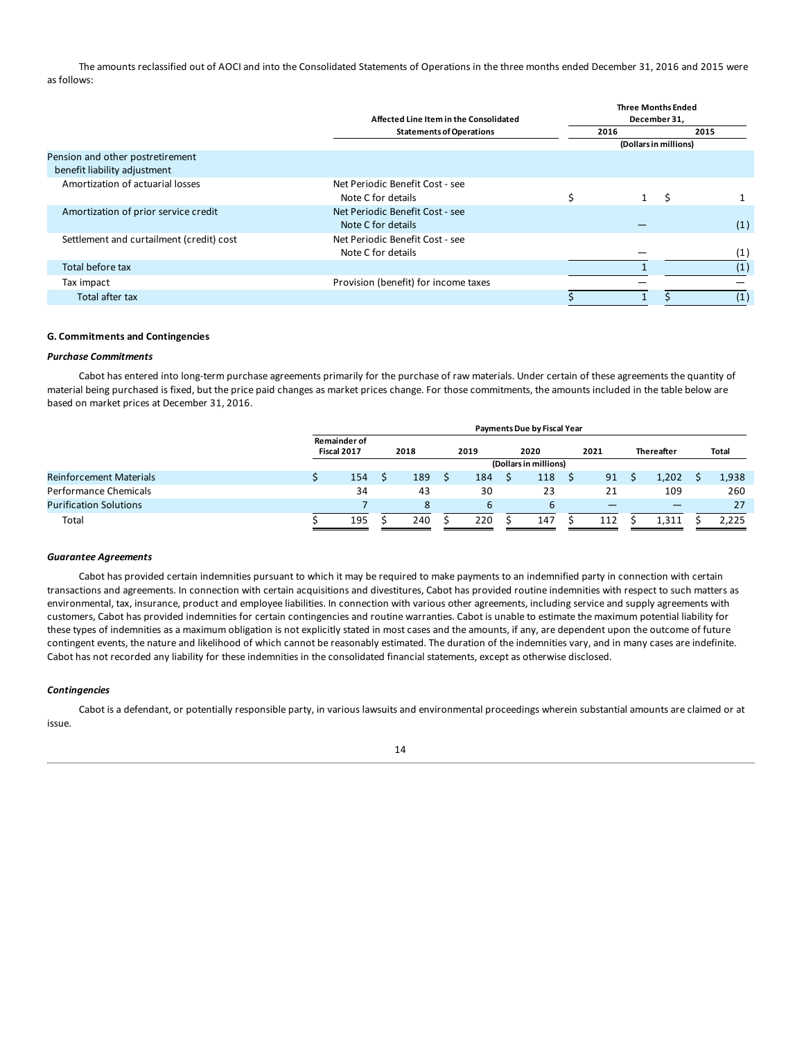The amounts reclassified out of AOCI and into the Consolidated Statements of Operations in the three months ended December 31, 2016 and 2015 were as follows:

| | Affected Line Item in the Consolidated Statements of Operations | Three Months Ended December 31, 2016 | Three Months Ended December 31, 2015 |
|---|---|---|---|
| | | (Dollars in millions) | |
| Pension and other postretirement benefit liability adjustment | | | |
| Amortization of actuarial losses | Net Periodic Benefit Cost - see Note C for details | $ 1 | $ 1 |
| Amortization of prior service credit | Net Periodic Benefit Cost - see Note C for details | — | (1) |
| Settlement and curtailment (credit) cost | Net Periodic Benefit Cost - see Note C for details | — | (1) |
| Total before tax | | 1 | (1) |
| Tax impact | Provision (benefit) for income taxes | — | — |
| Total after tax | | $ 1 | $ (1) |

### G. Commitments and Contingencies

***Purchase Commitments***

Cabot has entered into long-term purchase agreements primarily for the purchase of raw materials. Under certain of these agreements the quantity of material being purchased is fixed, but the price paid changes as market prices change. For those commitments, the amounts included in the table below are based on market prices at December 31, 2016.

| | Payments Due by Fiscal Year | | | | | | |
|---|---|---|---|---|---|---|---|
| | Remainder of Fiscal 2017 | 2018 | 2019 | 2020 | 2021 | Thereafter | Total |
| | (Dollars in millions) | | | | | | |
| Reinforcement Materials | $ 154 | $ 189 | $ 184 | $ 118 | $ 91 | $ 1,202 | $ 1,938 |
| Performance Chemicals | 34 | 43 | 30 | 23 | 21 | 109 | 260 |
| Purification Solutions | 7 | 8 | 6 | 6 | — | — | 27 |
| Total | $ 195 | $ 240 | $ 220 | $ 147 | $ 112 | $ 1,311 | $ 2,225 |

***Guarantee Agreements***

Cabot has provided certain indemnities pursuant to which it may be required to make payments to an indemnified party in connection with certain transactions and agreements. In connection with certain acquisitions and divestitures, Cabot has provided routine indemnities with respect to such matters as environmental, tax, insurance, product and employee liabilities. In connection with various other agreements, including service and supply agreements with customers, Cabot has provided indemnities for certain contingencies and routine warranties. Cabot is unable to estimate the maximum potential liability for these types of indemnities as a maximum obligation is not explicitly stated in most cases and the amounts, if any, are dependent upon the outcome of future contingent events, the nature and likelihood of which cannot be reasonably estimated. The duration of the indemnities vary, and in many cases are indefinite. Cabot has not recorded any liability for these indemnities in the consolidated financial statements, except as otherwise disclosed.

***Contingencies***

Cabot is a defendant, or potentially responsible party, in various lawsuits and environmental proceedings wherein substantial amounts are claimed or at issue.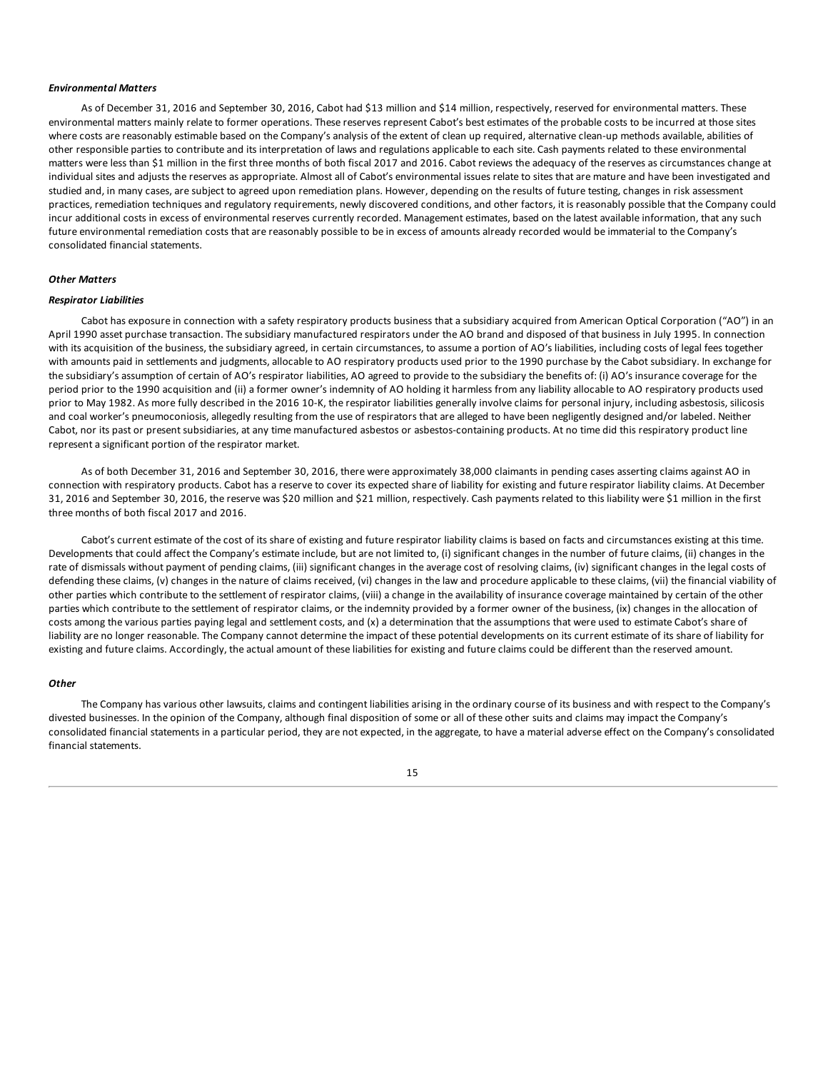***Environmental Matters***

As of December 31, 2016 and September 30, 2016, Cabot had $13 million and $14 million, respectively, reserved for environmental matters. These environmental matters mainly relate to former operations. These reserves represent Cabot's best estimates of the probable costs to be incurred at those sites where costs are reasonably estimable based on the Company's analysis of the extent of clean up required, alternative clean-up methods available, abilities of other responsible parties to contribute and its interpretation of laws and regulations applicable to each site. Cash payments related to these environmental matters were less than $1 million in the first three months of both fiscal 2017 and 2016. Cabot reviews the adequacy of the reserves as circumstances change at individual sites and adjusts the reserves as appropriate. Almost all of Cabot's environmental issues relate to sites that are mature and have been investigated and studied and, in many cases, are subject to agreed upon remediation plans. However, depending on the results of future testing, changes in risk assessment practices, remediation techniques and regulatory requirements, newly discovered conditions, and other factors, it is reasonably possible that the Company could incur additional costs in excess of environmental reserves currently recorded. Management estimates, based on the latest available information, that any such future environmental remediation costs that are reasonably possible to be in excess of amounts already recorded would be immaterial to the Company's consolidated financial statements.

***Other Matters***

***Respirator Liabilities***

Cabot has exposure in connection with a safety respiratory products business that a subsidiary acquired from American Optical Corporation ("AO") in an April 1990 asset purchase transaction. The subsidiary manufactured respirators under the AO brand and disposed of that business in July 1995. In connection with its acquisition of the business, the subsidiary agreed, in certain circumstances, to assume a portion of AO's liabilities, including costs of legal fees together with amounts paid in settlements and judgments, allocable to AO respiratory products used prior to the 1990 purchase by the Cabot subsidiary. In exchange for the subsidiary's assumption of certain of AO's respirator liabilities, AO agreed to provide to the subsidiary the benefits of: (i) AO's insurance coverage for the period prior to the 1990 acquisition and (ii) a former owner's indemnity of AO holding it harmless from any liability allocable to AO respiratory products used prior to May 1982. As more fully described in the 2016 10-K, the respirator liabilities generally involve claims for personal injury, including asbestosis, silicosis and coal worker's pneumoconiosis, allegedly resulting from the use of respirators that are alleged to have been negligently designed and/or labeled. Neither Cabot, nor its past or present subsidiaries, at any time manufactured asbestos or asbestos-containing products. At no time did this respiratory product line represent a significant portion of the respirator market.

As of both December 31, 2016 and September 30, 2016, there were approximately 38,000 claimants in pending cases asserting claims against AO in connection with respiratory products. Cabot has a reserve to cover its expected share of liability for existing and future respirator liability claims. At December 31, 2016 and September 30, 2016, the reserve was $20 million and $21 million, respectively. Cash payments related to this liability were $1 million in the first three months of both fiscal 2017 and 2016.

Cabot's current estimate of the cost of its share of existing and future respirator liability claims is based on facts and circumstances existing at this time. Developments that could affect the Company's estimate include, but are not limited to, (i) significant changes in the number of future claims, (ii) changes in the rate of dismissals without payment of pending claims, (iii) significant changes in the average cost of resolving claims, (iv) significant changes in the legal costs of defending these claims, (v) changes in the nature of claims received, (vi) changes in the law and procedure applicable to these claims, (vii) the financial viability of other parties which contribute to the settlement of respirator claims, (viii) a change in the availability of insurance coverage maintained by certain of the other parties which contribute to the settlement of respirator claims, or the indemnity provided by a former owner of the business, (ix) changes in the allocation of costs among the various parties paying legal and settlement costs, and (x) a determination that the assumptions that were used to estimate Cabot's share of liability are no longer reasonable. The Company cannot determine the impact of these potential developments on its current estimate of its share of liability for existing and future claims. Accordingly, the actual amount of these liabilities for existing and future claims could be different than the reserved amount.

***Other***

The Company has various other lawsuits, claims and contingent liabilities arising in the ordinary course of its business and with respect to the Company's divested businesses. In the opinion of the Company, although final disposition of some or all of these other suits and claims may impact the Company's consolidated financial statements in a particular period, they are not expected, in the aggregate, to have a material adverse effect on the Company's consolidated financial statements.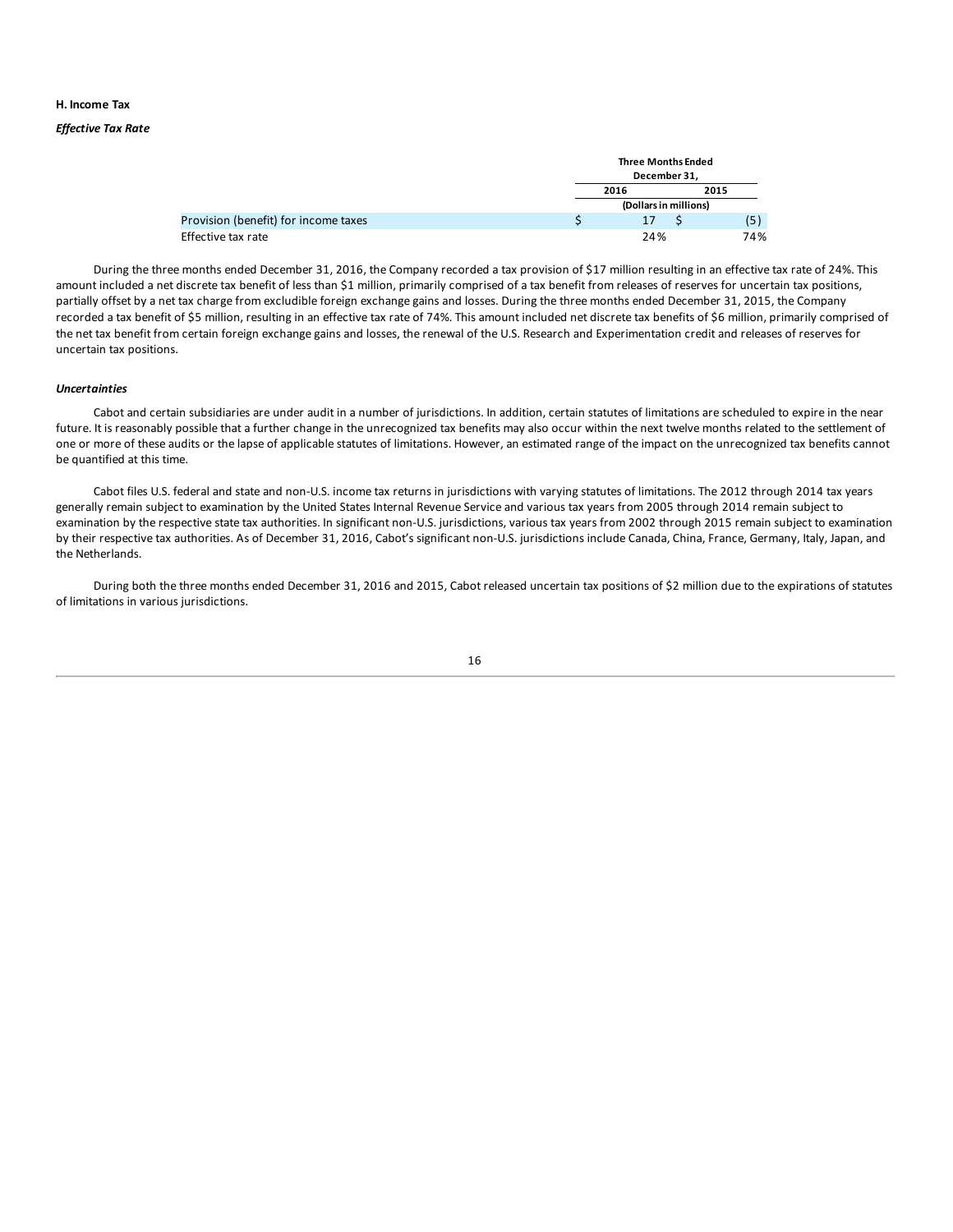**H. Income Tax**

***Effective Tax Rate***

| | Three Months Ended December 31, | |
|---|---|---|
| | 2016 | 2015 |
| | (Dollars in millions) | |
| Provision (benefit) for income taxes | $ 17 | $ (5) |
| Effective tax rate | 24% | 74% |

During the three months ended December 31, 2016, the Company recorded a tax provision of $17 million resulting in an effective tax rate of 24%. This amount included a net discrete tax benefit of less than $1 million, primarily comprised of a tax benefit from releases of reserves for uncertain tax positions, partially offset by a net tax charge from excludible foreign exchange gains and losses. During the three months ended December 31, 2015, the Company recorded a tax benefit of $5 million, resulting in an effective tax rate of 74%. This amount included net discrete tax benefits of $6 million, primarily comprised of the net tax benefit from certain foreign exchange gains and losses, the renewal of the U.S. Research and Experimentation credit and releases of reserves for uncertain tax positions.

***Uncertainties***

Cabot and certain subsidiaries are under audit in a number of jurisdictions. In addition, certain statutes of limitations are scheduled to expire in the near future. It is reasonably possible that a further change in the unrecognized tax benefits may also occur within the next twelve months related to the settlement of one or more of these audits or the lapse of applicable statutes of limitations. However, an estimated range of the impact on the unrecognized tax benefits cannot be quantified at this time.

Cabot files U.S. federal and state and non-U.S. income tax returns in jurisdictions with varying statutes of limitations. The 2012 through 2014 tax years generally remain subject to examination by the United States Internal Revenue Service and various tax years from 2005 through 2014 remain subject to examination by the respective state tax authorities. In significant non-U.S. jurisdictions, various tax years from 2002 through 2015 remain subject to examination by their respective tax authorities. As of December 31, 2016, Cabot's significant non-U.S. jurisdictions include Canada, China, France, Germany, Italy, Japan, and the Netherlands.

During both the three months ended December 31, 2016 and 2015, Cabot released uncertain tax positions of $2 million due to the expirations of statutes of limitations in various jurisdictions.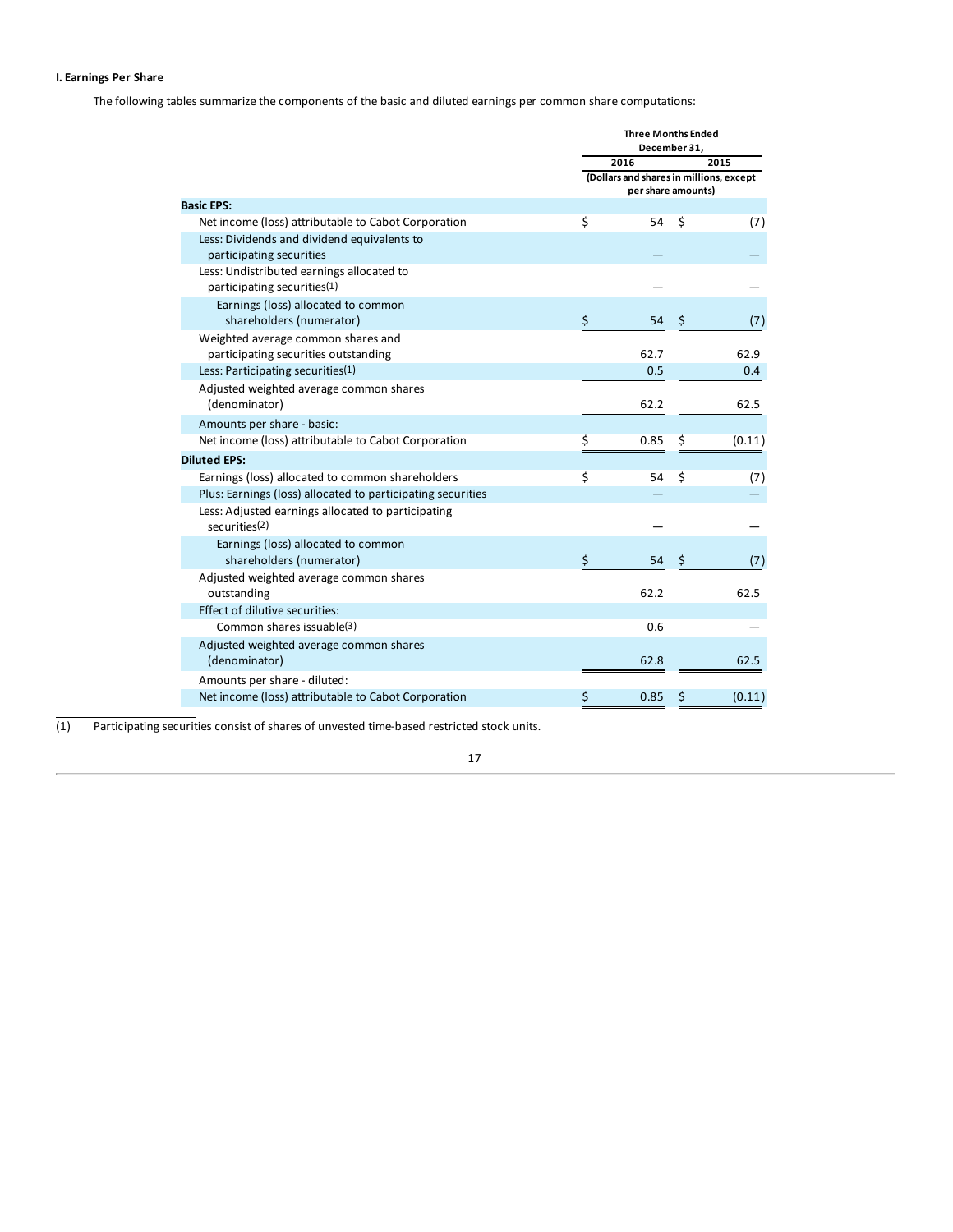### I. Earnings Per Share

The following tables summarize the components of the basic and diluted earnings per common share computations:

| | Three Months Ended December 31, | |
|---|---|---|
| | 2016 | 2015 |
| | (Dollars and shares in millions, except per share amounts) | |
| **Basic EPS:** | | |
| Net income (loss) attributable to Cabot Corporation | $ 54 | $ (7) |
| Less: Dividends and dividend equivalents to participating securities | — | — |
| Less: Undistributed earnings allocated to participating securities(1) | — | — |
| Earnings (loss) allocated to common shareholders (numerator) | $ 54 | $ (7) |
| Weighted average common shares and participating securities outstanding | 62.7 | 62.9 |
| Less: Participating securities(1) | 0.5 | 0.4 |
| Adjusted weighted average common shares (denominator) | 62.2 | 62.5 |
| Amounts per share - basic: | | |
| Net income (loss) attributable to Cabot Corporation | $ 0.85 | $ (0.11) |
| **Diluted EPS:** | | |
| Earnings (loss) allocated to common shareholders | $ 54 | $ (7) |
| Plus: Earnings (loss) allocated to participating securities | — | — |
| Less: Adjusted earnings allocated to participating securities(2) | — | — |
| Earnings (loss) allocated to common shareholders (numerator) | $ 54 | $ (7) |
| Adjusted weighted average common shares outstanding | 62.2 | 62.5 |
| Effect of dilutive securities: | | |
| Common shares issuable(3) | 0.6 | — |
| Adjusted weighted average common shares (denominator) | 62.8 | 62.5 |
| Amounts per share - diluted: | | |
| Net income (loss) attributable to Cabot Corporation | $ 0.85 | $ (0.11) |

(1) Participating securities consist of shares of unvested time-based restricted stock units.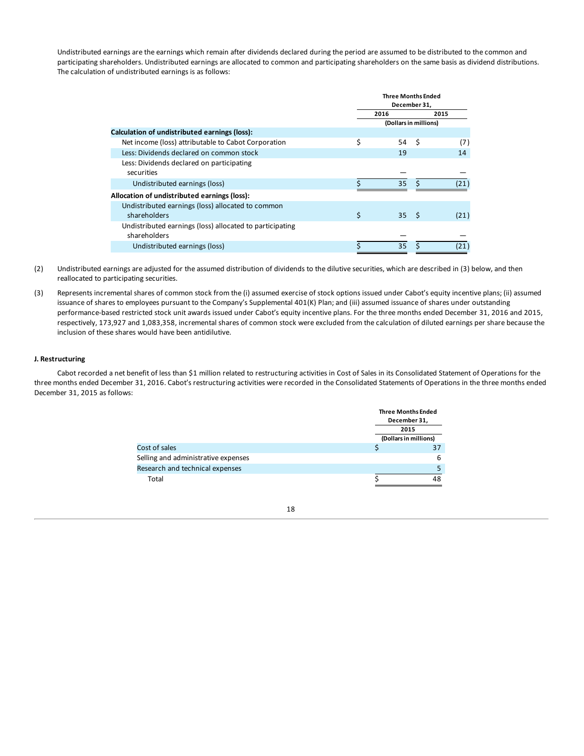Undistributed earnings are the earnings which remain after dividends declared during the period are assumed to be distributed to the common and participating shareholders. Undistributed earnings are allocated to common and participating shareholders on the same basis as dividend distributions. The calculation of undistributed earnings is as follows:

| | Three Months Ended December 31, | |
|---|---|---|
| | 2016 | 2015 |
| | (Dollars in millions) | |
| **Calculation of undistributed earnings (loss):** | | |
| Net income (loss) attributable to Cabot Corporation | $ 54 | $ (7) |
| Less: Dividends declared on common stock | 19 | 14 |
| Less: Dividends declared on participating securities | — | — |
| Undistributed earnings (loss) | $ 35 | $ (21) |
| **Allocation of undistributed earnings (loss):** | | |
| Undistributed earnings (loss) allocated to common shareholders | $ 35 | $ (21) |
| Undistributed earnings (loss) allocated to participating shareholders | — | — |
| Undistributed earnings (loss) | $ 35 | $ (21) |

(2) Undistributed earnings are adjusted for the assumed distribution of dividends to the dilutive securities, which are described in (3) below, and then reallocated to participating securities.

(3) Represents incremental shares of common stock from the (i) assumed exercise of stock options issued under Cabot's equity incentive plans; (ii) assumed issuance of shares to employees pursuant to the Company's Supplemental 401(K) Plan; and (iii) assumed issuance of shares under outstanding performance-based restricted stock unit awards issued under Cabot's equity incentive plans. For the three months ended December 31, 2016 and 2015, respectively, 173,927 and 1,083,358, incremental shares of common stock were excluded from the calculation of diluted earnings per share because the inclusion of these shares would have been antidilutive.

**J. Restructuring**

Cabot recorded a net benefit of less than $1 million related to restructuring activities in Cost of Sales in its Consolidated Statement of Operations for the three months ended December 31, 2016. Cabot's restructuring activities were recorded in the Consolidated Statements of Operations in the three months ended December 31, 2015 as follows:

| | Three Months Ended December 31, |
|---|---|
| | 2015 |
| | (Dollars in millions) |
| Cost of sales | $ 37 |
| Selling and administrative expenses | 6 |
| Research and technical expenses | 5 |
| Total | $ 48 |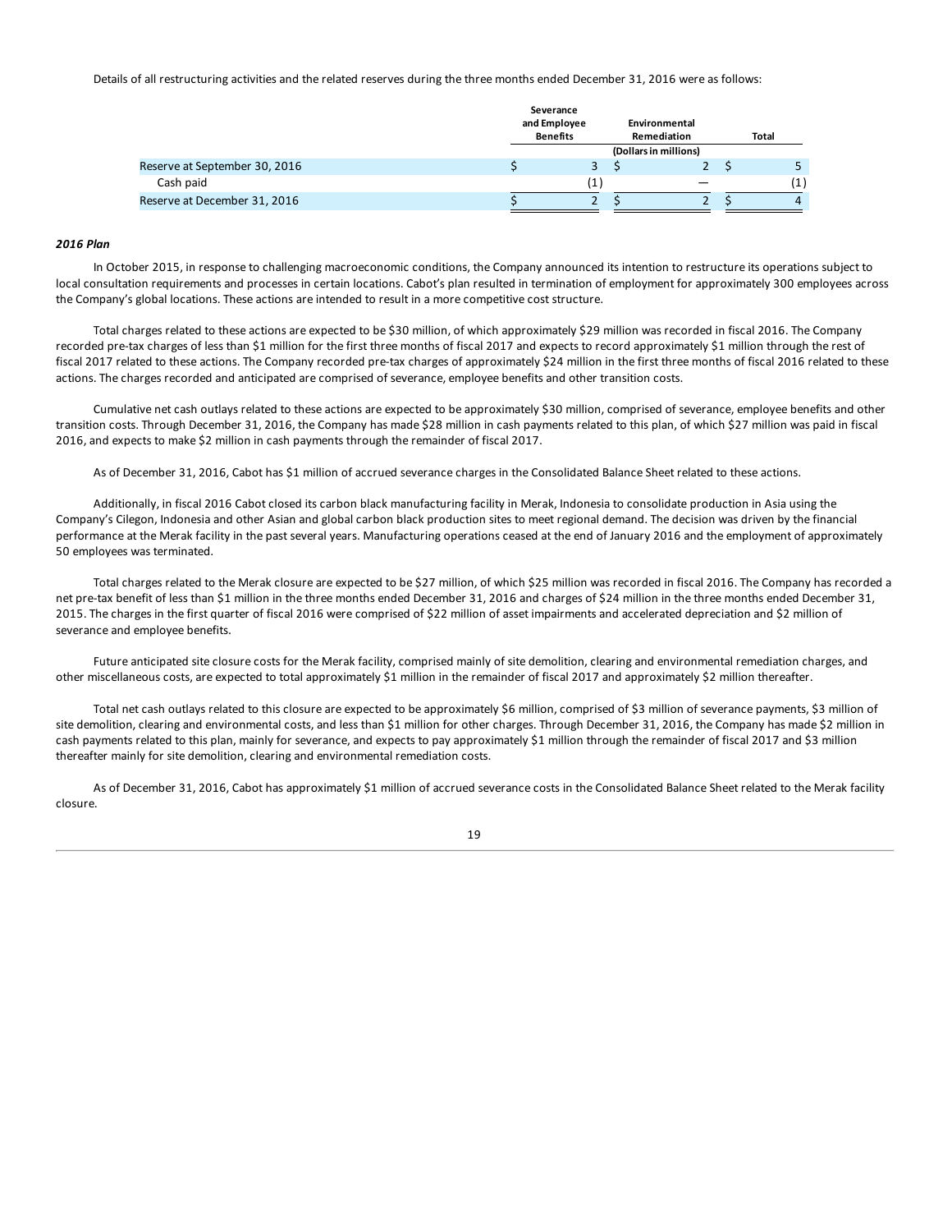Details of all restructuring activities and the related reserves during the three months ended December 31, 2016 were as follows:

| | Severance and Employee Benefits | Environmental Remediation | Total |
|---|---|---|---|
| | (Dollars in millions) | | |
| Reserve at September 30, 2016 | $ 3 | $ 2 | $ 5 |
| Cash paid | (1) | — | (1) |
| Reserve at December 31, 2016 | $ 2 | $ 2 | $ 4 |

***2016 Plan***

In October 2015, in response to challenging macroeconomic conditions, the Company announced its intention to restructure its operations subject to local consultation requirements and processes in certain locations. Cabot's plan resulted in termination of employment for approximately 300 employees across the Company's global locations. These actions are intended to result in a more competitive cost structure.

Total charges related to these actions are expected to be $30 million, of which approximately $29 million was recorded in fiscal 2016. The Company recorded pre-tax charges of less than $1 million for the first three months of fiscal 2017 and expects to record approximately $1 million through the rest of fiscal 2017 related to these actions. The Company recorded pre-tax charges of approximately $24 million in the first three months of fiscal 2016 related to these actions. The charges recorded and anticipated are comprised of severance, employee benefits and other transition costs.

Cumulative net cash outlays related to these actions are expected to be approximately $30 million, comprised of severance, employee benefits and other transition costs. Through December 31, 2016, the Company has made $28 million in cash payments related to this plan, of which $27 million was paid in fiscal 2016, and expects to make $2 million in cash payments through the remainder of fiscal 2017.

As of December 31, 2016, Cabot has $1 million of accrued severance charges in the Consolidated Balance Sheet related to these actions.

Additionally, in fiscal 2016 Cabot closed its carbon black manufacturing facility in Merak, Indonesia to consolidate production in Asia using the Company's Cilegon, Indonesia and other Asian and global carbon black production sites to meet regional demand. The decision was driven by the financial performance at the Merak facility in the past several years. Manufacturing operations ceased at the end of January 2016 and the employment of approximately 50 employees was terminated.

Total charges related to the Merak closure are expected to be $27 million, of which $25 million was recorded in fiscal 2016. The Company has recorded a net pre-tax benefit of less than $1 million in the three months ended December 31, 2016 and charges of $24 million in the three months ended December 31, 2015. The charges in the first quarter of fiscal 2016 were comprised of $22 million of asset impairments and accelerated depreciation and $2 million of severance and employee benefits.

Future anticipated site closure costs for the Merak facility, comprised mainly of site demolition, clearing and environmental remediation charges, and other miscellaneous costs, are expected to total approximately $1 million in the remainder of fiscal 2017 and approximately $2 million thereafter.

Total net cash outlays related to this closure are expected to be approximately $6 million, comprised of $3 million of severance payments, $3 million of site demolition, clearing and environmental costs, and less than $1 million for other charges. Through December 31, 2016, the Company has made $2 million in cash payments related to this plan, mainly for severance, and expects to pay approximately $1 million through the remainder of fiscal 2017 and $3 million thereafter mainly for site demolition, clearing and environmental remediation costs.

As of December 31, 2016, Cabot has approximately $1 million of accrued severance costs in the Consolidated Balance Sheet related to the Merak facility closure.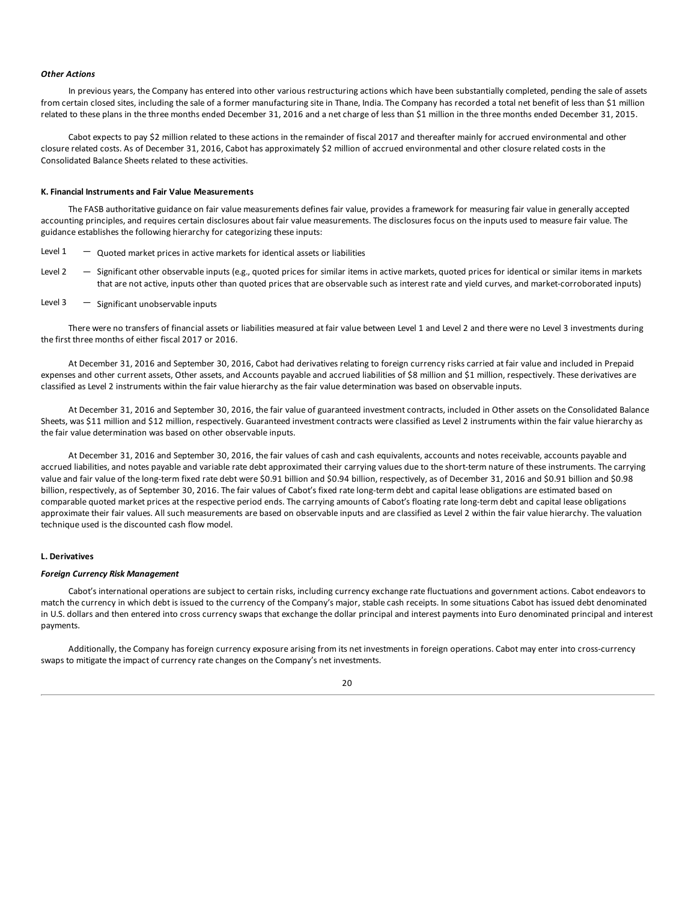***Other Actions***

In previous years, the Company has entered into other various restructuring actions which have been substantially completed, pending the sale of assets from certain closed sites, including the sale of a former manufacturing site in Thane, India. The Company has recorded a total net benefit of less than $1 million related to these plans in the three months ended December 31, 2016 and a net charge of less than $1 million in the three months ended December 31, 2015.

Cabot expects to pay $2 million related to these actions in the remainder of fiscal 2017 and thereafter mainly for accrued environmental and other closure related costs. As of December 31, 2016, Cabot has approximately $2 million of accrued environmental and other closure related costs in the Consolidated Balance Sheets related to these activities.

**K. Financial Instruments and Fair Value Measurements**

The FASB authoritative guidance on fair value measurements defines fair value, provides a framework for measuring fair value in generally accepted accounting principles, and requires certain disclosures about fair value measurements. The disclosures focus on the inputs used to measure fair value. The guidance establishes the following hierarchy for categorizing these inputs:

Level 1 — Quoted market prices in active markets for identical assets or liabilities

Level 2 — Significant other observable inputs (e.g., quoted prices for similar items in active markets, quoted prices for identical or similar items in markets that are not active, inputs other than quoted prices that are observable such as interest rate and yield curves, and market-corroborated inputs)

Level 3 — Significant unobservable inputs

There were no transfers of financial assets or liabilities measured at fair value between Level 1 and Level 2 and there were no Level 3 investments during the first three months of either fiscal 2017 or 2016.

At December 31, 2016 and September 30, 2016, Cabot had derivatives relating to foreign currency risks carried at fair value and included in Prepaid expenses and other current assets, Other assets, and Accounts payable and accrued liabilities of $8 million and $1 million, respectively. These derivatives are classified as Level 2 instruments within the fair value hierarchy as the fair value determination was based on observable inputs.

At December 31, 2016 and September 30, 2016, the fair value of guaranteed investment contracts, included in Other assets on the Consolidated Balance Sheets, was $11 million and $12 million, respectively. Guaranteed investment contracts were classified as Level 2 instruments within the fair value hierarchy as the fair value determination was based on other observable inputs.

At December 31, 2016 and September 30, 2016, the fair values of cash and cash equivalents, accounts and notes receivable, accounts payable and accrued liabilities, and notes payable and variable rate debt approximated their carrying values due to the short-term nature of these instruments. The carrying value and fair value of the long-term fixed rate debt were $0.91 billion and $0.94 billion, respectively, as of December 31, 2016 and $0.91 billion and $0.98 billion, respectively, as of September 30, 2016. The fair values of Cabot's fixed rate long-term debt and capital lease obligations are estimated based on comparable quoted market prices at the respective period ends. The carrying amounts of Cabot's floating rate long-term debt and capital lease obligations approximate their fair values. All such measurements are based on observable inputs and are classified as Level 2 within the fair value hierarchy. The valuation technique used is the discounted cash flow model.

**L. Derivatives**

***Foreign Currency Risk Management***

Cabot's international operations are subject to certain risks, including currency exchange rate fluctuations and government actions. Cabot endeavors to match the currency in which debt is issued to the currency of the Company's major, stable cash receipts. In some situations Cabot has issued debt denominated in U.S. dollars and then entered into cross currency swaps that exchange the dollar principal and interest payments into Euro denominated principal and interest payments.

Additionally, the Company has foreign currency exposure arising from its net investments in foreign operations. Cabot may enter into cross-currency swaps to mitigate the impact of currency rate changes on the Company's net investments.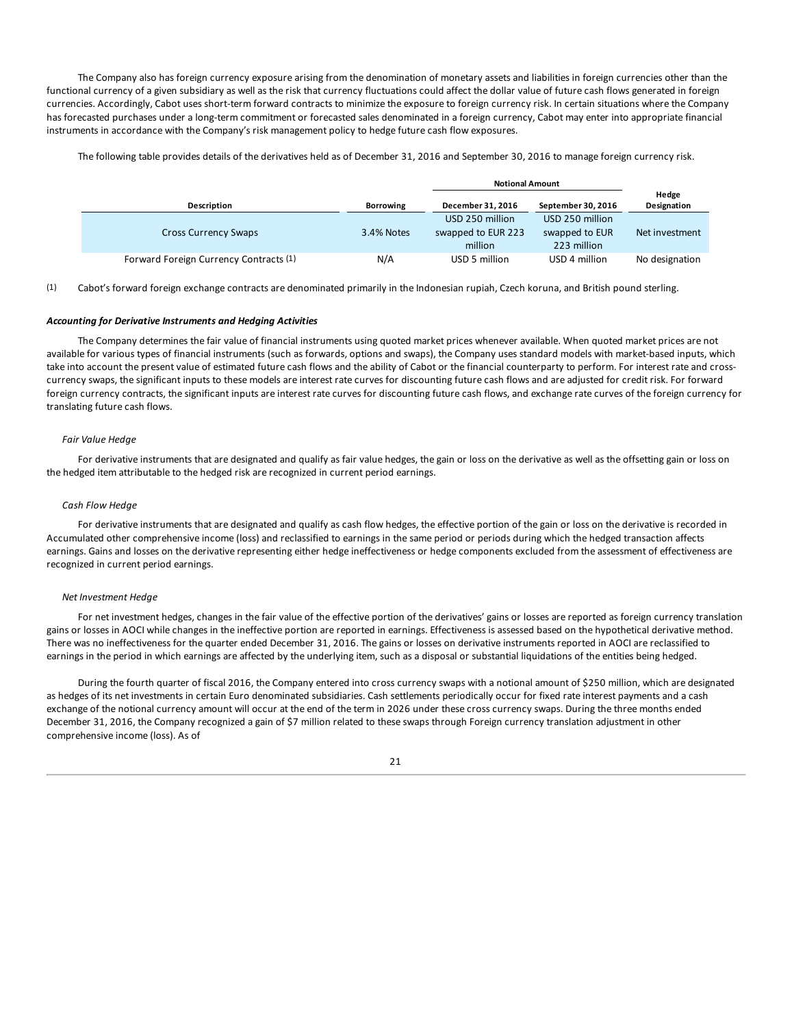The Company also has foreign currency exposure arising from the denomination of monetary assets and liabilities in foreign currencies other than the functional currency of a given subsidiary as well as the risk that currency fluctuations could affect the dollar value of future cash flows generated in foreign currencies. Accordingly, Cabot uses short-term forward contracts to minimize the exposure to foreign currency risk. In certain situations where the Company has forecasted purchases under a long-term commitment or forecasted sales denominated in a foreign currency, Cabot may enter into appropriate financial instruments in accordance with the Company's risk management policy to hedge future cash flow exposures.

The following table provides details of the derivatives held as of December 31, 2016 and September 30, 2016 to manage foreign currency risk.

| | | Notional Amount | | |
|---|---|---|---|---|
| **Description** | **Borrowing** | **December 31, 2016** | **September 30, 2016** | **Hedge Designation** |
| Cross Currency Swaps | 3.4% Notes | USD 250 million swapped to EUR 223 million | USD 250 million swapped to EUR 223 million | Net investment |
| Forward Foreign Currency Contracts (1) | N/A | USD 5 million | USD 4 million | No designation |

(1) Cabot's forward foreign exchange contracts are denominated primarily in the Indonesian rupiah, Czech koruna, and British pound sterling.

***Accounting for Derivative Instruments and Hedging Activities***

The Company determines the fair value of financial instruments using quoted market prices whenever available. When quoted market prices are not available for various types of financial instruments (such as forwards, options and swaps), the Company uses standard models with market-based inputs, which take into account the present value of estimated future cash flows and the ability of Cabot or the financial counterparty to perform. For interest rate and cross-currency swaps, the significant inputs to these models are interest rate curves for discounting future cash flows and are adjusted for credit risk. For forward foreign currency contracts, the significant inputs are interest rate curves for discounting future cash flows, and exchange rate curves of the foreign currency for translating future cash flows.

*Fair Value Hedge*

For derivative instruments that are designated and qualify as fair value hedges, the gain or loss on the derivative as well as the offsetting gain or loss on the hedged item attributable to the hedged risk are recognized in current period earnings.

*Cash Flow Hedge*

For derivative instruments that are designated and qualify as cash flow hedges, the effective portion of the gain or loss on the derivative is recorded in Accumulated other comprehensive income (loss) and reclassified to earnings in the same period or periods during which the hedged transaction affects earnings. Gains and losses on the derivative representing either hedge ineffectiveness or hedge components excluded from the assessment of effectiveness are recognized in current period earnings.

*Net Investment Hedge*

For net investment hedges, changes in the fair value of the effective portion of the derivatives' gains or losses are reported as foreign currency translation gains or losses in AOCI while changes in the ineffective portion are reported in earnings. Effectiveness is assessed based on the hypothetical derivative method. There was no ineffectiveness for the quarter ended December 31, 2016. The gains or losses on derivative instruments reported in AOCI are reclassified to earnings in the period in which earnings are affected by the underlying item, such as a disposal or substantial liquidations of the entities being hedged.

During the fourth quarter of fiscal 2016, the Company entered into cross currency swaps with a notional amount of $250 million, which are designated as hedges of its net investments in certain Euro denominated subsidiaries. Cash settlements periodically occur for fixed rate interest payments and a cash exchange of the notional currency amount will occur at the end of the term in 2026 under these cross currency swaps. During the three months ended December 31, 2016, the Company recognized a gain of $7 million related to these swaps through Foreign currency translation adjustment in other comprehensive income (loss). As of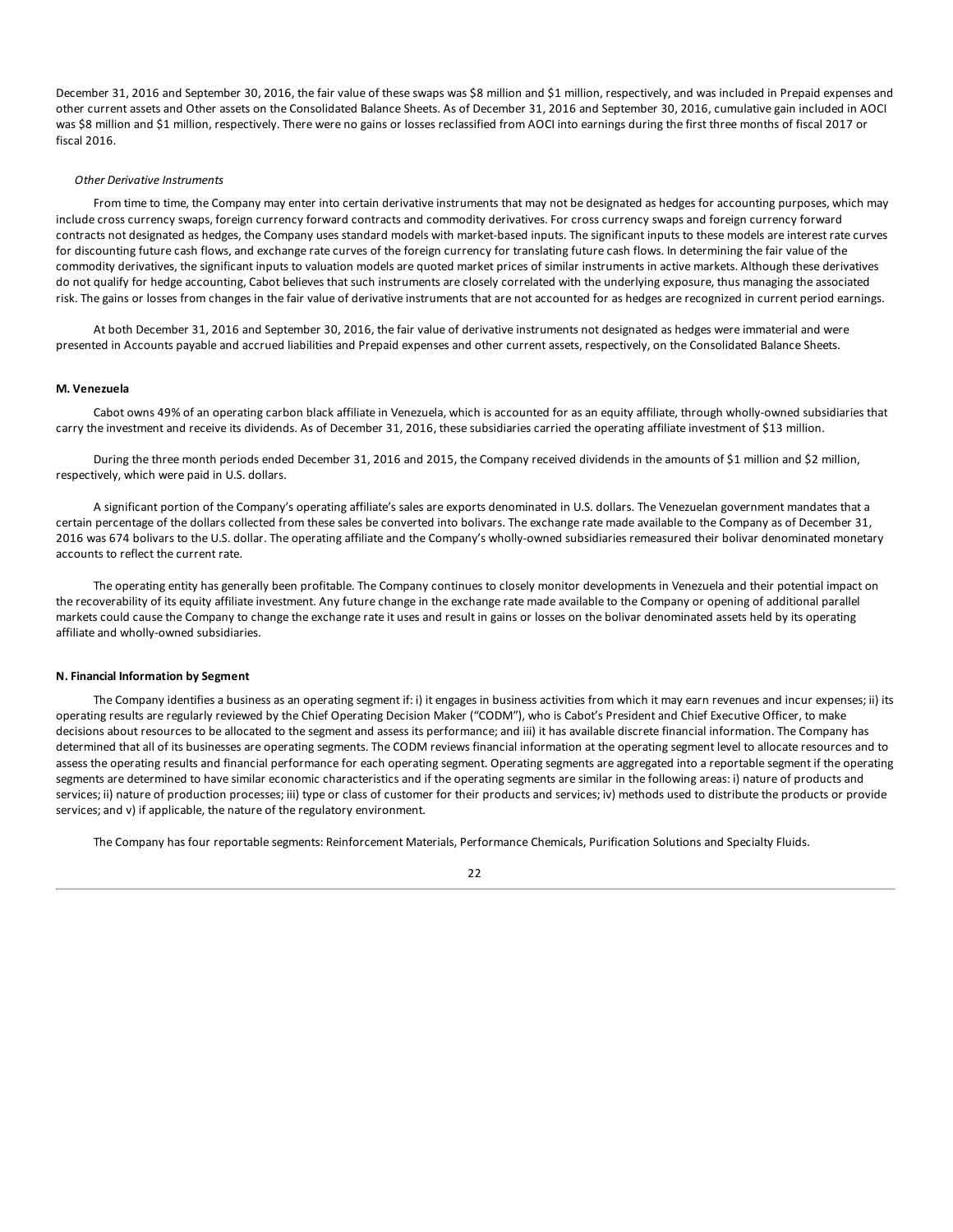December 31, 2016 and September 30, 2016, the fair value of these swaps was $8 million and $1 million, respectively, and was included in Prepaid expenses and other current assets and Other assets on the Consolidated Balance Sheets. As of December 31, 2016 and September 30, 2016, cumulative gain included in AOCI was $8 million and $1 million, respectively. There were no gains or losses reclassified from AOCI into earnings during the first three months of fiscal 2017 or fiscal 2016.

*Other Derivative Instruments*

From time to time, the Company may enter into certain derivative instruments that may not be designated as hedges for accounting purposes, which may include cross currency swaps, foreign currency forward contracts and commodity derivatives. For cross currency swaps and foreign currency forward contracts not designated as hedges, the Company uses standard models with market-based inputs. The significant inputs to these models are interest rate curves for discounting future cash flows, and exchange rate curves of the foreign currency for translating future cash flows. In determining the fair value of the commodity derivatives, the significant inputs to valuation models are quoted market prices of similar instruments in active markets. Although these derivatives do not qualify for hedge accounting, Cabot believes that such instruments are closely correlated with the underlying exposure, thus managing the associated risk. The gains or losses from changes in the fair value of derivative instruments that are not accounted for as hedges are recognized in current period earnings.

At both December 31, 2016 and September 30, 2016, the fair value of derivative instruments not designated as hedges were immaterial and were presented in Accounts payable and accrued liabilities and Prepaid expenses and other current assets, respectively, on the Consolidated Balance Sheets.

**M. Venezuela**

Cabot owns 49% of an operating carbon black affiliate in Venezuela, which is accounted for as an equity affiliate, through wholly-owned subsidiaries that carry the investment and receive its dividends. As of December 31, 2016, these subsidiaries carried the operating affiliate investment of $13 million.

During the three month periods ended December 31, 2016 and 2015, the Company received dividends in the amounts of $1 million and $2 million, respectively, which were paid in U.S. dollars.

A significant portion of the Company's operating affiliate's sales are exports denominated in U.S. dollars. The Venezuelan government mandates that a certain percentage of the dollars collected from these sales be converted into bolivars. The exchange rate made available to the Company as of December 31, 2016 was 674 bolivars to the U.S. dollar. The operating affiliate and the Company's wholly-owned subsidiaries remeasured their bolivar denominated monetary accounts to reflect the current rate.

The operating entity has generally been profitable. The Company continues to closely monitor developments in Venezuela and their potential impact on the recoverability of its equity affiliate investment. Any future change in the exchange rate made available to the Company or opening of additional parallel markets could cause the Company to change the exchange rate it uses and result in gains or losses on the bolivar denominated assets held by its operating affiliate and wholly-owned subsidiaries.

**N. Financial Information by Segment**

The Company identifies a business as an operating segment if: i) it engages in business activities from which it may earn revenues and incur expenses; ii) its operating results are regularly reviewed by the Chief Operating Decision Maker ("CODM"), who is Cabot's President and Chief Executive Officer, to make decisions about resources to be allocated to the segment and assess its performance; and iii) it has available discrete financial information. The Company has determined that all of its businesses are operating segments. The CODM reviews financial information at the operating segment level to allocate resources and to assess the operating results and financial performance for each operating segment. Operating segments are aggregated into a reportable segment if the operating segments are determined to have similar economic characteristics and if the operating segments are similar in the following areas: i) nature of products and services; ii) nature of production processes; iii) type or class of customer for their products and services; iv) methods used to distribute the products or provide services; and v) if applicable, the nature of the regulatory environment.

The Company has four reportable segments: Reinforcement Materials, Performance Chemicals, Purification Solutions and Specialty Fluids.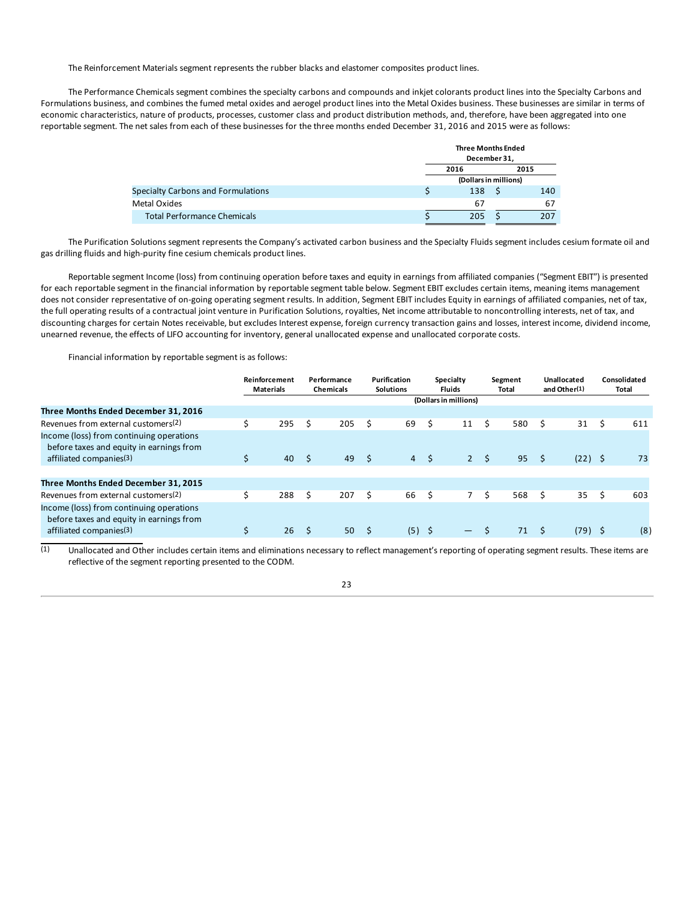The Reinforcement Materials segment represents the rubber blacks and elastomer composites product lines.

The Performance Chemicals segment combines the specialty carbons and compounds and inkjet colorants product lines into the Specialty Carbons and Formulations business, and combines the fumed metal oxides and aerogel product lines into the Metal Oxides business. These businesses are similar in terms of economic characteristics, nature of products, processes, customer class and product distribution methods, and, therefore, have been aggregated into one reportable segment. The net sales from each of these businesses for the three months ended December 31, 2016 and 2015 were as follows:

| | Three Months Ended December 31, | |
|---|---|---|
| | 2016 | 2015 |
| | (Dollars in millions) | |
| Specialty Carbons and Formulations | $ 138 | $ 140 |
| Metal Oxides | 67 | 67 |
| Total Performance Chemicals | $ 205 | $ 207 |

The Purification Solutions segment represents the Company's activated carbon business and the Specialty Fluids segment includes cesium formate oil and gas drilling fluids and high-purity fine cesium chemicals product lines.

Reportable segment Income (loss) from continuing operation before taxes and equity in earnings from affiliated companies ("Segment EBIT") is presented for each reportable segment in the financial information by reportable segment table below. Segment EBIT excludes certain items, meaning items management does not consider representative of on-going operating segment results. In addition, Segment EBIT includes Equity in earnings of affiliated companies, net of tax, the full operating results of a contractual joint venture in Purification Solutions, royalties, Net income attributable to noncontrolling interests, net of tax, and discounting charges for certain Notes receivable, but excludes Interest expense, foreign currency transaction gains and losses, interest income, dividend income, unearned revenue, the effects of LIFO accounting for inventory, general unallocated expense and unallocated corporate costs.

Financial information by reportable segment is as follows:

| | Reinforcement Materials | Performance Chemicals | Purification Solutions | Specialty Fluids | Segment Total | Unallocated and Other[1] | Consolidated Total |
|---|---|---|---|---|---|---|---|
| | | | | (Dollars in millions) | | | |
| **Three Months Ended December 31, 2016** | | | | | | | |
| Revenues from external customers[2] | $ 295 | $ 205 | $ 69 | $ 11 | $ 580 | $ 31 | $ 611 |
| Income (loss) from continuing operations before taxes and equity in earnings from affiliated companies[3] | $ 40 | $ 49 | $ 4 | $ 2 | $ 95 | $ (22) | $ 73 |
| **Three Months Ended December 31, 2015** | | | | | | | |
| Revenues from external customers[2] | $ 288 | $ 207 | $ 66 | $ 7 | $ 568 | $ 35 | $ 603 |
| Income (loss) from continuing operations before taxes and equity in earnings from affiliated companies[3] | $ 26 | $ 50 | $ (5) | $ — | $ 71 | $ (79) | $ (8) |

(1) Unallocated and Other includes certain items and eliminations necessary to reflect management's reporting of operating segment results. These items are reflective of the segment reporting presented to the CODM.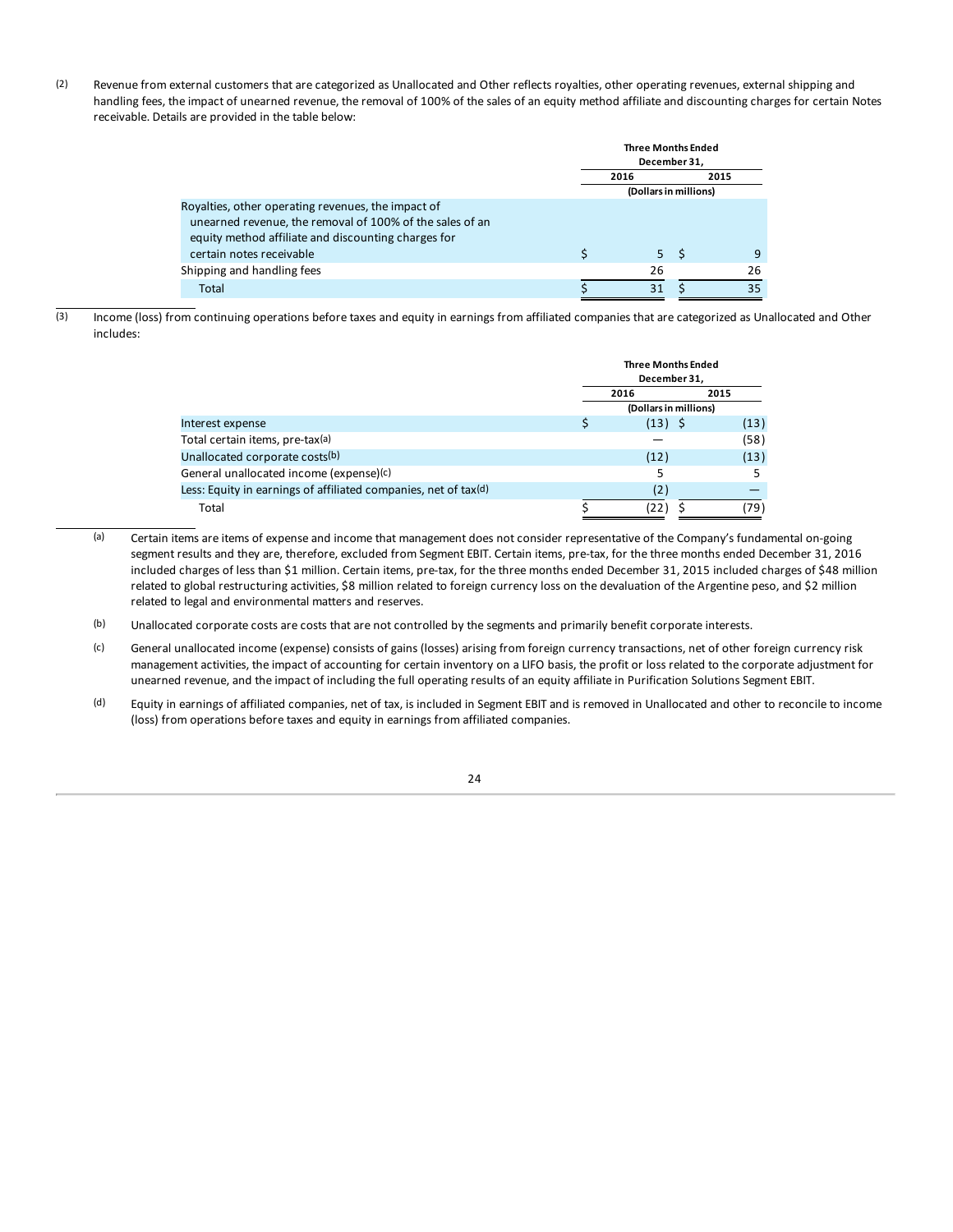(2) Revenue from external customers that are categorized as Unallocated and Other reflects royalties, other operating revenues, external shipping and handling fees, the impact of unearned revenue, the removal of 100% of the sales of an equity method affiliate and discounting charges for certain Notes receivable. Details are provided in the table below:

| | Three Months Ended December 31, | |
|---|---|---|
| | 2016 | 2015 |
| | (Dollars in millions) | |
| Royalties, other operating revenues, the impact of unearned revenue, the removal of 100% of the sales of an equity method affiliate and discounting charges for certain notes receivable | $ 5 | $ 9 |
| Shipping and handling fees | 26 | 26 |
| Total | $ 31 | $ 35 |

(3) Income (loss) from continuing operations before taxes and equity in earnings from affiliated companies that are categorized as Unallocated and Other includes:

| | Three Months Ended December 31, | |
|---|---|---|
| | 2016 | 2015 |
| | (Dollars in millions) | |
| Interest expense | $ (13) | $ (13) |
| Total certain items, pre-tax[a] | — | (58) |
| Unallocated corporate costs[b] | (12) | (13) |
| General unallocated income (expense)[c] | 5 | 5 |
| Less: Equity in earnings of affiliated companies, net of tax[d] | (2) | — |
| Total | $ (22) | $ (79) |

(a) Certain items are items of expense and income that management does not consider representative of the Company's fundamental on-going segment results and they are, therefore, excluded from Segment EBIT. Certain items, pre-tax, for the three months ended December 31, 2016 included charges of less than $1 million. Certain items, pre-tax, for the three months ended December 31, 2015 included charges of $48 million related to global restructuring activities, $8 million related to foreign currency loss on the devaluation of the Argentine peso, and $2 million related to legal and environmental matters and reserves.

(b) Unallocated corporate costs are costs that are not controlled by the segments and primarily benefit corporate interests.

(c) General unallocated income (expense) consists of gains (losses) arising from foreign currency transactions, net of other foreign currency risk management activities, the impact of accounting for certain inventory on a LIFO basis, the profit or loss related to the corporate adjustment for unearned revenue, and the impact of including the full operating results of an equity affiliate in Purification Solutions Segment EBIT.

(d) Equity in earnings of affiliated companies, net of tax, is included in Segment EBIT and is removed in Unallocated and other to reconcile to income (loss) from operations before taxes and equity in earnings from affiliated companies.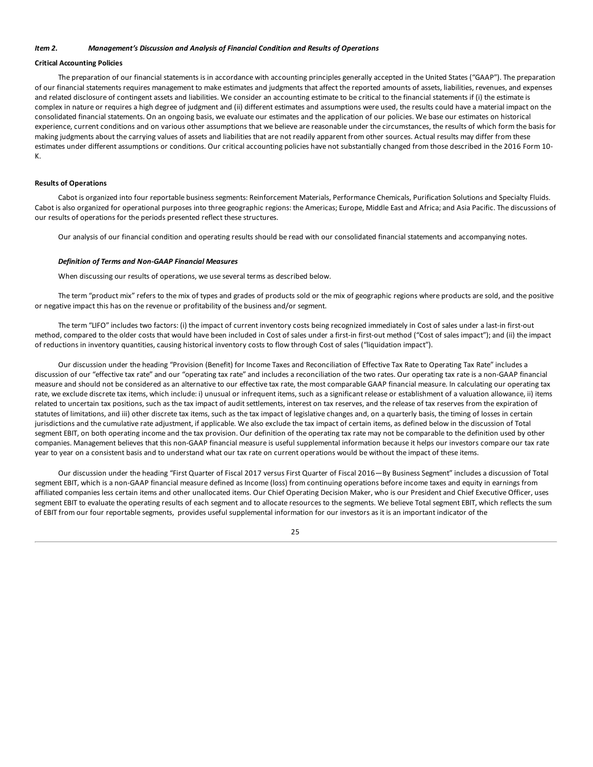### *Item 2. Management's Discussion and Analysis of Financial Condition and Results of Operations*

**Critical Accounting Policies**

The preparation of our financial statements is in accordance with accounting principles generally accepted in the United States ("GAAP"). The preparation of our financial statements requires management to make estimates and judgments that affect the reported amounts of assets, liabilities, revenues, and expenses and related disclosure of contingent assets and liabilities. We consider an accounting estimate to be critical to the financial statements if (i) the estimate is complex in nature or requires a high degree of judgment and (ii) different estimates and assumptions were used, the results could have a material impact on the consolidated financial statements. On an ongoing basis, we evaluate our estimates and the application of our policies. We base our estimates on historical experience, current conditions and on various other assumptions that we believe are reasonable under the circumstances, the results of which form the basis for making judgments about the carrying values of assets and liabilities that are not readily apparent from other sources. Actual results may differ from these estimates under different assumptions or conditions. Our critical accounting policies have not substantially changed from those described in the 2016 Form 10-K.

**Results of Operations**

Cabot is organized into four reportable business segments: Reinforcement Materials, Performance Chemicals, Purification Solutions and Specialty Fluids. Cabot is also organized for operational purposes into three geographic regions: the Americas; Europe, Middle East and Africa; and Asia Pacific. The discussions of our results of operations for the periods presented reflect these structures.

Our analysis of our financial condition and operating results should be read with our consolidated financial statements and accompanying notes.

***Definition of Terms and Non-GAAP Financial Measures***

When discussing our results of operations, we use several terms as described below.

The term "product mix" refers to the mix of types and grades of products sold or the mix of geographic regions where products are sold, and the positive or negative impact this has on the revenue or profitability of the business and/or segment.

The term "LIFO" includes two factors: (i) the impact of current inventory costs being recognized immediately in Cost of sales under a last-in first-out method, compared to the older costs that would have been included in Cost of sales under a first-in first-out method ("Cost of sales impact"); and (ii) the impact of reductions in inventory quantities, causing historical inventory costs to flow through Cost of sales ("liquidation impact").

Our discussion under the heading "Provision (Benefit) for Income Taxes and Reconciliation of Effective Tax Rate to Operating Tax Rate" includes a discussion of our "effective tax rate" and our "operating tax rate" and includes a reconciliation of the two rates. Our operating tax rate is a non-GAAP financial measure and should not be considered as an alternative to our effective tax rate, the most comparable GAAP financial measure. In calculating our operating tax rate, we exclude discrete tax items, which include: i) unusual or infrequent items, such as a significant release or establishment of a valuation allowance, ii) items related to uncertain tax positions, such as the tax impact of audit settlements, interest on tax reserves, and the release of tax reserves from the expiration of statutes of limitations, and iii) other discrete tax items, such as the tax impact of legislative changes and, on a quarterly basis, the timing of losses in certain jurisdictions and the cumulative rate adjustment, if applicable. We also exclude the tax impact of certain items, as defined below in the discussion of Total segment EBIT, on both operating income and the tax provision. Our definition of the operating tax rate may not be comparable to the definition used by other companies. Management believes that this non-GAAP financial measure is useful supplemental information because it helps our investors compare our tax rate year to year on a consistent basis and to understand what our tax rate on current operations would be without the impact of these items.

Our discussion under the heading "First Quarter of Fiscal 2017 versus First Quarter of Fiscal 2016—By Business Segment" includes a discussion of Total segment EBIT, which is a non-GAAP financial measure defined as Income (loss) from continuing operations before income taxes and equity in earnings from affiliated companies less certain items and other unallocated items. Our Chief Operating Decision Maker, who is our President and Chief Executive Officer, uses segment EBIT to evaluate the operating results of each segment and to allocate resources to the segments. We believe Total segment EBIT, which reflects the sum of EBIT from our four reportable segments, provides useful supplemental information for our investors as it is an important indicator of the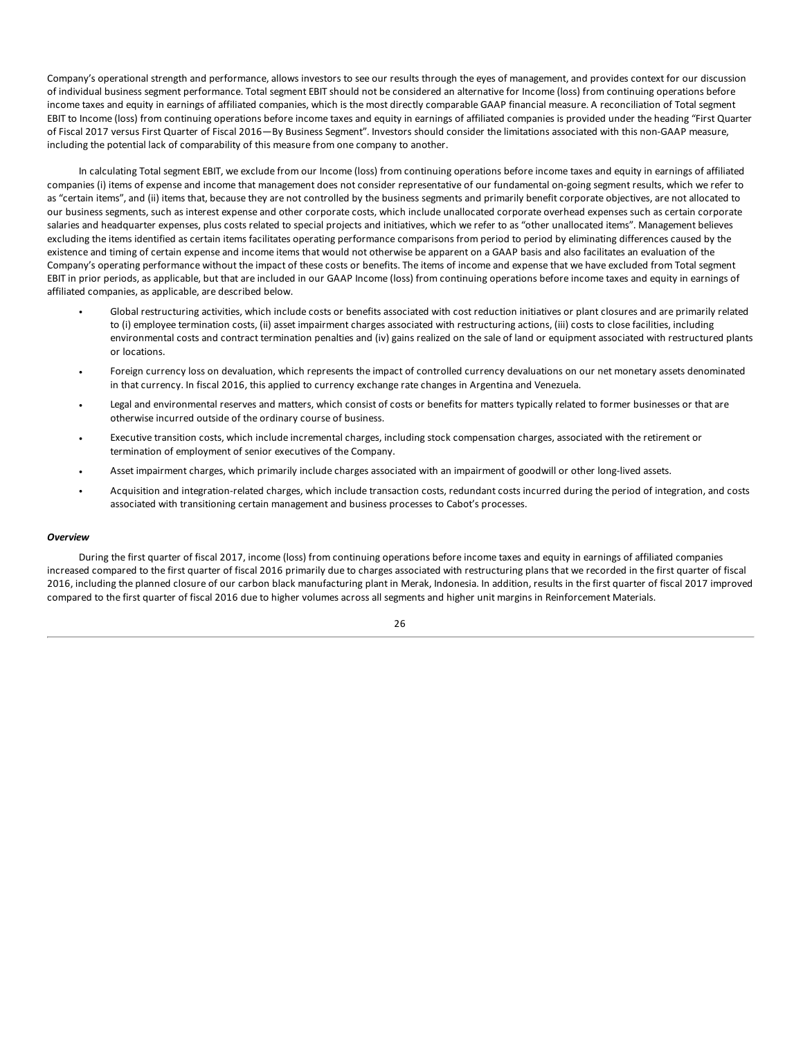Company's operational strength and performance, allows investors to see our results through the eyes of management, and provides context for our discussion of individual business segment performance. Total segment EBIT should not be considered an alternative for Income (loss) from continuing operations before income taxes and equity in earnings of affiliated companies, which is the most directly comparable GAAP financial measure. A reconciliation of Total segment EBIT to Income (loss) from continuing operations before income taxes and equity in earnings of affiliated companies is provided under the heading "First Quarter of Fiscal 2017 versus First Quarter of Fiscal 2016—By Business Segment". Investors should consider the limitations associated with this non-GAAP measure, including the potential lack of comparability of this measure from one company to another.

In calculating Total segment EBIT, we exclude from our Income (loss) from continuing operations before income taxes and equity in earnings of affiliated companies (i) items of expense and income that management does not consider representative of our fundamental on-going segment results, which we refer to as "certain items", and (ii) items that, because they are not controlled by the business segments and primarily benefit corporate objectives, are not allocated to our business segments, such as interest expense and other corporate costs, which include unallocated corporate overhead expenses such as certain corporate salaries and headquarter expenses, plus costs related to special projects and initiatives, which we refer to as "other unallocated items". Management believes excluding the items identified as certain items facilitates operating performance comparisons from period to period by eliminating differences caused by the existence and timing of certain expense and income items that would not otherwise be apparent on a GAAP basis and also facilitates an evaluation of the Company's operating performance without the impact of these costs or benefits. The items of income and expense that we have excluded from Total segment EBIT in prior periods, as applicable, but that are included in our GAAP Income (loss) from continuing operations before income taxes and equity in earnings of affiliated companies, as applicable, are described below.

- Global restructuring activities, which include costs or benefits associated with cost reduction initiatives or plant closures and are primarily related to (i) employee termination costs, (ii) asset impairment charges associated with restructuring actions, (iii) costs to close facilities, including environmental costs and contract termination penalties and (iv) gains realized on the sale of land or equipment associated with restructured plants or locations.
- Foreign currency loss on devaluation, which represents the impact of controlled currency devaluations on our net monetary assets denominated in that currency. In fiscal 2016, this applied to currency exchange rate changes in Argentina and Venezuela.
- Legal and environmental reserves and matters, which consist of costs or benefits for matters typically related to former businesses or that are otherwise incurred outside of the ordinary course of business.
- Executive transition costs, which include incremental charges, including stock compensation charges, associated with the retirement or termination of employment of senior executives of the Company.
- Asset impairment charges, which primarily include charges associated with an impairment of goodwill or other long-lived assets.
- Acquisition and integration-related charges, which include transaction costs, redundant costs incurred during the period of integration, and costs associated with transitioning certain management and business processes to Cabot's processes.

***Overview***

During the first quarter of fiscal 2017, income (loss) from continuing operations before income taxes and equity in earnings of affiliated companies increased compared to the first quarter of fiscal 2016 primarily due to charges associated with restructuring plans that we recorded in the first quarter of fiscal 2016, including the planned closure of our carbon black manufacturing plant in Merak, Indonesia. In addition, results in the first quarter of fiscal 2017 improved compared to the first quarter of fiscal 2016 due to higher volumes across all segments and higher unit margins in Reinforcement Materials.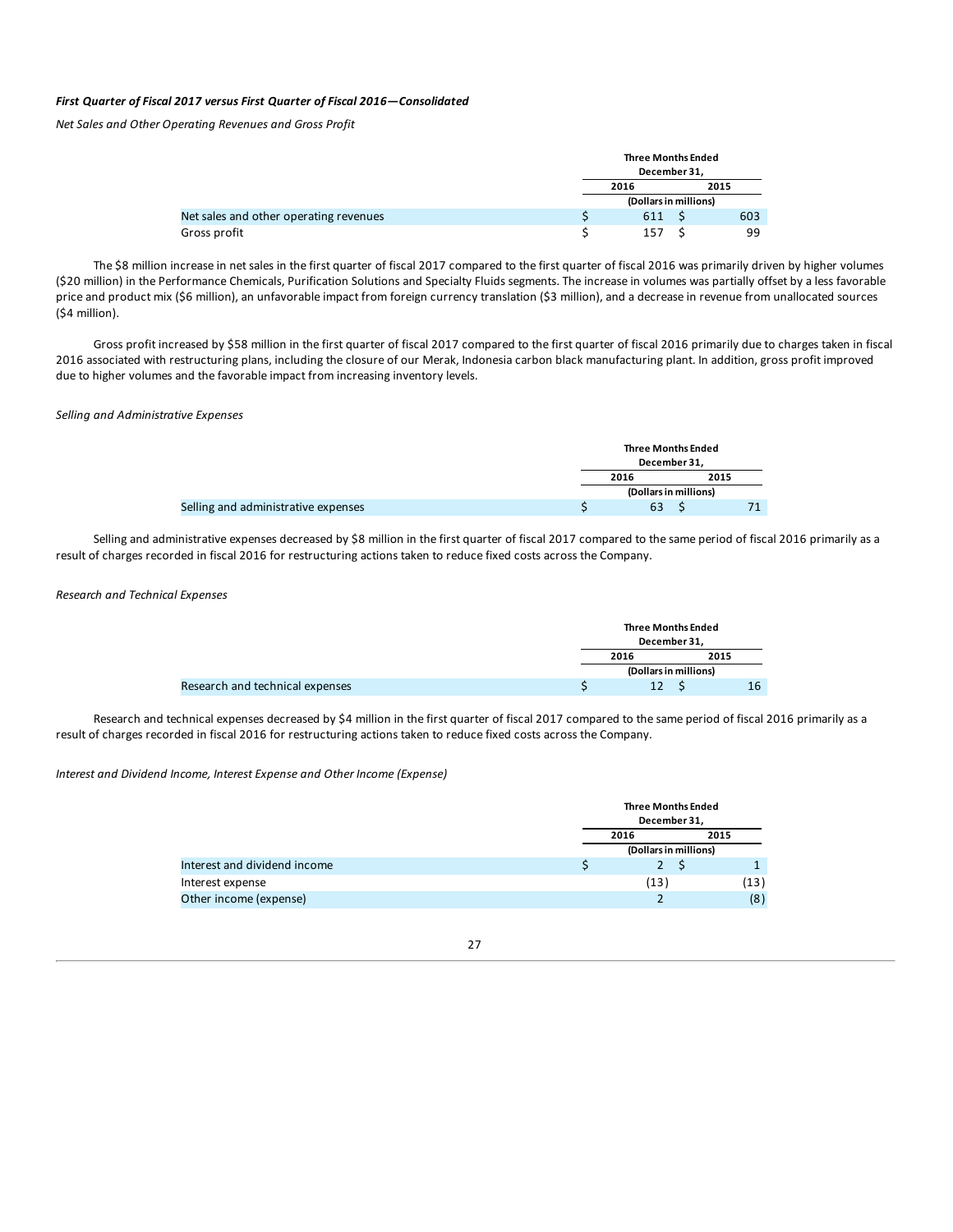***First Quarter of Fiscal 2017 versus First Quarter of Fiscal 2016—Consolidated***

*Net Sales and Other Operating Revenues and Gross Profit*

| | Three Months Ended December 31, | |
|---|---|---|
| | 2016 | 2015 |
| | (Dollars in millions) | |
| Net sales and other operating revenues | $ 611 | $ 603 |
| Gross profit | $ 157 | $ 99 |

The $8 million increase in net sales in the first quarter of fiscal 2017 compared to the first quarter of fiscal 2016 was primarily driven by higher volumes ($20 million) in the Performance Chemicals, Purification Solutions and Specialty Fluids segments. The increase in volumes was partially offset by a less favorable price and product mix ($6 million), an unfavorable impact from foreign currency translation ($3 million), and a decrease in revenue from unallocated sources ($4 million).

Gross profit increased by $58 million in the first quarter of fiscal 2017 compared to the first quarter of fiscal 2016 primarily due to charges taken in fiscal 2016 associated with restructuring plans, including the closure of our Merak, Indonesia carbon black manufacturing plant. In addition, gross profit improved due to higher volumes and the favorable impact from increasing inventory levels.

*Selling and Administrative Expenses*

| | Three Months Ended December 31, | |
|---|---|---|
| | 2016 | 2015 |
| | (Dollars in millions) | |
| Selling and administrative expenses | $ 63 | $ 71 |

Selling and administrative expenses decreased by $8 million in the first quarter of fiscal 2017 compared to the same period of fiscal 2016 primarily as a result of charges recorded in fiscal 2016 for restructuring actions taken to reduce fixed costs across the Company.

*Research and Technical Expenses*

| | Three Months Ended December 31, | |
|---|---|---|
| | 2016 | 2015 |
| | (Dollars in millions) | |
| Research and technical expenses | $ 12 | $ 16 |

Research and technical expenses decreased by $4 million in the first quarter of fiscal 2017 compared to the same period of fiscal 2016 primarily as a result of charges recorded in fiscal 2016 for restructuring actions taken to reduce fixed costs across the Company.

*Interest and Dividend Income, Interest Expense and Other Income (Expense)*

| | Three Months Ended December 31, | |
|---|---|---|
| | 2016 | 2015 |
| | (Dollars in millions) | |
| Interest and dividend income | $ 2 | $ 1 |
| Interest expense | (13) | (13) |
| Other income (expense) | 2 | (8) |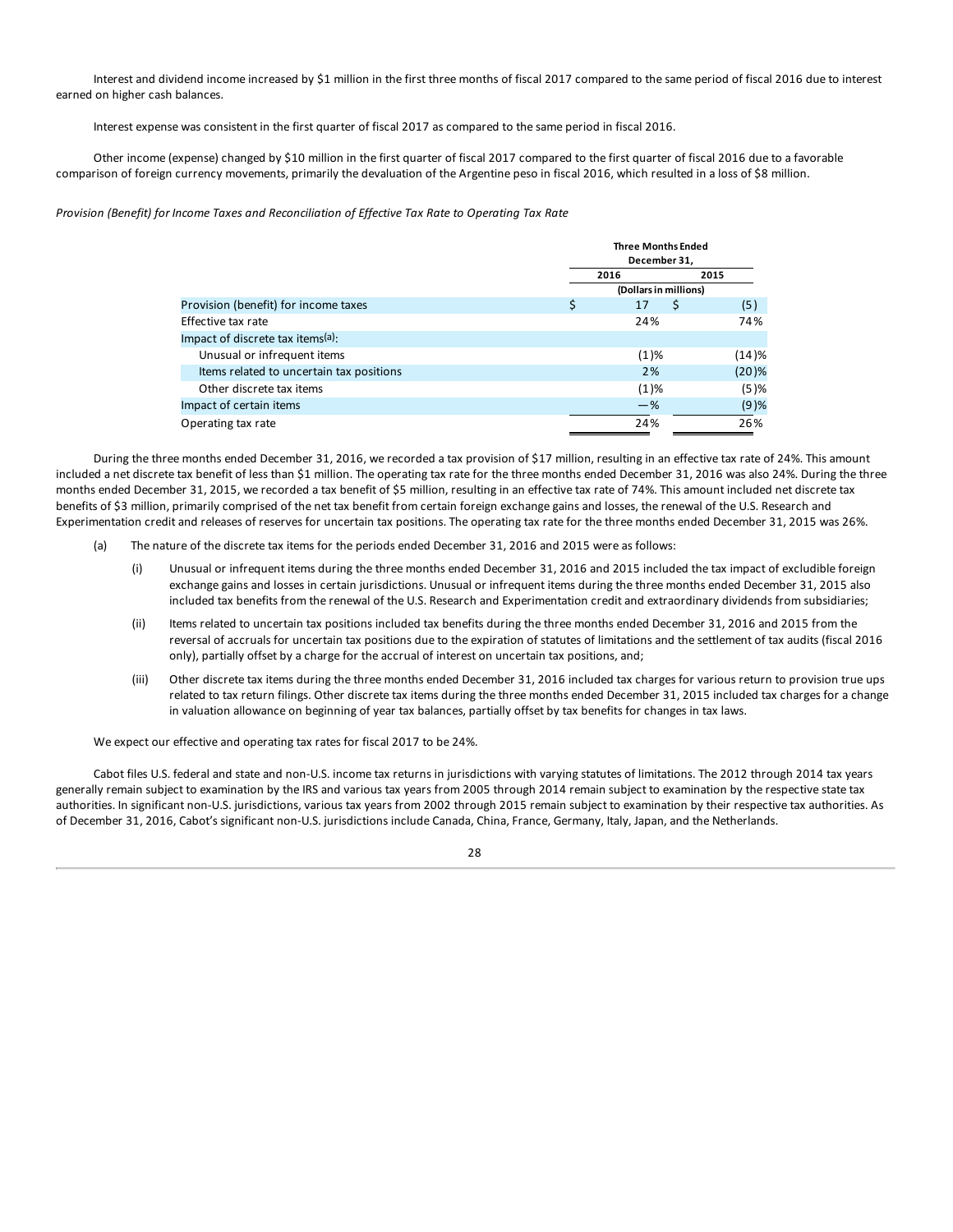Interest and dividend income increased by $1 million in the first three months of fiscal 2017 compared to the same period of fiscal 2016 due to interest earned on higher cash balances.

Interest expense was consistent in the first quarter of fiscal 2017 as compared to the same period in fiscal 2016.

Other income (expense) changed by $10 million in the first quarter of fiscal 2017 compared to the first quarter of fiscal 2016 due to a favorable comparison of foreign currency movements, primarily the devaluation of the Argentine peso in fiscal 2016, which resulted in a loss of $8 million.

*Provision (Benefit) for Income Taxes and Reconciliation of Effective Tax Rate to Operating Tax Rate*

| | Three Months Ended December 31, | |
|---|---|---|
| | 2016 | 2015 |
| | (Dollars in millions) | |
| Provision (benefit) for income taxes | $ 17 | $ (5) |
| Effective tax rate | 24% | 74% |
| Impact of discrete tax items[(a)]: | | |
| Unusual or infrequent items | (1)% | (14)% |
| Items related to uncertain tax positions | 2% | (20)% |
| Other discrete tax items | (1)% | (5)% |
| Impact of certain items | —% | (9)% |
| Operating tax rate | 24% | 26% |

During the three months ended December 31, 2016, we recorded a tax provision of $17 million, resulting in an effective tax rate of 24%. This amount included a net discrete tax benefit of less than $1 million. The operating tax rate for the three months ended December 31, 2016 was also 24%. During the three months ended December 31, 2015, we recorded a tax benefit of $5 million, resulting in an effective tax rate of 74%. This amount included net discrete tax benefits of $3 million, primarily comprised of the net tax benefit from certain foreign exchange gains and losses, the renewal of the U.S. Research and Experimentation credit and releases of reserves for uncertain tax positions. The operating tax rate for the three months ended December 31, 2015 was 26%.

(a) The nature of the discrete tax items for the periods ended December 31, 2016 and 2015 were as follows:

- (i) Unusual or infrequent items during the three months ended December 31, 2016 and 2015 included the tax impact of excludible foreign exchange gains and losses in certain jurisdictions. Unusual or infrequent items during the three months ended December 31, 2015 also included tax benefits from the renewal of the U.S. Research and Experimentation credit and extraordinary dividends from subsidiaries;
- (ii) Items related to uncertain tax positions included tax benefits during the three months ended December 31, 2016 and 2015 from the reversal of accruals for uncertain tax positions due to the expiration of statutes of limitations and the settlement of tax audits (fiscal 2016 only), partially offset by a charge for the accrual of interest on uncertain tax positions, and;
- (iii) Other discrete tax items during the three months ended December 31, 2016 included tax charges for various return to provision true ups related to tax return filings. Other discrete tax items during the three months ended December 31, 2015 included tax charges for a change in valuation allowance on beginning of year tax balances, partially offset by tax benefits for changes in tax laws.

We expect our effective and operating tax rates for fiscal 2017 to be 24%.

Cabot files U.S. federal and state and non-U.S. income tax returns in jurisdictions with varying statutes of limitations. The 2012 through 2014 tax years generally remain subject to examination by the IRS and various tax years from 2005 through 2014 remain subject to examination by the respective state tax authorities. In significant non-U.S. jurisdictions, various tax years from 2002 through 2015 remain subject to examination by their respective tax authorities. As of December 31, 2016, Cabot's significant non-U.S. jurisdictions include Canada, China, France, Germany, Italy, Japan, and the Netherlands.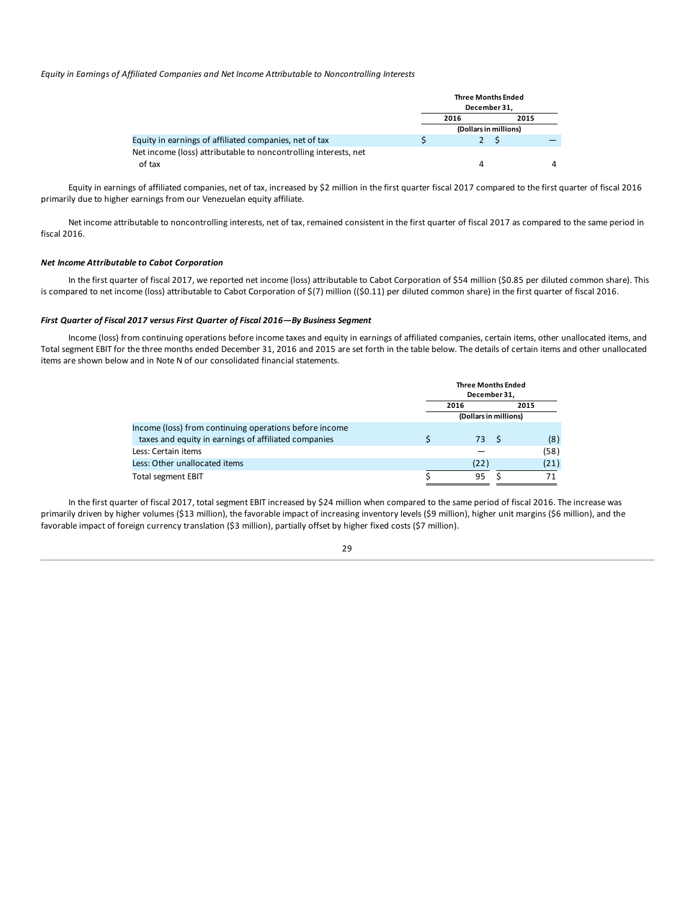*Equity in Earnings of Affiliated Companies and Net Income Attributable to Noncontrolling Interests*

| | Three Months Ended December 31, | |
|---|---|---|
| | 2016 | 2015 |
| | (Dollars in millions) | |
| Equity in earnings of affiliated companies, net of tax | $ 2 | $ — |
| Net income (loss) attributable to noncontrolling interests, net of tax | 4 | 4 |

Equity in earnings of affiliated companies, net of tax, increased by $2 million in the first quarter fiscal 2017 compared to the first quarter of fiscal 2016 primarily due to higher earnings from our Venezuelan equity affiliate.

Net income attributable to noncontrolling interests, net of tax, remained consistent in the first quarter of fiscal 2017 as compared to the same period in fiscal 2016.

***Net Income Attributable to Cabot Corporation***

In the first quarter of fiscal 2017, we reported net income (loss) attributable to Cabot Corporation of $54 million ($0.85 per diluted common share). This is compared to net income (loss) attributable to Cabot Corporation of $(7) million (($0.11) per diluted common share) in the first quarter of fiscal 2016.

***First Quarter of Fiscal 2017 versus First Quarter of Fiscal 2016—By Business Segment***

Income (loss) from continuing operations before income taxes and equity in earnings of affiliated companies, certain items, other unallocated items, and Total segment EBIT for the three months ended December 31, 2016 and 2015 are set forth in the table below. The details of certain items and other unallocated items are shown below and in Note N of our consolidated financial statements.

| | Three Months Ended December 31, | |
|---|---|---|
| | 2016 | 2015 |
| | (Dollars in millions) | |
| Income (loss) from continuing operations before income taxes and equity in earnings of affiliated companies | $ 73 | $ (8) |
| Less: Certain items | — | (58) |
| Less: Other unallocated items | (22) | (21) |
| Total segment EBIT | $ 95 | $ 71 |

In the first quarter of fiscal 2017, total segment EBIT increased by $24 million when compared to the same period of fiscal 2016. The increase was primarily driven by higher volumes ($13 million), the favorable impact of increasing inventory levels ($9 million), higher unit margins ($6 million), and the favorable impact of foreign currency translation ($3 million), partially offset by higher fixed costs ($7 million).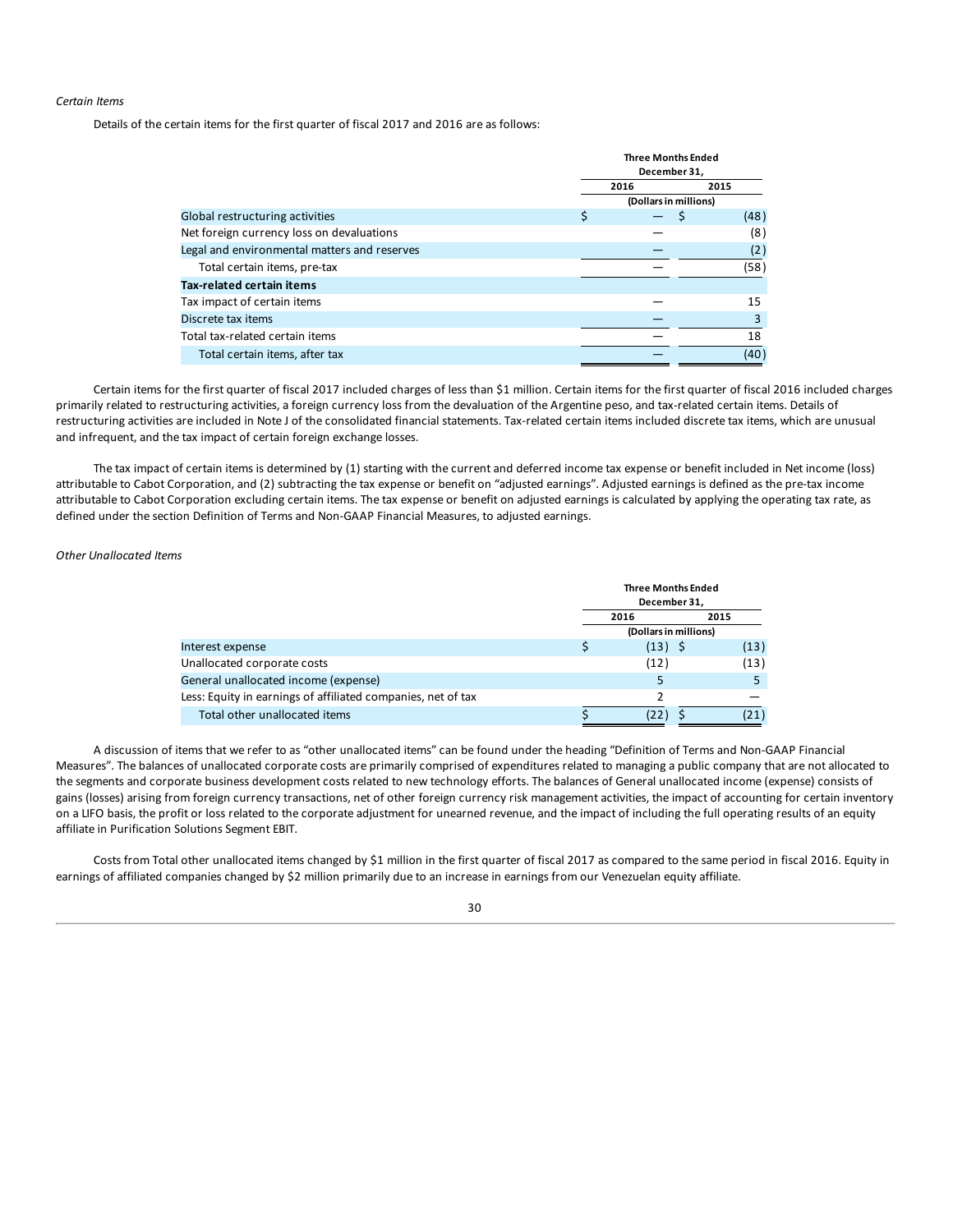*Certain Items*

Details of the certain items for the first quarter of fiscal 2017 and 2016 are as follows:

| | Three Months Ended December 31, | |
|---|---|---|
| | 2016 | 2015 |
| | (Dollars in millions) | |
| Global restructuring activities | $ — | $ (48) |
| Net foreign currency loss on devaluations | — | (8) |
| Legal and environmental matters and reserves | — | (2) |
| Total certain items, pre-tax | — | (58) |
| **Tax-related certain items** | | |
| Tax impact of certain items | — | 15 |
| Discrete tax items | — | 3 |
| Total tax-related certain items | — | 18 |
| Total certain items, after tax | — | (40) |

Certain items for the first quarter of fiscal 2017 included charges of less than $1 million. Certain items for the first quarter of fiscal 2016 included charges primarily related to restructuring activities, a foreign currency loss from the devaluation of the Argentine peso, and tax-related certain items. Details of restructuring activities are included in Note J of the consolidated financial statements. Tax-related certain items included discrete tax items, which are unusual and infrequent, and the tax impact of certain foreign exchange losses.

The tax impact of certain items is determined by (1) starting with the current and deferred income tax expense or benefit included in Net income (loss) attributable to Cabot Corporation, and (2) subtracting the tax expense or benefit on "adjusted earnings". Adjusted earnings is defined as the pre-tax income attributable to Cabot Corporation excluding certain items. The tax expense or benefit on adjusted earnings is calculated by applying the operating tax rate, as defined under the section Definition of Terms and Non-GAAP Financial Measures, to adjusted earnings.

*Other Unallocated Items*

| | Three Months Ended December 31, | |
|---|---|---|
| | 2016 | 2015 |
| | (Dollars in millions) | |
| Interest expense | $ (13) | $ (13) |
| Unallocated corporate costs | (12) | (13) |
| General unallocated income (expense) | 5 | 5 |
| Less: Equity in earnings of affiliated companies, net of tax | 2 | — |
| Total other unallocated items | $ (22) | $ (21) |

A discussion of items that we refer to as "other unallocated items" can be found under the heading "Definition of Terms and Non-GAAP Financial Measures". The balances of unallocated corporate costs are primarily comprised of expenditures related to managing a public company that are not allocated to the segments and corporate business development costs related to new technology efforts. The balances of General unallocated income (expense) consists of gains (losses) arising from foreign currency transactions, net of other foreign currency risk management activities, the impact of accounting for certain inventory on a LIFO basis, the profit or loss related to the corporate adjustment for unearned revenue, and the impact of including the full operating results of an equity affiliate in Purification Solutions Segment EBIT.

Costs from Total other unallocated items changed by $1 million in the first quarter of fiscal 2017 as compared to the same period in fiscal 2016. Equity in earnings of affiliated companies changed by $2 million primarily due to an increase in earnings from our Venezuelan equity affiliate.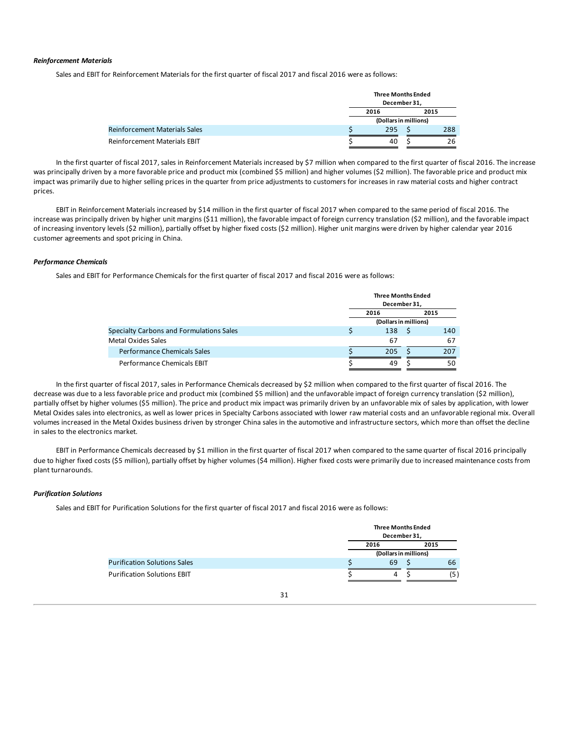***Reinforcement Materials***

Sales and EBIT for Reinforcement Materials for the first quarter of fiscal 2017 and fiscal 2016 were as follows:

| | Three Months Ended December 31, | |
|---|---|---|
| | 2016 | 2015 |
| | (Dollars in millions) | |
| Reinforcement Materials Sales | $ 295 | $ 288 |
| Reinforcement Materials EBIT | $ 40 | $ 26 |

In the first quarter of fiscal 2017, sales in Reinforcement Materials increased by $7 million when compared to the first quarter of fiscal 2016. The increase was principally driven by a more favorable price and product mix (combined $5 million) and higher volumes ($2 million). The favorable price and product mix impact was primarily due to higher selling prices in the quarter from price adjustments to customers for increases in raw material costs and higher contract prices.

EBIT in Reinforcement Materials increased by $14 million in the first quarter of fiscal 2017 when compared to the same period of fiscal 2016. The increase was principally driven by higher unit margins ($11 million), the favorable impact of foreign currency translation ($2 million), and the favorable impact of increasing inventory levels ($2 million), partially offset by higher fixed costs ($2 million). Higher unit margins were driven by higher calendar year 2016 customer agreements and spot pricing in China.

***Performance Chemicals***

Sales and EBIT for Performance Chemicals for the first quarter of fiscal 2017 and fiscal 2016 were as follows:

| | Three Months Ended December 31, | |
|---|---|---|
| | 2016 | 2015 |
| | (Dollars in millions) | |
| Specialty Carbons and Formulations Sales | $ 138 | $ 140 |
| Metal Oxides Sales | 67 | 67 |
| Performance Chemicals Sales | $ 205 | $ 207 |
| Performance Chemicals EBIT | $ 49 | $ 50 |

In the first quarter of fiscal 2017, sales in Performance Chemicals decreased by $2 million when compared to the first quarter of fiscal 2016. The decrease was due to a less favorable price and product mix (combined $5 million) and the unfavorable impact of foreign currency translation ($2 million), partially offset by higher volumes ($5 million). The price and product mix impact was primarily driven by an unfavorable mix of sales by application, with lower Metal Oxides sales into electronics, as well as lower prices in Specialty Carbons associated with lower raw material costs and an unfavorable regional mix. Overall volumes increased in the Metal Oxides business driven by stronger China sales in the automotive and infrastructure sectors, which more than offset the decline in sales to the electronics market.

EBIT in Performance Chemicals decreased by $1 million in the first quarter of fiscal 2017 when compared to the same quarter of fiscal 2016 principally due to higher fixed costs ($5 million), partially offset by higher volumes ($4 million). Higher fixed costs were primarily due to increased maintenance costs from plant turnarounds.

***Purification Solutions***

Sales and EBIT for Purification Solutions for the first quarter of fiscal 2017 and fiscal 2016 were as follows:

| | Three Months Ended December 31, | |
|---|---|---|
| | 2016 | 2015 |
| | (Dollars in millions) | |
| Purification Solutions Sales | $ 69 | $ 66 |
| Purification Solutions EBIT | $ 4 | $ (5) |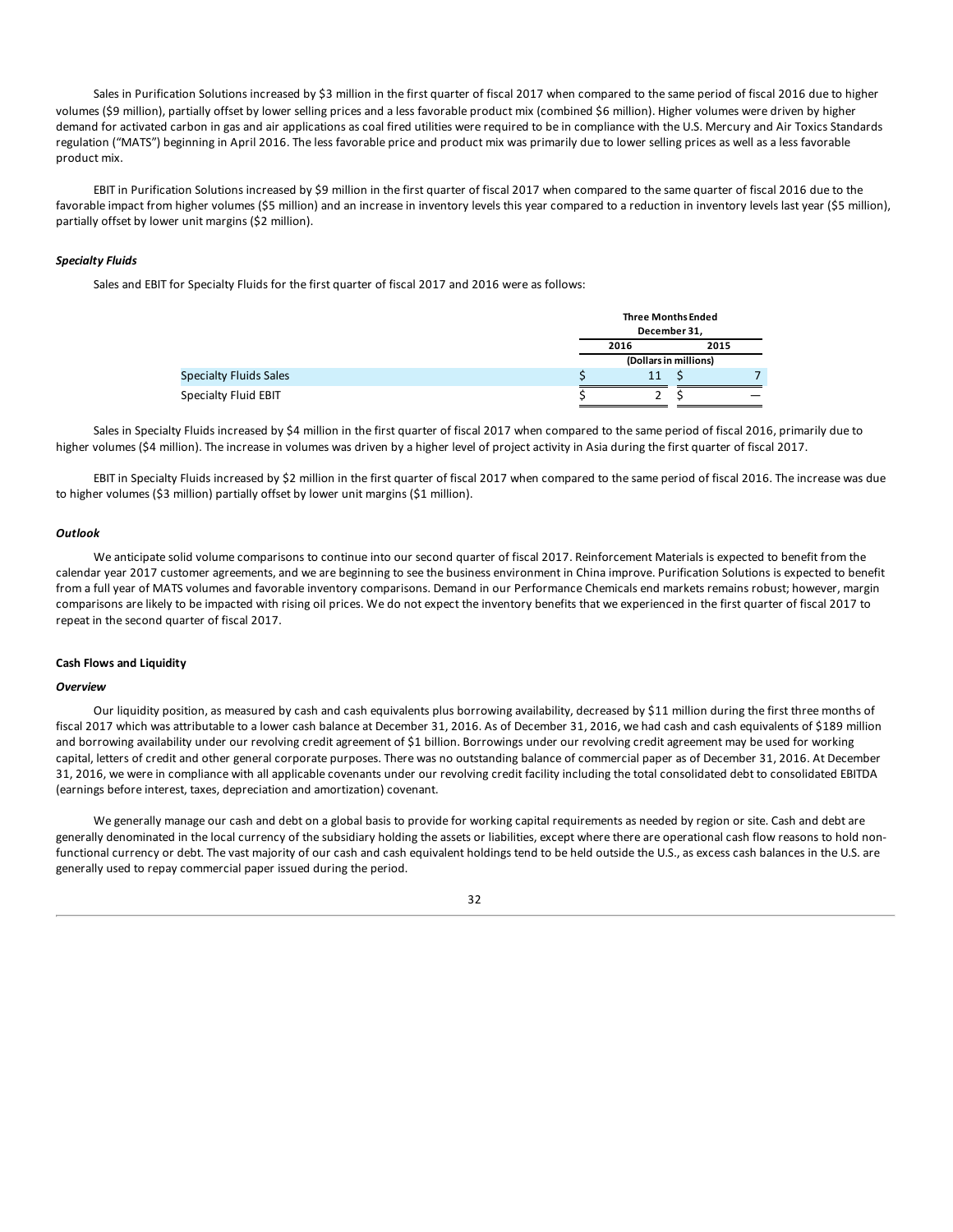Sales in Purification Solutions increased by $3 million in the first quarter of fiscal 2017 when compared to the same period of fiscal 2016 due to higher volumes ($9 million), partially offset by lower selling prices and a less favorable product mix (combined $6 million). Higher volumes were driven by higher demand for activated carbon in gas and air applications as coal fired utilities were required to be in compliance with the U.S. Mercury and Air Toxics Standards regulation ("MATS") beginning in April 2016. The less favorable price and product mix was primarily due to lower selling prices as well as a less favorable product mix.

EBIT in Purification Solutions increased by $9 million in the first quarter of fiscal 2017 when compared to the same quarter of fiscal 2016 due to the favorable impact from higher volumes ($5 million) and an increase in inventory levels this year compared to a reduction in inventory levels last year ($5 million), partially offset by lower unit margins ($2 million).

***Specialty Fluids***

Sales and EBIT for Specialty Fluids for the first quarter of fiscal 2017 and 2016 were as follows:

| | Three Months Ended December 31, | |
|---|---|---|
| | 2016 | 2015 |
| | (Dollars in millions) | |
| Specialty Fluids Sales | $ 11 | $ 7 |
| Specialty Fluid EBIT | $ 2 | $ — |

Sales in Specialty Fluids increased by $4 million in the first quarter of fiscal 2017 when compared to the same period of fiscal 2016, primarily due to higher volumes ($4 million). The increase in volumes was driven by a higher level of project activity in Asia during the first quarter of fiscal 2017.

EBIT in Specialty Fluids increased by $2 million in the first quarter of fiscal 2017 when compared to the same period of fiscal 2016. The increase was due to higher volumes ($3 million) partially offset by lower unit margins ($1 million).

***Outlook***

We anticipate solid volume comparisons to continue into our second quarter of fiscal 2017. Reinforcement Materials is expected to benefit from the calendar year 2017 customer agreements, and we are beginning to see the business environment in China improve. Purification Solutions is expected to benefit from a full year of MATS volumes and favorable inventory comparisons. Demand in our Performance Chemicals end markets remains robust; however, margin comparisons are likely to be impacted with rising oil prices. We do not expect the inventory benefits that we experienced in the first quarter of fiscal 2017 to repeat in the second quarter of fiscal 2017.

**Cash Flows and Liquidity**

***Overview***

Our liquidity position, as measured by cash and cash equivalents plus borrowing availability, decreased by $11 million during the first three months of fiscal 2017 which was attributable to a lower cash balance at December 31, 2016. As of December 31, 2016, we had cash and cash equivalents of $189 million and borrowing availability under our revolving credit agreement of $1 billion. Borrowings under our revolving credit agreement may be used for working capital, letters of credit and other general corporate purposes. There was no outstanding balance of commercial paper as of December 31, 2016. At December 31, 2016, we were in compliance with all applicable covenants under our revolving credit facility including the total consolidated debt to consolidated EBITDA (earnings before interest, taxes, depreciation and amortization) covenant.

We generally manage our cash and debt on a global basis to provide for working capital requirements as needed by region or site. Cash and debt are generally denominated in the local currency of the subsidiary holding the assets or liabilities, except where there are operational cash flow reasons to hold non-functional currency or debt. The vast majority of our cash and cash equivalent holdings tend to be held outside the U.S., as excess cash balances in the U.S. are generally used to repay commercial paper issued during the period.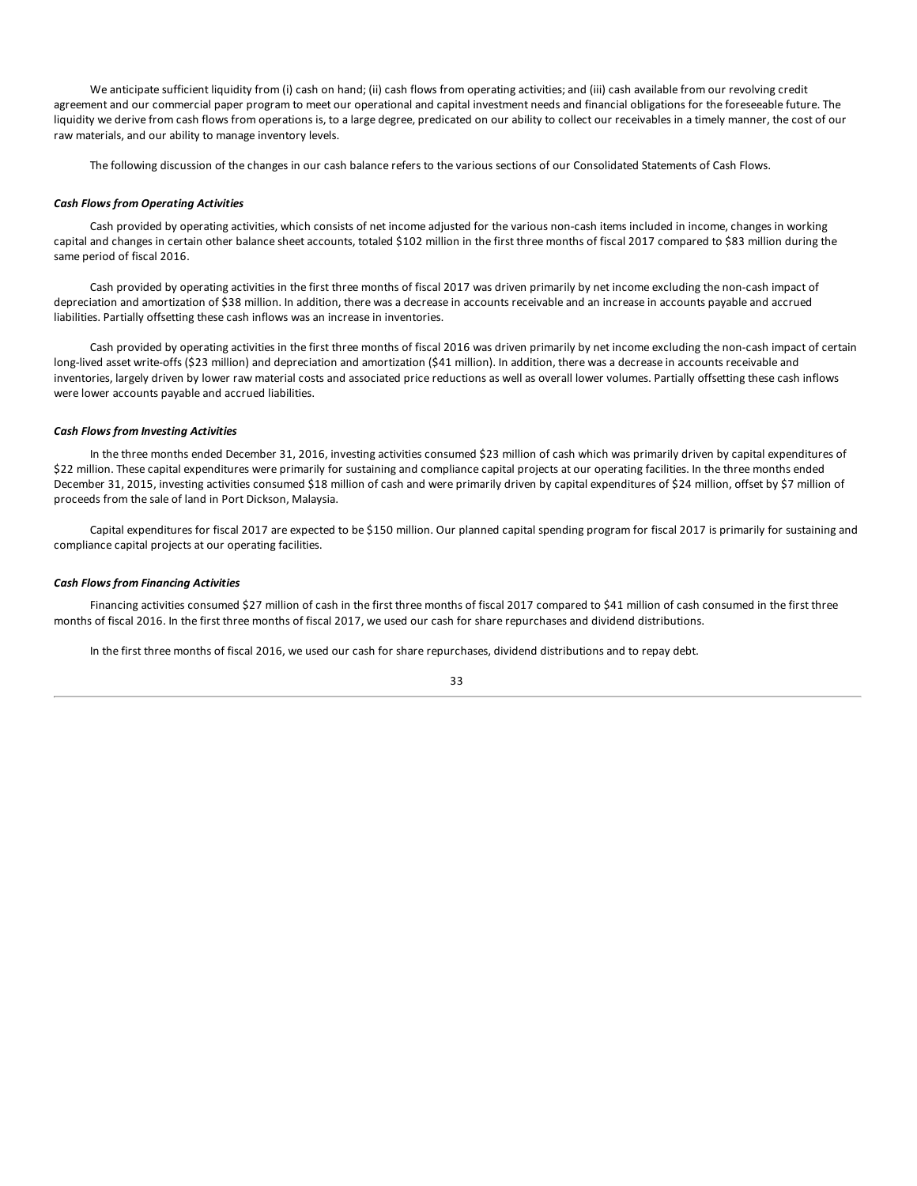We anticipate sufficient liquidity from (i) cash on hand; (ii) cash flows from operating activities; and (iii) cash available from our revolving credit agreement and our commercial paper program to meet our operational and capital investment needs and financial obligations for the foreseeable future. The liquidity we derive from cash flows from operations is, to a large degree, predicated on our ability to collect our receivables in a timely manner, the cost of our raw materials, and our ability to manage inventory levels.

The following discussion of the changes in our cash balance refers to the various sections of our Consolidated Statements of Cash Flows.

***Cash Flows from Operating Activities***

Cash provided by operating activities, which consists of net income adjusted for the various non-cash items included in income, changes in working capital and changes in certain other balance sheet accounts, totaled $102 million in the first three months of fiscal 2017 compared to $83 million during the same period of fiscal 2016.

Cash provided by operating activities in the first three months of fiscal 2017 was driven primarily by net income excluding the non-cash impact of depreciation and amortization of $38 million. In addition, there was a decrease in accounts receivable and an increase in accounts payable and accrued liabilities. Partially offsetting these cash inflows was an increase in inventories.

Cash provided by operating activities in the first three months of fiscal 2016 was driven primarily by net income excluding the non-cash impact of certain long-lived asset write-offs ($23 million) and depreciation and amortization ($41 million). In addition, there was a decrease in accounts receivable and inventories, largely driven by lower raw material costs and associated price reductions as well as overall lower volumes. Partially offsetting these cash inflows were lower accounts payable and accrued liabilities.

***Cash Flows from Investing Activities***

In the three months ended December 31, 2016, investing activities consumed $23 million of cash which was primarily driven by capital expenditures of $22 million. These capital expenditures were primarily for sustaining and compliance capital projects at our operating facilities. In the three months ended December 31, 2015, investing activities consumed $18 million of cash and were primarily driven by capital expenditures of $24 million, offset by $7 million of proceeds from the sale of land in Port Dickson, Malaysia.

Capital expenditures for fiscal 2017 are expected to be $150 million. Our planned capital spending program for fiscal 2017 is primarily for sustaining and compliance capital projects at our operating facilities.

***Cash Flows from Financing Activities***

Financing activities consumed $27 million of cash in the first three months of fiscal 2017 compared to $41 million of cash consumed in the first three months of fiscal 2016. In the first three months of fiscal 2017, we used our cash for share repurchases and dividend distributions.

In the first three months of fiscal 2016, we used our cash for share repurchases, dividend distributions and to repay debt.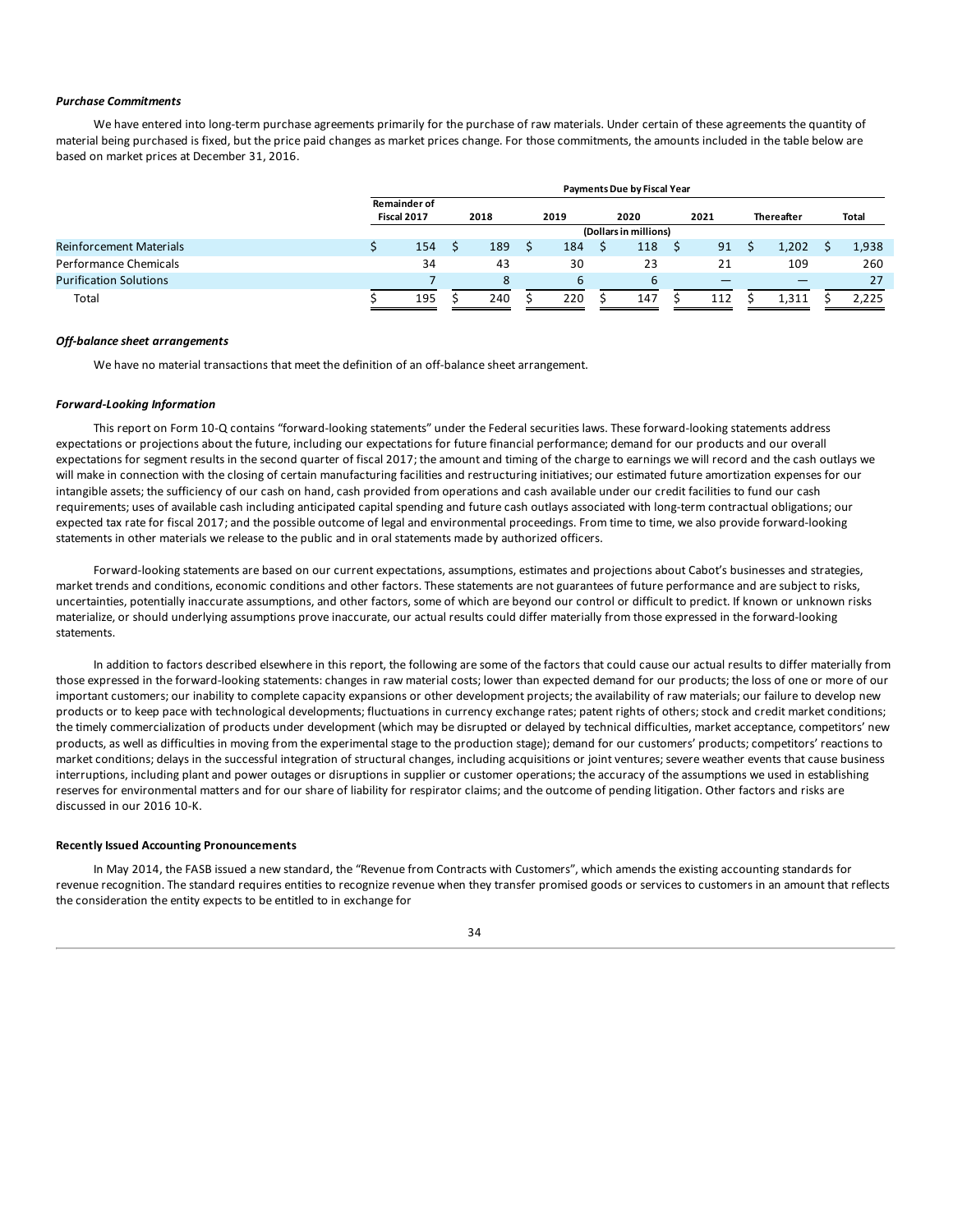***Purchase Commitments***

We have entered into long-term purchase agreements primarily for the purchase of raw materials. Under certain of these agreements the quantity of material being purchased is fixed, but the price paid changes as market prices change. For those commitments, the amounts included in the table below are based on market prices at December 31, 2016.

| | Payments Due by Fiscal Year | | | | | | |
|---|---|---|---|---|---|---|---|
| | Remainder of Fiscal 2017 | 2018 | 2019 | 2020 | 2021 | Thereafter | Total |
| | (Dollars in millions) | | | | | | |
| Reinforcement Materials | $ 154 | $ 189 | $ 184 | $ 118 | $ 91 | $ 1,202 | $ 1,938 |
| Performance Chemicals | 34 | 43 | 30 | 23 | 21 | 109 | 260 |
| Purification Solutions | 7 | 8 | 6 | 6 | — | — | 27 |
| Total | $ 195 | $ 240 | $ 220 | $ 147 | $ 112 | $ 1,311 | $ 2,225 |

***Off-balance sheet arrangements***

We have no material transactions that meet the definition of an off-balance sheet arrangement.

***Forward-Looking Information***

This report on Form 10-Q contains "forward-looking statements" under the Federal securities laws. These forward-looking statements address expectations or projections about the future, including our expectations for future financial performance; demand for our products and our overall expectations for segment results in the second quarter of fiscal 2017; the amount and timing of the charge to earnings we will record and the cash outlays we will make in connection with the closing of certain manufacturing facilities and restructuring initiatives; our estimated future amortization expenses for our intangible assets; the sufficiency of our cash on hand, cash provided from operations and cash available under our credit facilities to fund our cash requirements; uses of available cash including anticipated capital spending and future cash outlays associated with long-term contractual obligations; our expected tax rate for fiscal 2017; and the possible outcome of legal and environmental proceedings. From time to time, we also provide forward-looking statements in other materials we release to the public and in oral statements made by authorized officers.

Forward-looking statements are based on our current expectations, assumptions, estimates and projections about Cabot's businesses and strategies, market trends and conditions, economic conditions and other factors. These statements are not guarantees of future performance and are subject to risks, uncertainties, potentially inaccurate assumptions, and other factors, some of which are beyond our control or difficult to predict. If known or unknown risks materialize, or should underlying assumptions prove inaccurate, our actual results could differ materially from those expressed in the forward-looking statements.

In addition to factors described elsewhere in this report, the following are some of the factors that could cause our actual results to differ materially from those expressed in the forward-looking statements: changes in raw material costs; lower than expected demand for our products; the loss of one or more of our important customers; our inability to complete capacity expansions or other development projects; the availability of raw materials; our failure to develop new products or to keep pace with technological developments; fluctuations in currency exchange rates; patent rights of others; stock and credit market conditions; the timely commercialization of products under development (which may be disrupted or delayed by technical difficulties, market acceptance, competitors' new products, as well as difficulties in moving from the experimental stage to the production stage); demand for our customers' products; competitors' reactions to market conditions; delays in the successful integration of structural changes, including acquisitions or joint ventures; severe weather events that cause business interruptions, including plant and power outages or disruptions in supplier or customer operations; the accuracy of the assumptions we used in establishing reserves for environmental matters and for our share of liability for respirator claims; and the outcome of pending litigation. Other factors and risks are discussed in our 2016 10-K.

**Recently Issued Accounting Pronouncements**

In May 2014, the FASB issued a new standard, the "Revenue from Contracts with Customers", which amends the existing accounting standards for revenue recognition. The standard requires entities to recognize revenue when they transfer promised goods or services to customers in an amount that reflects the consideration the entity expects to be entitled to in exchange for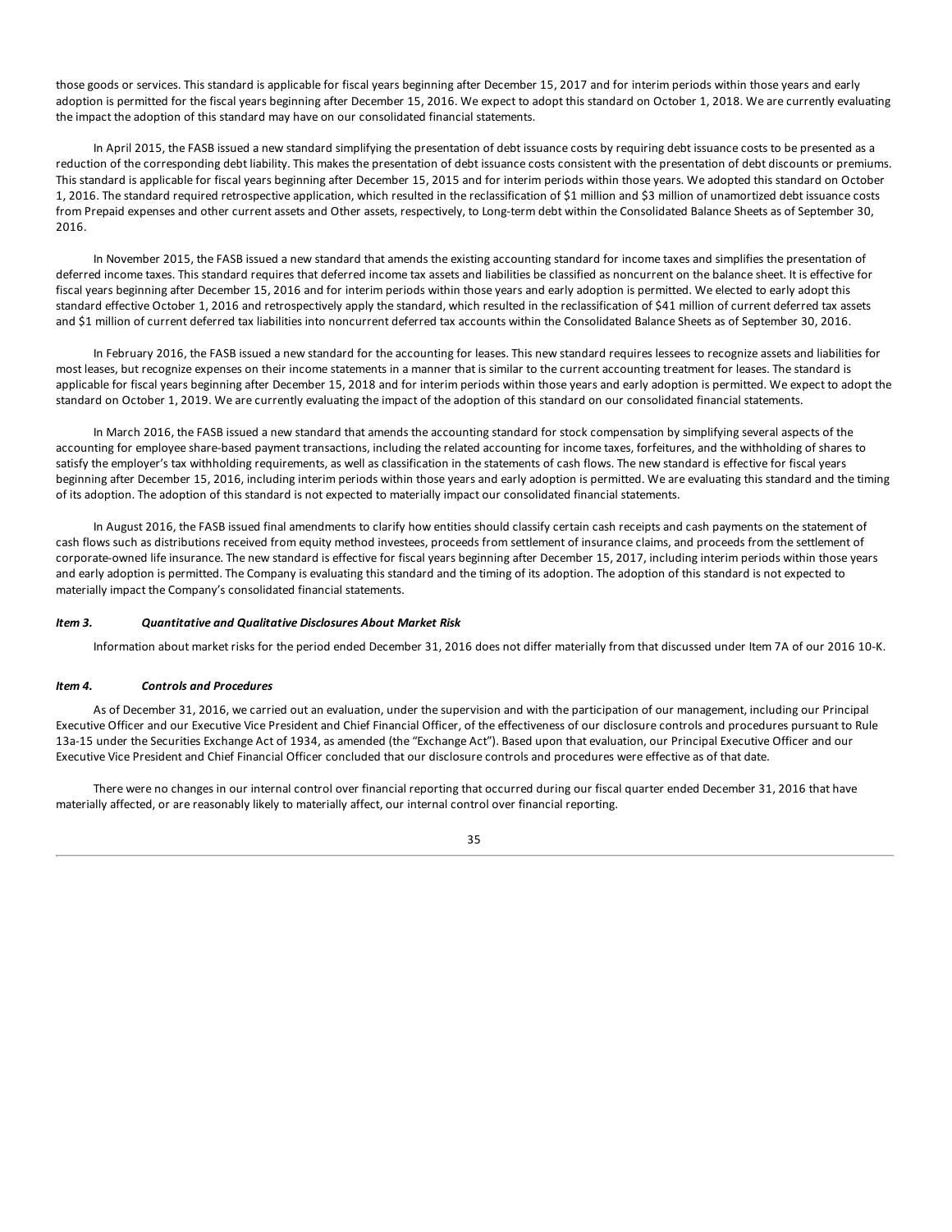those goods or services. This standard is applicable for fiscal years beginning after December 15, 2017 and for interim periods within those years and early adoption is permitted for the fiscal years beginning after December 15, 2016. We expect to adopt this standard on October 1, 2018. We are currently evaluating the impact the adoption of this standard may have on our consolidated financial statements.

In April 2015, the FASB issued a new standard simplifying the presentation of debt issuance costs by requiring debt issuance costs to be presented as a reduction of the corresponding debt liability. This makes the presentation of debt issuance costs consistent with the presentation of debt discounts or premiums. This standard is applicable for fiscal years beginning after December 15, 2015 and for interim periods within those years. We adopted this standard on October 1, 2016. The standard required retrospective application, which resulted in the reclassification of $1 million and $3 million of unamortized debt issuance costs from Prepaid expenses and other current assets and Other assets, respectively, to Long-term debt within the Consolidated Balance Sheets as of September 30, 2016.

In November 2015, the FASB issued a new standard that amends the existing accounting standard for income taxes and simplifies the presentation of deferred income taxes. This standard requires that deferred income tax assets and liabilities be classified as noncurrent on the balance sheet. It is effective for fiscal years beginning after December 15, 2016 and for interim periods within those years and early adoption is permitted. We elected to early adopt this standard effective October 1, 2016 and retrospectively apply the standard, which resulted in the reclassification of $41 million of current deferred tax assets and $1 million of current deferred tax liabilities into noncurrent deferred tax accounts within the Consolidated Balance Sheets as of September 30, 2016.

In February 2016, the FASB issued a new standard for the accounting for leases. This new standard requires lessees to recognize assets and liabilities for most leases, but recognize expenses on their income statements in a manner that is similar to the current accounting treatment for leases. The standard is applicable for fiscal years beginning after December 15, 2018 and for interim periods within those years and early adoption is permitted. We expect to adopt the standard on October 1, 2019. We are currently evaluating the impact of the adoption of this standard on our consolidated financial statements.

In March 2016, the FASB issued a new standard that amends the accounting standard for stock compensation by simplifying several aspects of the accounting for employee share-based payment transactions, including the related accounting for income taxes, forfeitures, and the withholding of shares to satisfy the employer's tax withholding requirements, as well as classification in the statements of cash flows. The new standard is effective for fiscal years beginning after December 15, 2016, including interim periods within those years and early adoption is permitted. We are evaluating this standard and the timing of its adoption. The adoption of this standard is not expected to materially impact our consolidated financial statements.

In August 2016, the FASB issued final amendments to clarify how entities should classify certain cash receipts and cash payments on the statement of cash flows such as distributions received from equity method investees, proceeds from settlement of insurance claims, and proceeds from the settlement of corporate-owned life insurance. The new standard is effective for fiscal years beginning after December 15, 2017, including interim periods within those years and early adoption is permitted. The Company is evaluating this standard and the timing of its adoption. The adoption of this standard is not expected to materially impact the Company's consolidated financial statements.

### *Item 3. Quantitative and Qualitative Disclosures About Market Risk*

Information about market risks for the period ended December 31, 2016 does not differ materially from that discussed under Item 7A of our 2016 10-K.

### *Item 4. Controls and Procedures*

As of December 31, 2016, we carried out an evaluation, under the supervision and with the participation of our management, including our Principal Executive Officer and our Executive Vice President and Chief Financial Officer, of the effectiveness of our disclosure controls and procedures pursuant to Rule 13a-15 under the Securities Exchange Act of 1934, as amended (the "Exchange Act"). Based upon that evaluation, our Principal Executive Officer and our Executive Vice President and Chief Financial Officer concluded that our disclosure controls and procedures were effective as of that date.

There were no changes in our internal control over financial reporting that occurred during our fiscal quarter ended December 31, 2016 that have materially affected, or are reasonably likely to materially affect, our internal control over financial reporting.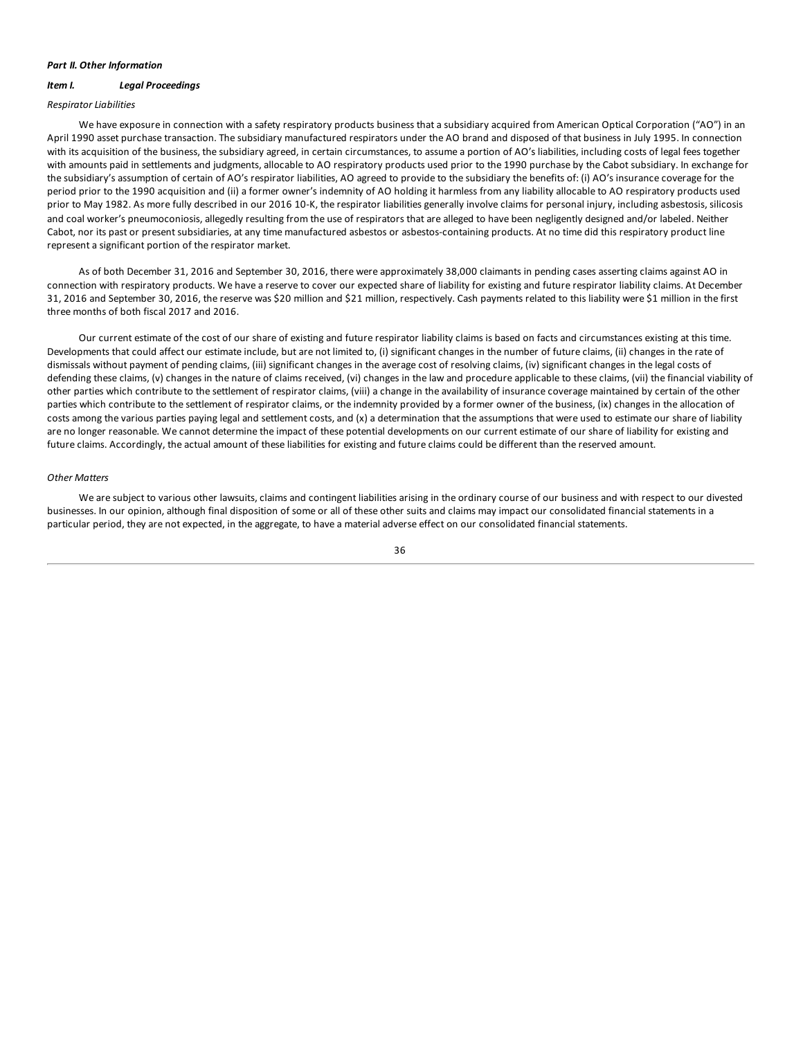***Part II. Other Information***

***Item I. Legal Proceedings***

*Respirator Liabilities*

We have exposure in connection with a safety respiratory products business that a subsidiary acquired from American Optical Corporation ("AO") in an April 1990 asset purchase transaction. The subsidiary manufactured respirators under the AO brand and disposed of that business in July 1995. In connection with its acquisition of the business, the subsidiary agreed, in certain circumstances, to assume a portion of AO's liabilities, including costs of legal fees together with amounts paid in settlements and judgments, allocable to AO respiratory products used prior to the 1990 purchase by the Cabot subsidiary. In exchange for the subsidiary's assumption of certain of AO's respirator liabilities, AO agreed to provide to the subsidiary the benefits of: (i) AO's insurance coverage for the period prior to the 1990 acquisition and (ii) a former owner's indemnity of AO holding it harmless from any liability allocable to AO respiratory products used prior to May 1982. As more fully described in our 2016 10-K, the respirator liabilities generally involve claims for personal injury, including asbestosis, silicosis and coal worker's pneumoconiosis, allegedly resulting from the use of respirators that are alleged to have been negligently designed and/or labeled. Neither Cabot, nor its past or present subsidiaries, at any time manufactured asbestos or asbestos-containing products. At no time did this respiratory product line represent a significant portion of the respirator market.

As of both December 31, 2016 and September 30, 2016, there were approximately 38,000 claimants in pending cases asserting claims against AO in connection with respiratory products. We have a reserve to cover our expected share of liability for existing and future respirator liability claims. At December 31, 2016 and September 30, 2016, the reserve was $20 million and $21 million, respectively. Cash payments related to this liability were $1 million in the first three months of both fiscal 2017 and 2016.

Our current estimate of the cost of our share of existing and future respirator liability claims is based on facts and circumstances existing at this time. Developments that could affect our estimate include, but are not limited to, (i) significant changes in the number of future claims, (ii) changes in the rate of dismissals without payment of pending claims, (iii) significant changes in the average cost of resolving claims, (iv) significant changes in the legal costs of defending these claims, (v) changes in the nature of claims received, (vi) changes in the law and procedure applicable to these claims, (vii) the financial viability of other parties which contribute to the settlement of respirator claims, (viii) a change in the availability of insurance coverage maintained by certain of the other parties which contribute to the settlement of respirator claims, or the indemnity provided by a former owner of the business, (ix) changes in the allocation of costs among the various parties paying legal and settlement costs, and (x) a determination that the assumptions that were used to estimate our share of liability are no longer reasonable. We cannot determine the impact of these potential developments on our current estimate of our share of liability for existing and future claims. Accordingly, the actual amount of these liabilities for existing and future claims could be different than the reserved amount.

*Other Matters*

We are subject to various other lawsuits, claims and contingent liabilities arising in the ordinary course of our business and with respect to our divested businesses. In our opinion, although final disposition of some or all of these other suits and claims may impact our consolidated financial statements in a particular period, they are not expected, in the aggregate, to have a material adverse effect on our consolidated financial statements.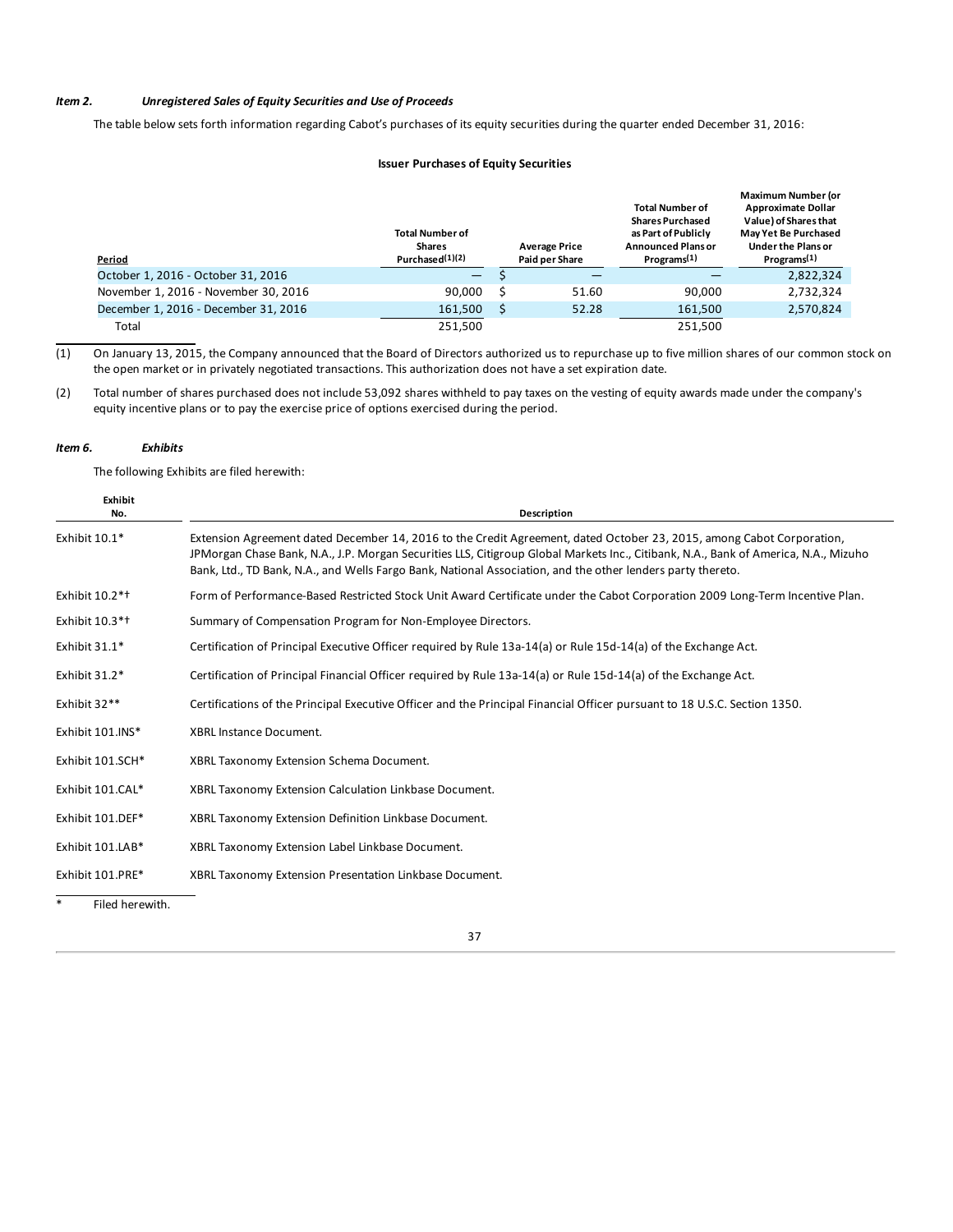### *Item 2. Unregistered Sales of Equity Securities and Use of Proceeds*

The table below sets forth information regarding Cabot's purchases of its equity securities during the quarter ended December 31, 2016:

**Issuer Purchases of Equity Securities**

| Period | Total Number of Shares Purchased(1)(2) | Average Price Paid per Share | Total Number of Shares Purchased as Part of Publicly Announced Plans or Programs(1) | Maximum Number (or Approximate Dollar Value) of Shares that May Yet Be Purchased Under the Plans or Programs(1) |
|---|---|---|---|---|
| October 1, 2016 - October 31, 2016 | — | $ — | — | 2,822,324 |
| November 1, 2016 - November 30, 2016 | 90,000 | $ 51.60 | 90,000 | 2,732,324 |
| December 1, 2016 - December 31, 2016 | 161,500 | $ 52.28 | 161,500 | 2,570,824 |
| Total | 251,500 | | 251,500 | |

(1) On January 13, 2015, the Company announced that the Board of Directors authorized us to repurchase up to five million shares of our common stock on the open market or in privately negotiated transactions. This authorization does not have a set expiration date.

(2) Total number of shares purchased does not include 53,092 shares withheld to pay taxes on the vesting of equity awards made under the company's equity incentive plans or to pay the exercise price of options exercised during the period.

### *Item 6. Exhibits*

The following Exhibits are filed herewith:

| Exhibit No. | Description |
|---|---|
| Exhibit 10.1* | Extension Agreement dated December 14, 2016 to the Credit Agreement, dated October 23, 2015, among Cabot Corporation, JPMorgan Chase Bank, N.A., J.P. Morgan Securities LLS, Citigroup Global Markets Inc., Citibank, N.A., Bank of America, N.A., Mizuho Bank, Ltd., TD Bank, N.A., and Wells Fargo Bank, National Association, and the other lenders party thereto. |
| Exhibit 10.2*† | Form of Performance-Based Restricted Stock Unit Award Certificate under the Cabot Corporation 2009 Long-Term Incentive Plan. |
| Exhibit 10.3*† | Summary of Compensation Program for Non-Employee Directors. |
| Exhibit 31.1* | Certification of Principal Executive Officer required by Rule 13a-14(a) or Rule 15d-14(a) of the Exchange Act. |
| Exhibit 31.2* | Certification of Principal Financial Officer required by Rule 13a-14(a) or Rule 15d-14(a) of the Exchange Act. |
| Exhibit 32** | Certifications of the Principal Executive Officer and the Principal Financial Officer pursuant to 18 U.S.C. Section 1350. |
| Exhibit 101.INS* | XBRL Instance Document. |
| Exhibit 101.SCH* | XBRL Taxonomy Extension Schema Document. |
| Exhibit 101.CAL* | XBRL Taxonomy Extension Calculation Linkbase Document. |
| Exhibit 101.DEF* | XBRL Taxonomy Extension Definition Linkbase Document. |
| Exhibit 101.LAB* | XBRL Taxonomy Extension Label Linkbase Document. |
| Exhibit 101.PRE* | XBRL Taxonomy Extension Presentation Linkbase Document. |

\* Filed herewith.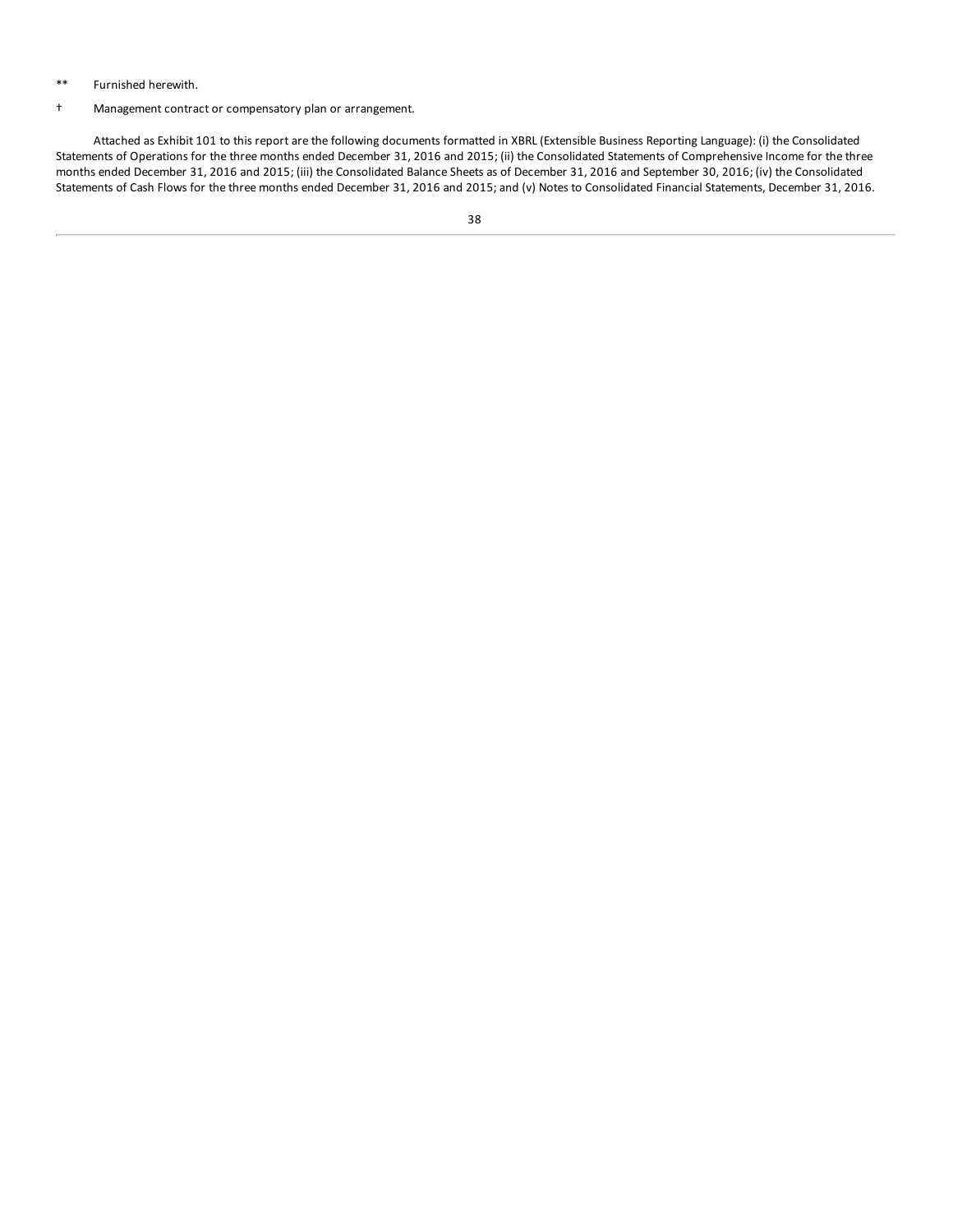** Furnished herewith.

† Management contract or compensatory plan or arrangement.

Attached as Exhibit 101 to this report are the following documents formatted in XBRL (Extensible Business Reporting Language): (i) the Consolidated Statements of Operations for the three months ended December 31, 2016 and 2015; (ii) the Consolidated Statements of Comprehensive Income for the three months ended December 31, 2016 and 2015; (iii) the Consolidated Balance Sheets as of December 31, 2016 and September 30, 2016; (iv) the Consolidated Statements of Cash Flows for the three months ended December 31, 2016 and 2015; and (v) Notes to Consolidated Financial Statements, December 31, 2016.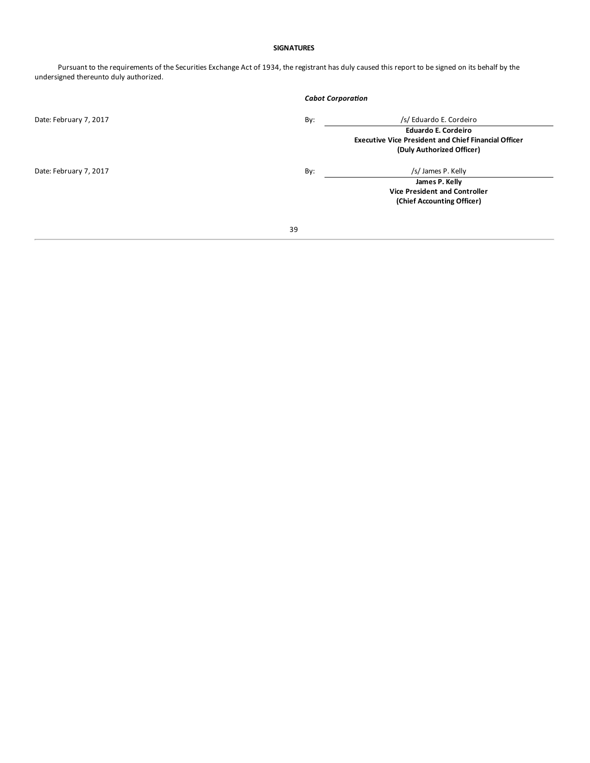**SIGNATURES**

Pursuant to the requirements of the Securities Exchange Act of 1934, the registrant has duly caused this report to be signed on its behalf by the undersigned thereunto duly authorized.

*Cabot Corporation*

| | | |
|---|---|---|
| Date: February 7, 2017 | By: | /s/ Eduardo E. Cordeiro |
| | | **Eduardo E. Cordeiro** |
| | | **Executive Vice President and Chief Financial Officer** |
| | | **(Duly Authorized Officer)** |
| Date: February 7, 2017 | By: | /s/ James P. Kelly |
| | | **James P. Kelly** |
| | | **Vice President and Controller** |
| | | **(Chief Accounting Officer)** |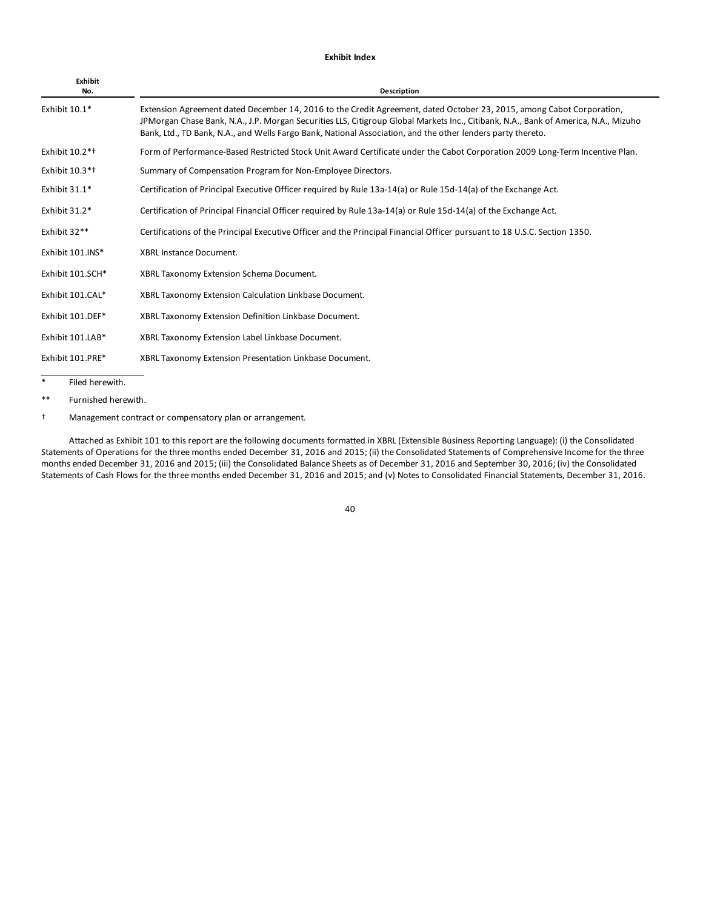**Exhibit Index**

| Exhibit No. | Description |
|---|---|
| Exhibit 10.1* | Extension Agreement dated December 14, 2016 to the Credit Agreement, dated October 23, 2015, among Cabot Corporation, JPMorgan Chase Bank, N.A., J.P. Morgan Securities LLS, Citigroup Global Markets Inc., Citibank, N.A., Bank of America, N.A., Mizuho Bank, Ltd., TD Bank, N.A., and Wells Fargo Bank, National Association, and the other lenders party thereto. |
| Exhibit 10.2*† | Form of Performance-Based Restricted Stock Unit Award Certificate under the Cabot Corporation 2009 Long-Term Incentive Plan. |
| Exhibit 10.3*† | Summary of Compensation Program for Non-Employee Directors. |
| Exhibit 31.1* | Certification of Principal Executive Officer required by Rule 13a-14(a) or Rule 15d-14(a) of the Exchange Act. |
| Exhibit 31.2* | Certification of Principal Financial Officer required by Rule 13a-14(a) or Rule 15d-14(a) of the Exchange Act. |
| Exhibit 32** | Certifications of the Principal Executive Officer and the Principal Financial Officer pursuant to 18 U.S.C. Section 1350. |
| Exhibit 101.INS* | XBRL Instance Document. |
| Exhibit 101.SCH* | XBRL Taxonomy Extension Schema Document. |
| Exhibit 101.CAL* | XBRL Taxonomy Extension Calculation Linkbase Document. |
| Exhibit 101.DEF* | XBRL Taxonomy Extension Definition Linkbase Document. |
| Exhibit 101.LAB* | XBRL Taxonomy Extension Label Linkbase Document. |
| Exhibit 101.PRE* | XBRL Taxonomy Extension Presentation Linkbase Document. |

\* Filed herewith.

** Furnished herewith.

† Management contract or compensatory plan or arrangement.

Attached as Exhibit 101 to this report are the following documents formatted in XBRL (Extensible Business Reporting Language): (i) the Consolidated Statements of Operations for the three months ended December 31, 2016 and 2015; (ii) the Consolidated Statements of Comprehensive Income for the three months ended December 31, 2016 and 2015; (iii) the Consolidated Balance Sheets as of December 31, 2016 and September 30, 2016; (iv) the Consolidated Statements of Cash Flows for the three months ended December 31, 2016 and 2015; and (v) Notes to Consolidated Financial Statements, December 31, 2016.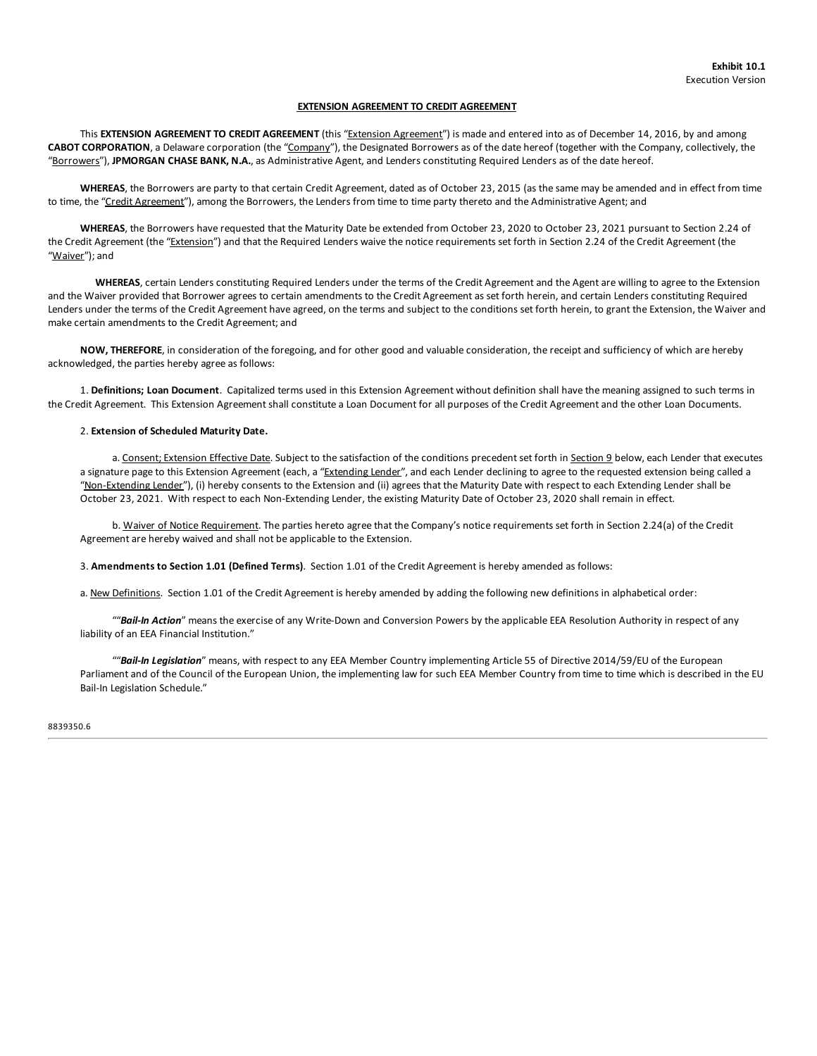**Exhibit 10.1**
Execution Version

**EXTENSION AGREEMENT TO CREDIT AGREEMENT**

This **EXTENSION AGREEMENT TO CREDIT AGREEMENT** (this "Extension Agreement") is made and entered into as of December 14, 2016, by and among **CABOT CORPORATION**, a Delaware corporation (the "Company"), the Designated Borrowers as of the date hereof (together with the Company, collectively, the "Borrowers"), **JPMORGAN CHASE BANK, N.A.**, as Administrative Agent, and Lenders constituting Required Lenders as of the date hereof.

**WHEREAS**, the Borrowers are party to that certain Credit Agreement, dated as of October 23, 2015 (as the same may be amended and in effect from time to time, the "Credit Agreement"), among the Borrowers, the Lenders from time to time party thereto and the Administrative Agent; and

**WHEREAS**, the Borrowers have requested that the Maturity Date be extended from October 23, 2020 to October 23, 2021 pursuant to Section 2.24 of the Credit Agreement (the "Extension") and that the Required Lenders waive the notice requirements set forth in Section 2.24 of the Credit Agreement (the "Waiver"); and

**WHEREAS**, certain Lenders constituting Required Lenders under the terms of the Credit Agreement and the Agent are willing to agree to the Extension and the Waiver provided that Borrower agrees to certain amendments to the Credit Agreement as set forth herein, and certain Lenders constituting Required Lenders under the terms of the Credit Agreement have agreed, on the terms and subject to the conditions set forth herein, to grant the Extension, the Waiver and make certain amendments to the Credit Agreement; and

**NOW, THEREFORE**, in consideration of the foregoing, and for other good and valuable consideration, the receipt and sufficiency of which are hereby acknowledged, the parties hereby agree as follows:

1. **Definitions; Loan Document**. Capitalized terms used in this Extension Agreement without definition shall have the meaning assigned to such terms in the Credit Agreement. This Extension Agreement shall constitute a Loan Document for all purposes of the Credit Agreement and the other Loan Documents.

2. **Extension of Scheduled Maturity Date.**

a. Consent; Extension Effective Date. Subject to the satisfaction of the conditions precedent set forth in Section 9 below, each Lender that executes a signature page to this Extension Agreement (each, a "Extending Lender", and each Lender declining to agree to the requested extension being called a "Non-Extending Lender"), (i) hereby consents to the Extension and (ii) agrees that the Maturity Date with respect to each Extending Lender shall be October 23, 2021. With respect to each Non-Extending Lender, the existing Maturity Date of October 23, 2020 shall remain in effect.

b. Waiver of Notice Requirement. The parties hereto agree that the Company's notice requirements set forth in Section 2.24(a) of the Credit Agreement are hereby waived and shall not be applicable to the Extension.

3. **Amendments to Section 1.01 (Defined Terms)**. Section 1.01 of the Credit Agreement is hereby amended as follows:

a. New Definitions. Section 1.01 of the Credit Agreement is hereby amended by adding the following new definitions in alphabetical order:

""***Bail-In Action***" means the exercise of any Write-Down and Conversion Powers by the applicable EEA Resolution Authority in respect of any liability of an EEA Financial Institution."

""***Bail-In Legislation***" means, with respect to any EEA Member Country implementing Article 55 of Directive 2014/59/EU of the European Parliament and of the Council of the European Union, the implementing law for such EEA Member Country from time to time which is described in the EU Bail-In Legislation Schedule."

8839350.6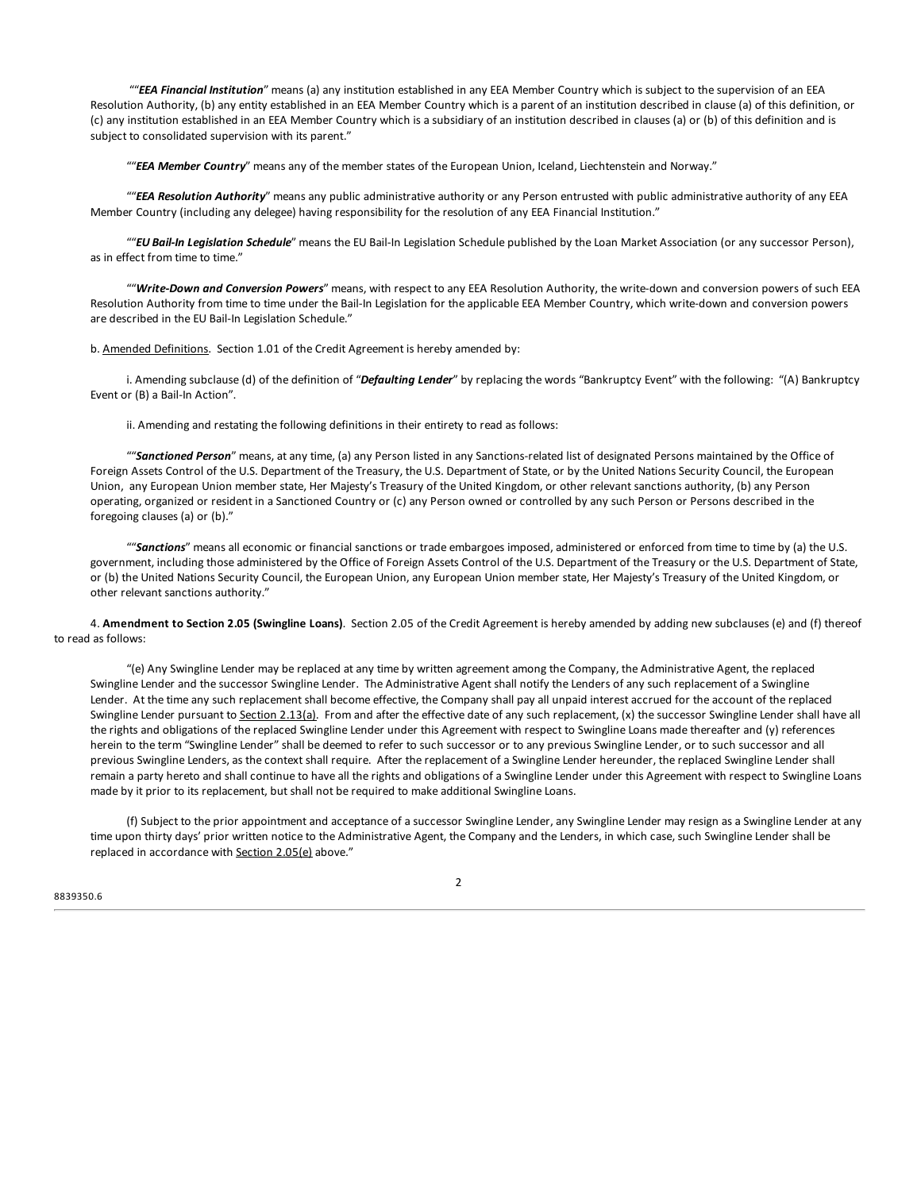""***EEA Financial Institution***" means (a) any institution established in any EEA Member Country which is subject to the supervision of an EEA Resolution Authority, (b) any entity established in an EEA Member Country which is a parent of an institution described in clause (a) of this definition, or (c) any institution established in an EEA Member Country which is a subsidiary of an institution described in clauses (a) or (b) of this definition and is subject to consolidated supervision with its parent."

""***EEA Member Country***" means any of the member states of the European Union, Iceland, Liechtenstein and Norway."

""***EEA Resolution Authority***" means any public administrative authority or any Person entrusted with public administrative authority of any EEA Member Country (including any delegee) having responsibility for the resolution of any EEA Financial Institution."

""***EU Bail-In Legislation Schedule***" means the EU Bail-In Legislation Schedule published by the Loan Market Association (or any successor Person), as in effect from time to time."

""***Write-Down and Conversion Powers***" means, with respect to any EEA Resolution Authority, the write-down and conversion powers of such EEA Resolution Authority from time to time under the Bail-In Legislation for the applicable EEA Member Country, which write-down and conversion powers are described in the EU Bail-In Legislation Schedule."

b. Amended Definitions. Section 1.01 of the Credit Agreement is hereby amended by:

i. Amending subclause (d) of the definition of "***Defaulting Lender***" by replacing the words "Bankruptcy Event" with the following: "(A) Bankruptcy Event or (B) a Bail-In Action".

ii. Amending and restating the following definitions in their entirety to read as follows:

""***Sanctioned Person***" means, at any time, (a) any Person listed in any Sanctions-related list of designated Persons maintained by the Office of Foreign Assets Control of the U.S. Department of the Treasury, the U.S. Department of State, or by the United Nations Security Council, the European Union, any European Union member state, Her Majesty's Treasury of the United Kingdom, or other relevant sanctions authority, (b) any Person operating, organized or resident in a Sanctioned Country or (c) any Person owned or controlled by any such Person or Persons described in the foregoing clauses (a) or (b)."

""***Sanctions***" means all economic or financial sanctions or trade embargoes imposed, administered or enforced from time to time by (a) the U.S. government, including those administered by the Office of Foreign Assets Control of the U.S. Department of the Treasury or the U.S. Department of State, or (b) the United Nations Security Council, the European Union, any European Union member state, Her Majesty's Treasury of the United Kingdom, or other relevant sanctions authority."

4. **Amendment to Section 2.05 (Swingline Loans)**. Section 2.05 of the Credit Agreement is hereby amended by adding new subclauses (e) and (f) thereof to read as follows:

"(e) Any Swingline Lender may be replaced at any time by written agreement among the Company, the Administrative Agent, the replaced Swingline Lender and the successor Swingline Lender. The Administrative Agent shall notify the Lenders of any such replacement of a Swingline Lender. At the time any such replacement shall become effective, the Company shall pay all unpaid interest accrued for the account of the replaced Swingline Lender pursuant to Section 2.13(a). From and after the effective date of any such replacement, (x) the successor Swingline Lender shall have all the rights and obligations of the replaced Swingline Lender under this Agreement with respect to Swingline Loans made thereafter and (y) references herein to the term "Swingline Lender" shall be deemed to refer to such successor or to any previous Swingline Lender, or to such successor and all previous Swingline Lenders, as the context shall require. After the replacement of a Swingline Lender hereunder, the replaced Swingline Lender shall remain a party hereto and shall continue to have all the rights and obligations of a Swingline Lender under this Agreement with respect to Swingline Loans made by it prior to its replacement, but shall not be required to make additional Swingline Loans.

(f) Subject to the prior appointment and acceptance of a successor Swingline Lender, any Swingline Lender may resign as a Swingline Lender at any time upon thirty days' prior written notice to the Administrative Agent, the Company and the Lenders, in which case, such Swingline Lender shall be replaced in accordance with Section 2.05(e) above."

8839350.6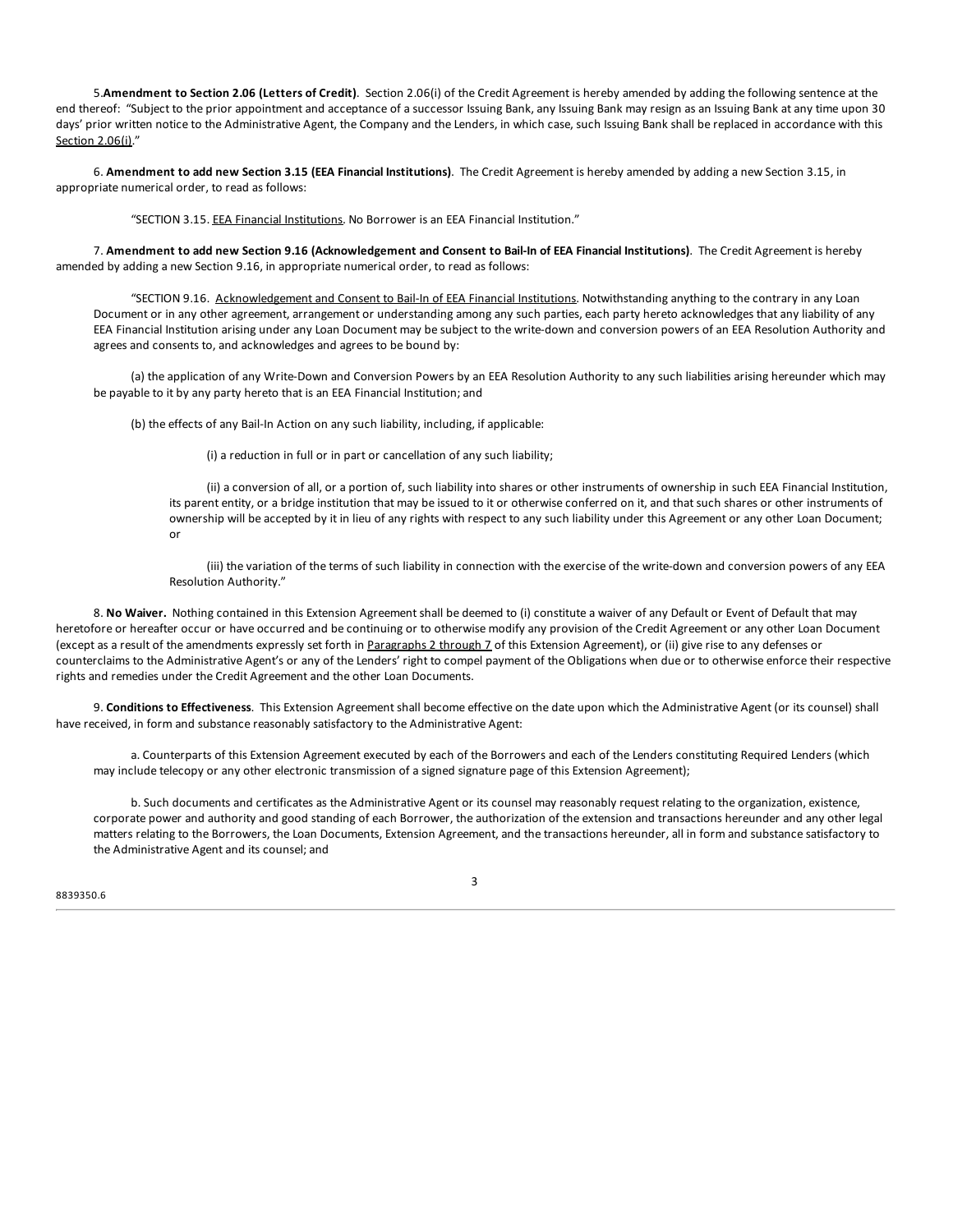5.**Amendment to Section 2.06 (Letters of Credit)**. Section 2.06(i) of the Credit Agreement is hereby amended by adding the following sentence at the end thereof: "Subject to the prior appointment and acceptance of a successor Issuing Bank, any Issuing Bank may resign as an Issuing Bank at any time upon 30 days' prior written notice to the Administrative Agent, the Company and the Lenders, in which case, such Issuing Bank shall be replaced in accordance with this Section 2.06(i)."

6. **Amendment to add new Section 3.15 (EEA Financial Institutions)**. The Credit Agreement is hereby amended by adding a new Section 3.15, in appropriate numerical order, to read as follows:

"SECTION 3.15. EEA Financial Institutions. No Borrower is an EEA Financial Institution."

7. **Amendment to add new Section 9.16 (Acknowledgement and Consent to Bail-In of EEA Financial Institutions)**. The Credit Agreement is hereby amended by adding a new Section 9.16, in appropriate numerical order, to read as follows:

"SECTION 9.16. Acknowledgement and Consent to Bail-In of EEA Financial Institutions. Notwithstanding anything to the contrary in any Loan Document or in any other agreement, arrangement or understanding among any such parties, each party hereto acknowledges that any liability of any EEA Financial Institution arising under any Loan Document may be subject to the write-down and conversion powers of an EEA Resolution Authority and agrees and consents to, and acknowledges and agrees to be bound by:

(a) the application of any Write-Down and Conversion Powers by an EEA Resolution Authority to any such liabilities arising hereunder which may be payable to it by any party hereto that is an EEA Financial Institution; and

(b) the effects of any Bail-In Action on any such liability, including, if applicable:

(i) a reduction in full or in part or cancellation of any such liability;

(ii) a conversion of all, or a portion of, such liability into shares or other instruments of ownership in such EEA Financial Institution, its parent entity, or a bridge institution that may be issued to it or otherwise conferred on it, and that such shares or other instruments of ownership will be accepted by it in lieu of any rights with respect to any such liability under this Agreement or any other Loan Document; or

(iii) the variation of the terms of such liability in connection with the exercise of the write-down and conversion powers of any EEA Resolution Authority."

8. **No Waiver.** Nothing contained in this Extension Agreement shall be deemed to (i) constitute a waiver of any Default or Event of Default that may heretofore or hereafter occur or have occurred and be continuing or to otherwise modify any provision of the Credit Agreement or any other Loan Document (except as a result of the amendments expressly set forth in Paragraphs 2 through 7 of this Extension Agreement), or (ii) give rise to any defenses or counterclaims to the Administrative Agent's or any of the Lenders' right to compel payment of the Obligations when due or to otherwise enforce their respective rights and remedies under the Credit Agreement and the other Loan Documents.

9. **Conditions to Effectiveness**. This Extension Agreement shall become effective on the date upon which the Administrative Agent (or its counsel) shall have received, in form and substance reasonably satisfactory to the Administrative Agent:

a. Counterparts of this Extension Agreement executed by each of the Borrowers and each of the Lenders constituting Required Lenders (which may include telecopy or any other electronic transmission of a signed signature page of this Extension Agreement);

b. Such documents and certificates as the Administrative Agent or its counsel may reasonably request relating to the organization, existence, corporate power and authority and good standing of each Borrower, the authorization of the extension and transactions hereunder and any other legal matters relating to the Borrowers, the Loan Documents, Extension Agreement, and the transactions hereunder, all in form and substance satisfactory to the Administrative Agent and its counsel; and

8839350.6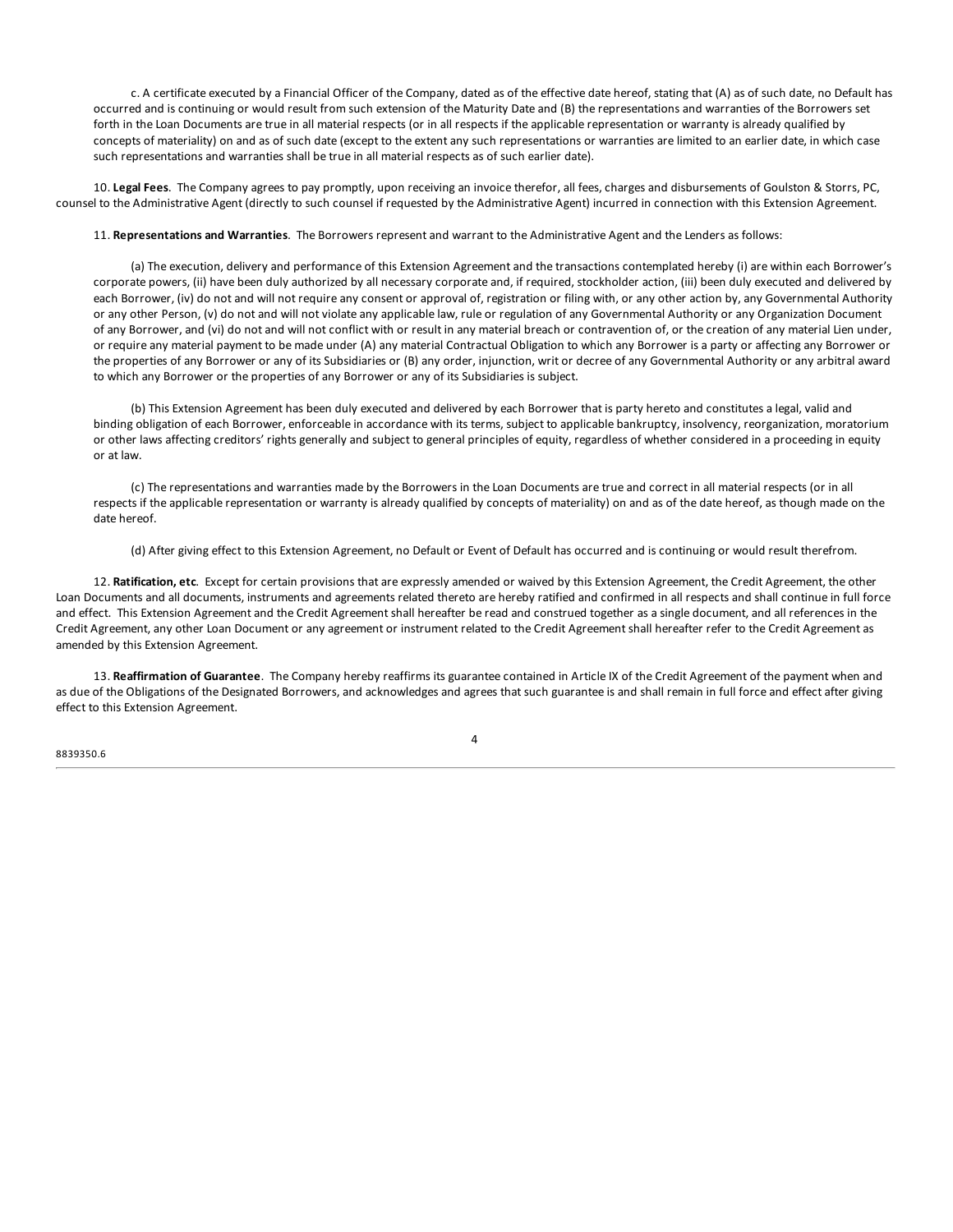c. A certificate executed by a Financial Officer of the Company, dated as of the effective date hereof, stating that (A) as of such date, no Default has occurred and is continuing or would result from such extension of the Maturity Date and (B) the representations and warranties of the Borrowers set forth in the Loan Documents are true in all material respects (or in all respects if the applicable representation or warranty is already qualified by concepts of materiality) on and as of such date (except to the extent any such representations or warranties are limited to an earlier date, in which case such representations and warranties shall be true in all material respects as of such earlier date).

10. **Legal Fees**. The Company agrees to pay promptly, upon receiving an invoice therefor, all fees, charges and disbursements of Goulston & Storrs, PC, counsel to the Administrative Agent (directly to such counsel if requested by the Administrative Agent) incurred in connection with this Extension Agreement.

11. **Representations and Warranties**. The Borrowers represent and warrant to the Administrative Agent and the Lenders as follows:

(a) The execution, delivery and performance of this Extension Agreement and the transactions contemplated hereby (i) are within each Borrower's corporate powers, (ii) have been duly authorized by all necessary corporate and, if required, stockholder action, (iii) been duly executed and delivered by each Borrower, (iv) do not and will not require any consent or approval of, registration or filing with, or any other action by, any Governmental Authority or any other Person, (v) do not and will not violate any applicable law, rule or regulation of any Governmental Authority or any Organization Document of any Borrower, and (vi) do not and will not conflict with or result in any material breach or contravention of, or the creation of any material Lien under, or require any material payment to be made under (A) any material Contractual Obligation to which any Borrower is a party or affecting any Borrower or the properties of any Borrower or any of its Subsidiaries or (B) any order, injunction, writ or decree of any Governmental Authority or any arbitral award to which any Borrower or the properties of any Borrower or any of its Subsidiaries is subject.

(b) This Extension Agreement has been duly executed and delivered by each Borrower that is party hereto and constitutes a legal, valid and binding obligation of each Borrower, enforceable in accordance with its terms, subject to applicable bankruptcy, insolvency, reorganization, moratorium or other laws affecting creditors' rights generally and subject to general principles of equity, regardless of whether considered in a proceeding in equity or at law.

(c) The representations and warranties made by the Borrowers in the Loan Documents are true and correct in all material respects (or in all respects if the applicable representation or warranty is already qualified by concepts of materiality) on and as of the date hereof, as though made on the date hereof.

(d) After giving effect to this Extension Agreement, no Default or Event of Default has occurred and is continuing or would result therefrom.

12. **Ratification, etc**. Except for certain provisions that are expressly amended or waived by this Extension Agreement, the Credit Agreement, the other Loan Documents and all documents, instruments and agreements related thereto are hereby ratified and confirmed in all respects and shall continue in full force and effect. This Extension Agreement and the Credit Agreement shall hereafter be read and construed together as a single document, and all references in the Credit Agreement, any other Loan Document or any agreement or instrument related to the Credit Agreement shall hereafter refer to the Credit Agreement as amended by this Extension Agreement.

13. **Reaffirmation of Guarantee**. The Company hereby reaffirms its guarantee contained in Article IX of the Credit Agreement of the payment when and as due of the Obligations of the Designated Borrowers, and acknowledges and agrees that such guarantee is and shall remain in full force and effect after giving effect to this Extension Agreement.

8839350.6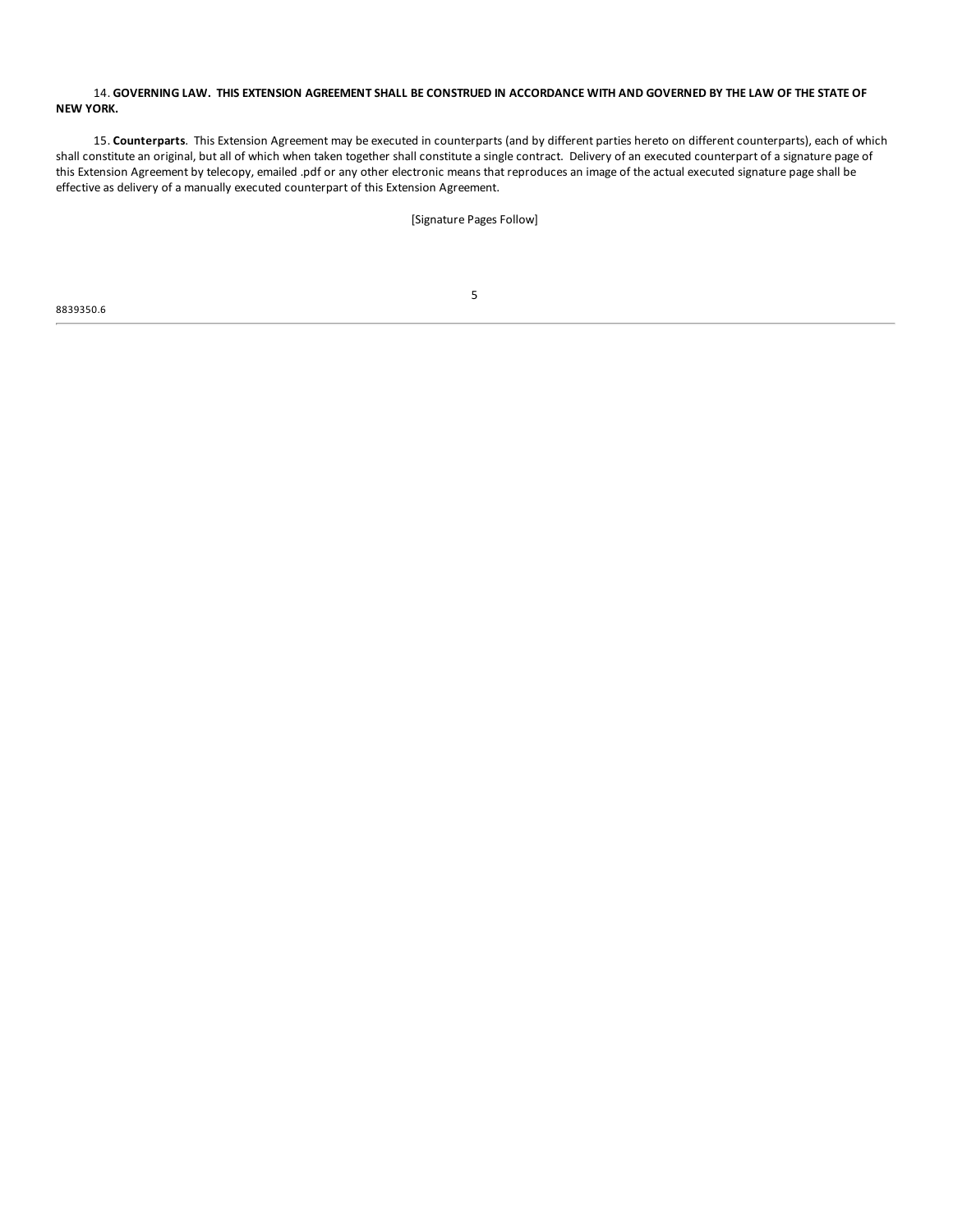14. **GOVERNING LAW. THIS EXTENSION AGREEMENT SHALL BE CONSTRUED IN ACCORDANCE WITH AND GOVERNED BY THE LAW OF THE STATE OF NEW YORK.**

15. **Counterparts**. This Extension Agreement may be executed in counterparts (and by different parties hereto on different counterparts), each of which shall constitute an original, but all of which when taken together shall constitute a single contract. Delivery of an executed counterpart of a signature page of this Extension Agreement by telecopy, emailed .pdf or any other electronic means that reproduces an image of the actual executed signature page shall be effective as delivery of a manually executed counterpart of this Extension Agreement.

[Signature Pages Follow]

8839350.6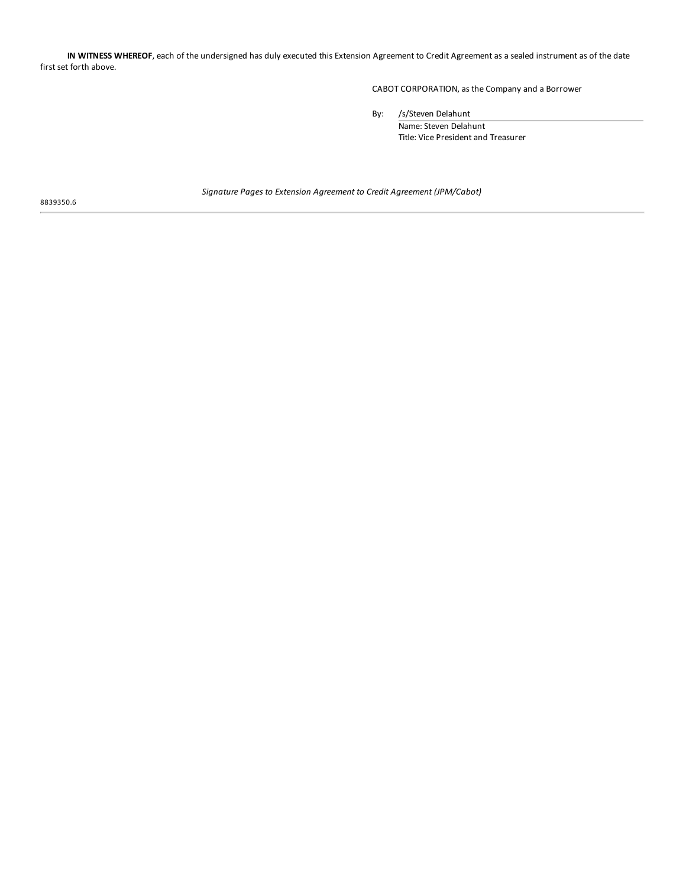**IN WITNESS WHEREOF**, each of the undersigned has duly executed this Extension Agreement to Credit Agreement as a sealed instrument as of the date first set forth above.

CABOT CORPORATION, as the Company and a Borrower

By: /s/Steven Delahunt
Name: Steven Delahunt
Title: Vice President and Treasurer

*Signature Pages to Extension Agreement to Credit Agreement (JPM/Cabot)*

8839350.6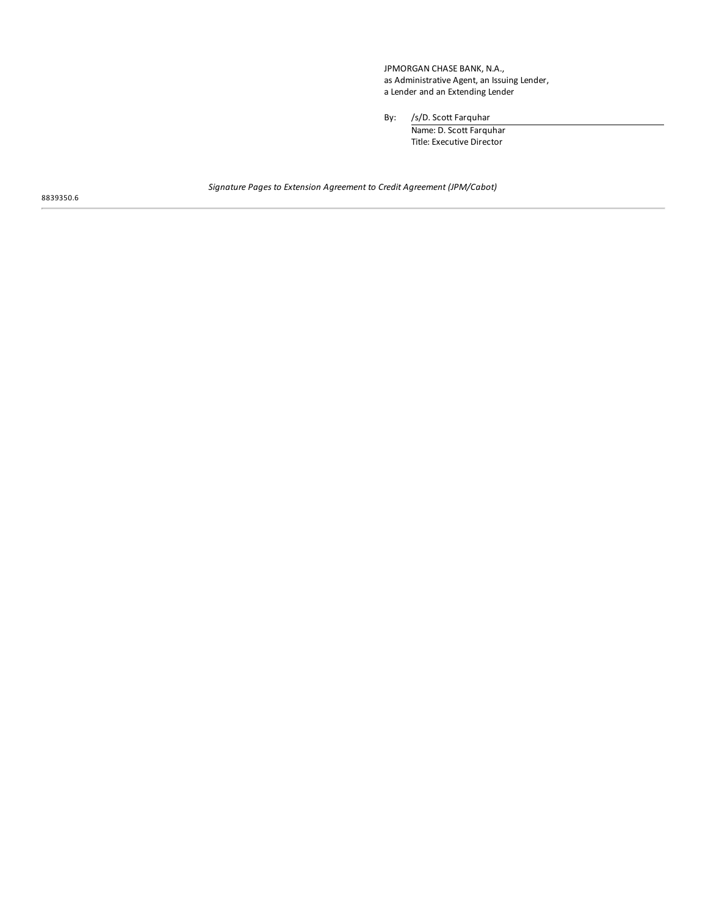JPMORGAN CHASE BANK, N.A.,
as Administrative Agent, an Issuing Lender,
a Lender and an Extending Lender

By: /s/D. Scott Farquhar
Name: D. Scott Farquhar
Title: Executive Director

*Signature Pages to Extension Agreement to Credit Agreement (JPM/Cabot)*

8839350.6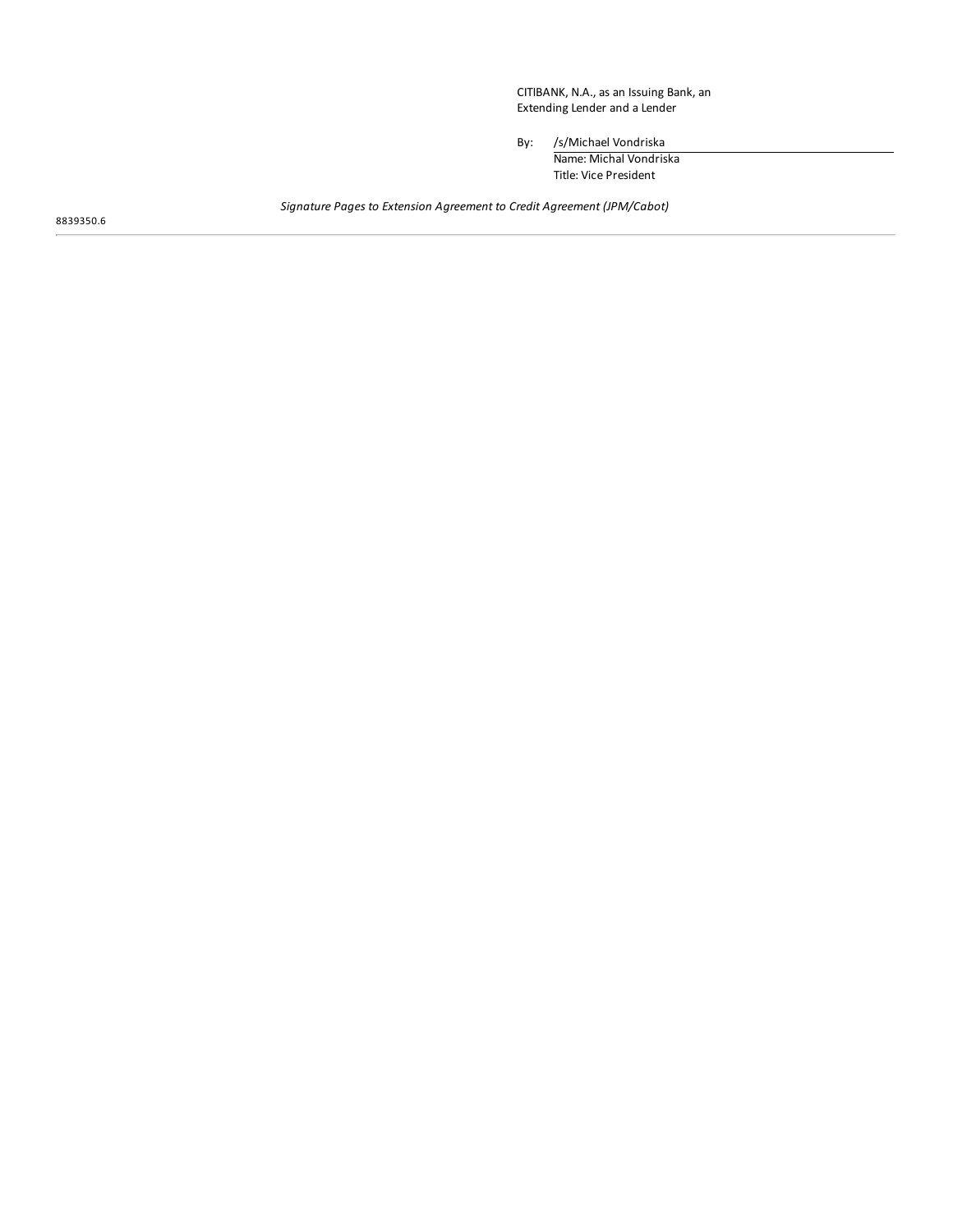CITIBANK, N.A., as an Issuing Bank, an Extending Lender and a Lender

By: /s/Michael Vondriska
Name: Michal Vondriska
Title: Vice President

*Signature Pages to Extension Agreement to Credit Agreement (JPM/Cabot)*

8839350.6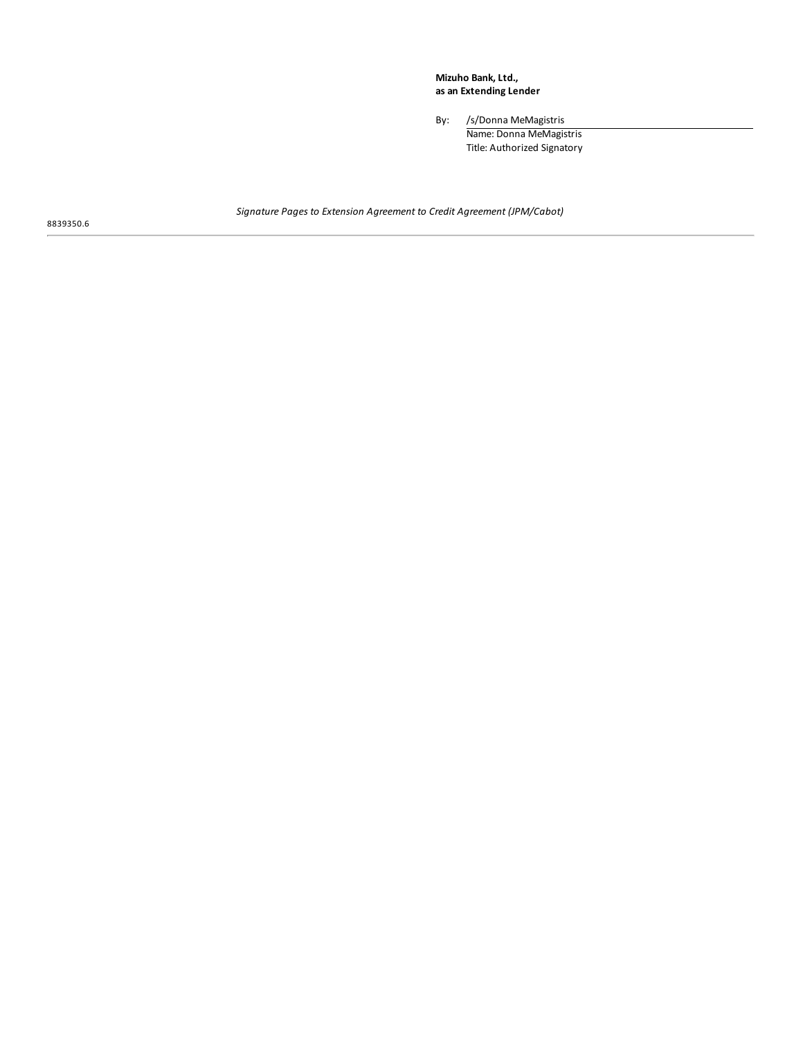**Mizuho Bank, Ltd.,**
**as an Extending Lender**

By: /s/Donna MeMagistris
Name: Donna MeMagistris
Title: Authorized Signatory

*Signature Pages to Extension Agreement to Credit Agreement (JPM/Cabot)*

8839350.6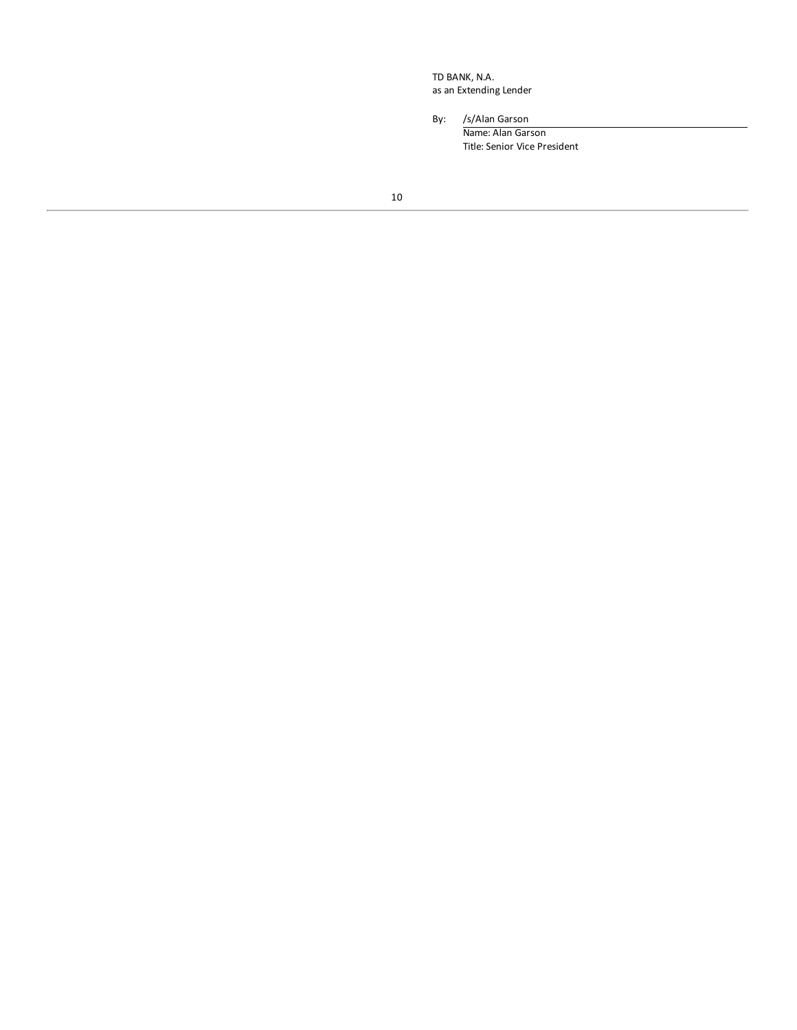TD BANK, N.A.
as an Extending Lender

By: /s/Alan Garson
Name: Alan Garson
Title: Senior Vice President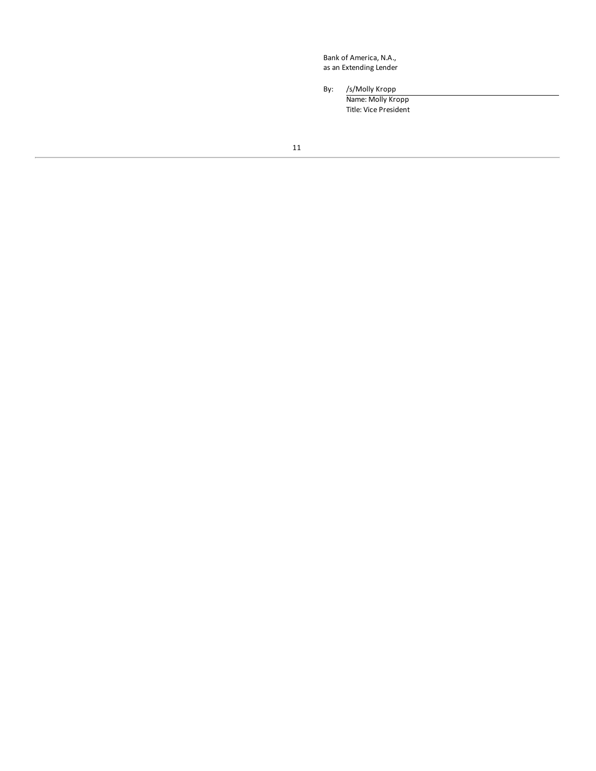Bank of America, N.A.,
as an Extending Lender

By: /s/Molly Kropp
Name: Molly Kropp
Title: Vice President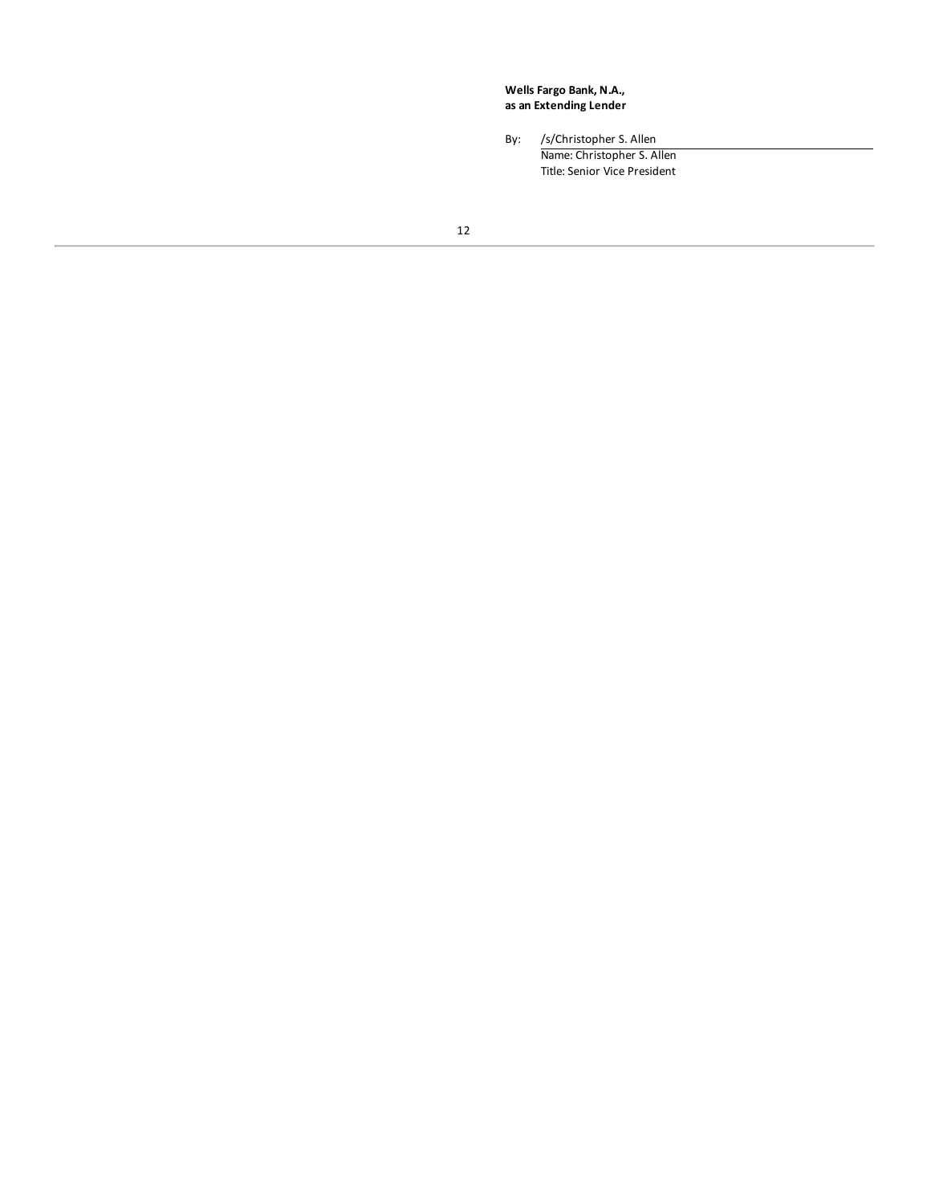**Wells Fargo Bank, N.A.,**
**as an Extending Lender**

By: /s/Christopher S. Allen
Name: Christopher S. Allen
Title: Senior Vice President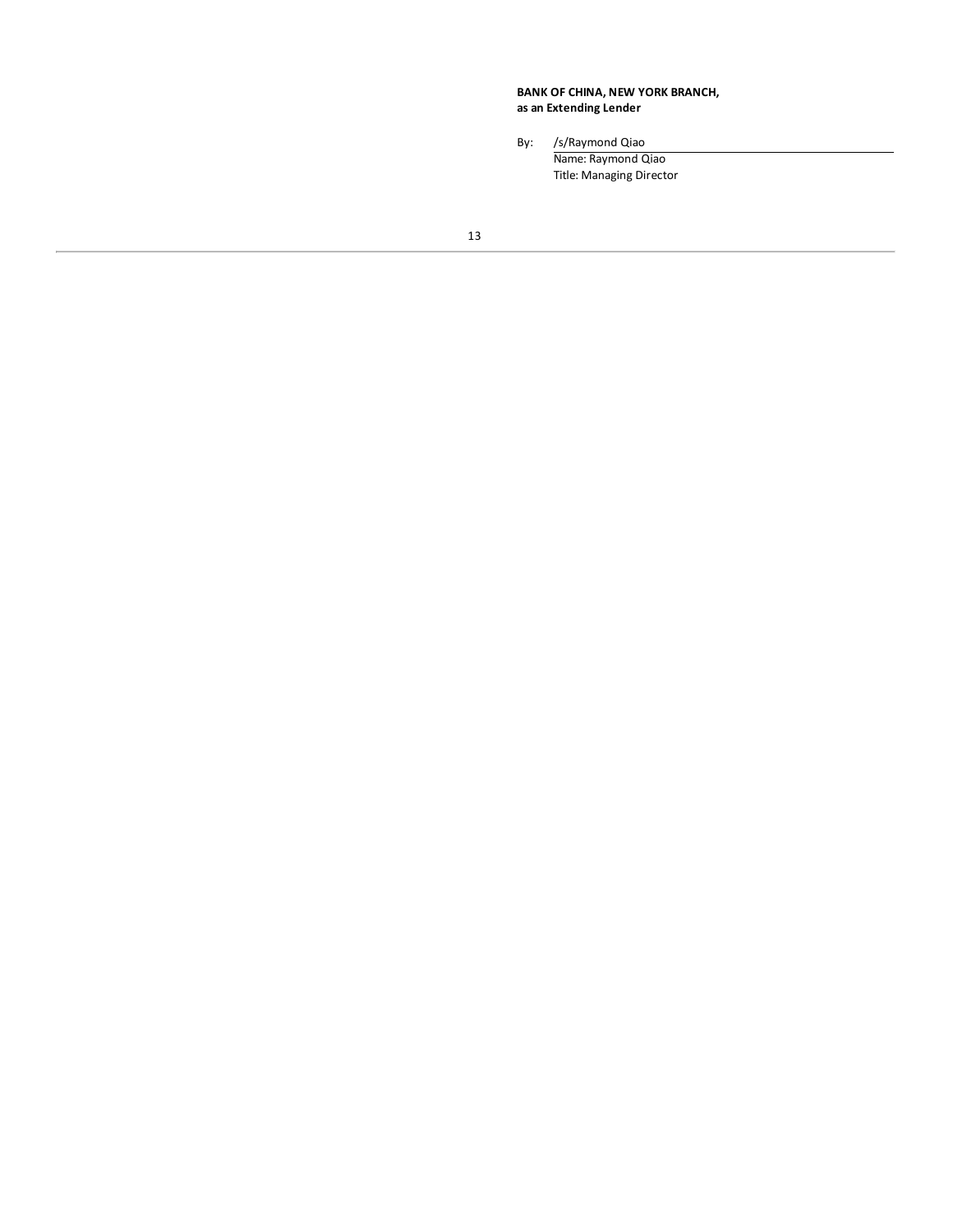**BANK OF CHINA, NEW YORK BRANCH,**
**as an Extending Lender**

By: /s/Raymond Qiao
Name: Raymond Qiao
Title: Managing Director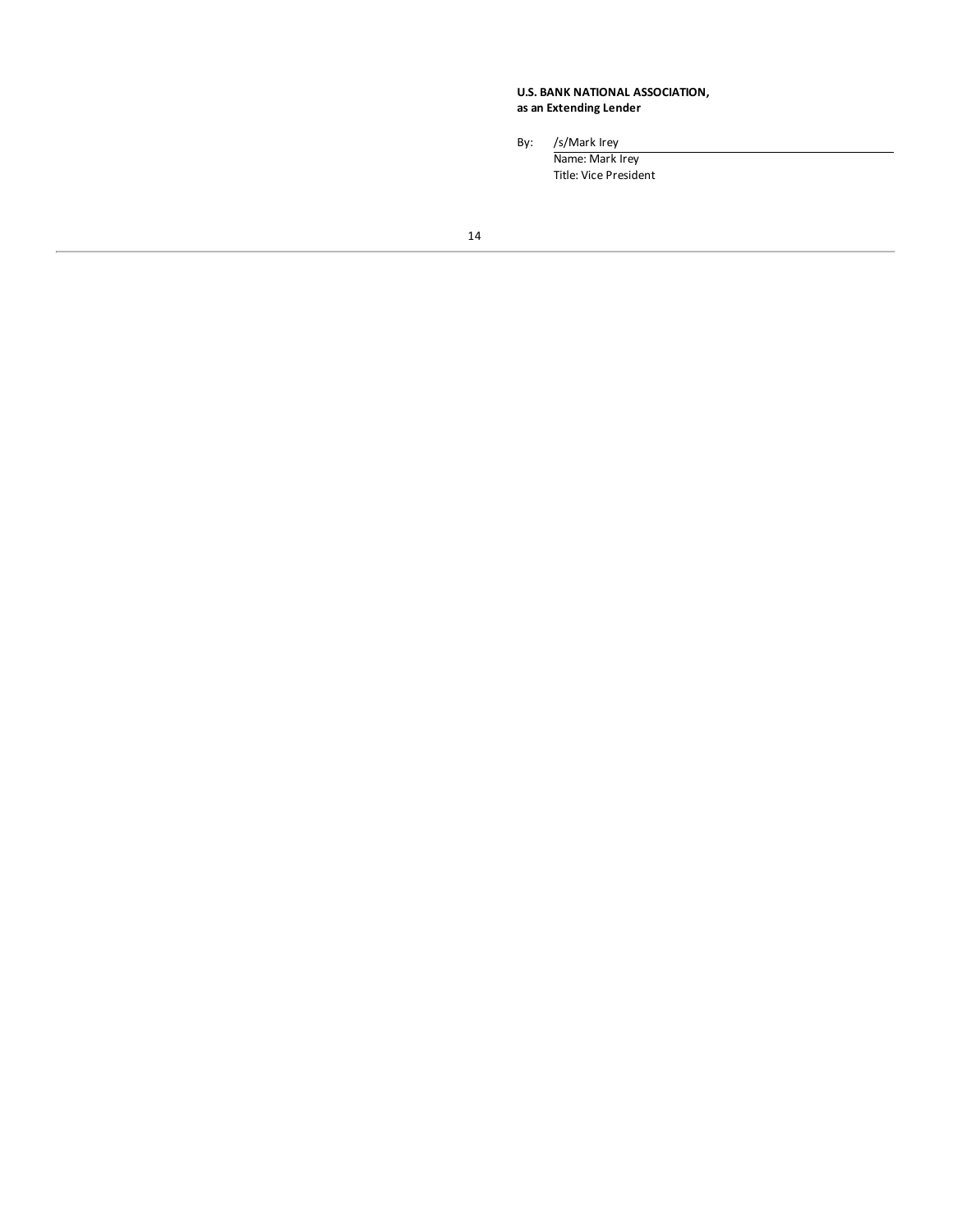**U.S. BANK NATIONAL ASSOCIATION,**
**as an Extending Lender**

By: /s/Mark Irey
Name: Mark Irey
Title: Vice President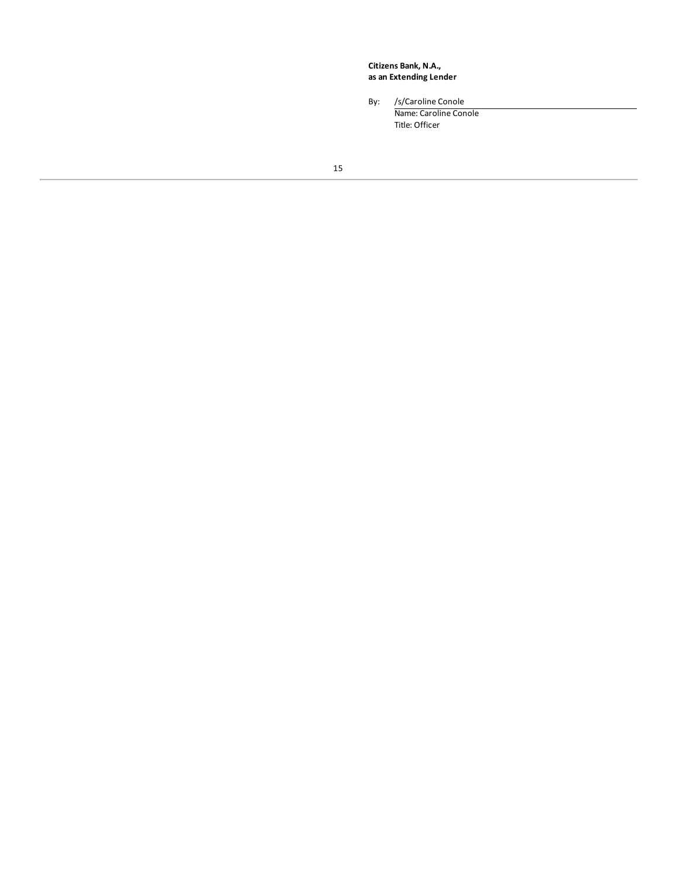**Citizens Bank, N.A.,**
**as an Extending Lender**

By: /s/Caroline Conole
Name: Caroline Conole
Title: Officer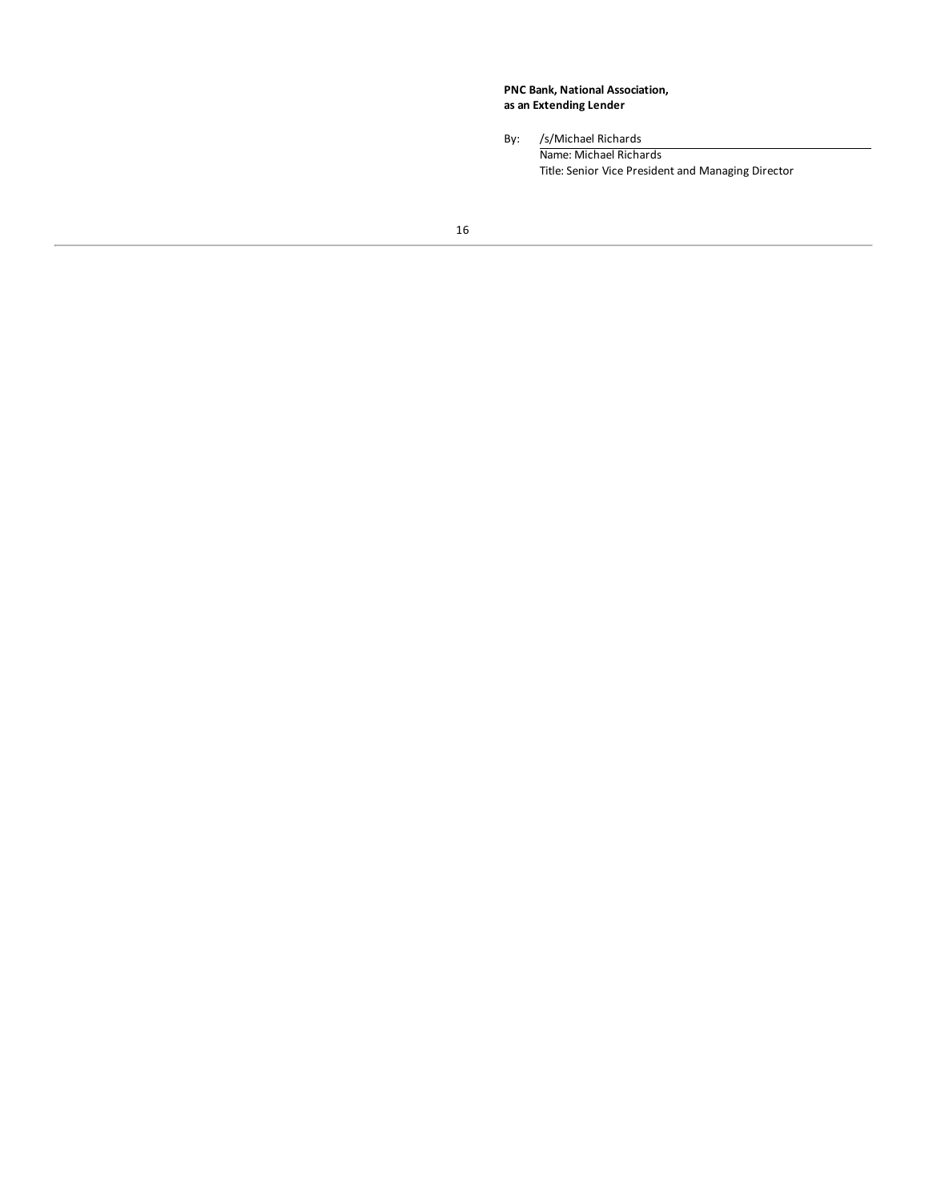**PNC Bank, National Association,**
**as an Extending Lender**

By: /s/Michael Richards
Name: Michael Richards
Title: Senior Vice President and Managing Director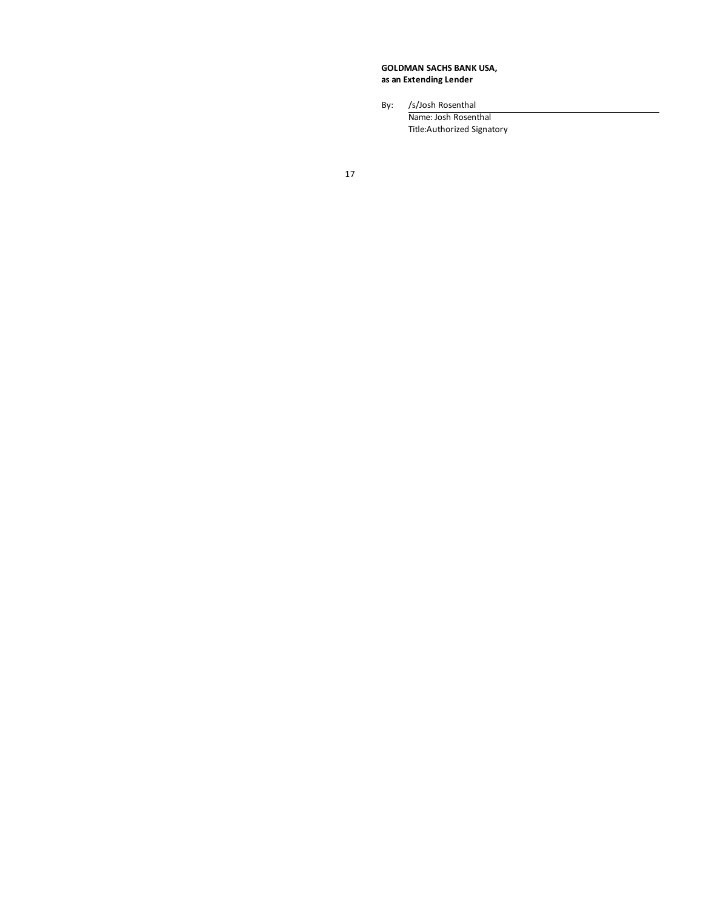**GOLDMAN SACHS BANK USA,**
**as an Extending Lender**

By: /s/Josh Rosenthal
Name: Josh Rosenthal
Title:Authorized Signatory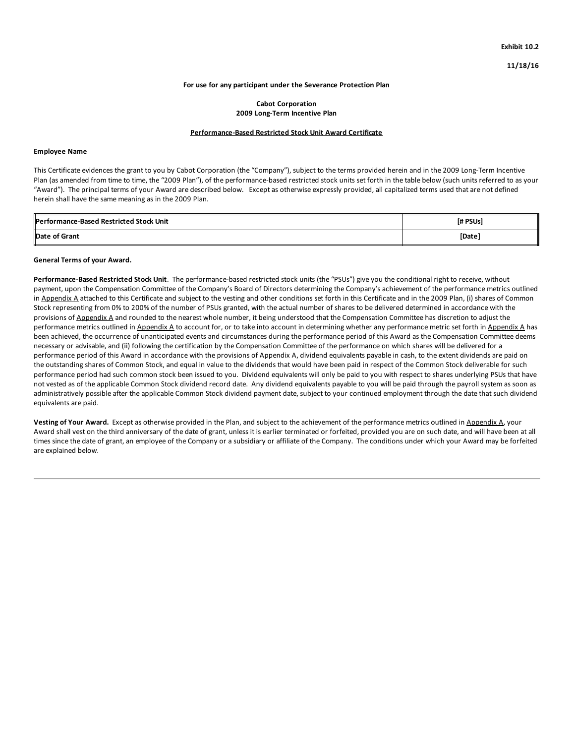**Exhibit 10.2**

**11/18/16**

**For use for any participant under the Severance Protection Plan**

**Cabot Corporation**
**2009 Long-Term Incentive Plan**

**Performance-Based Restricted Stock Unit Award Certificate**

**Employee Name**

This Certificate evidences the grant to you by Cabot Corporation (the "Company"), subject to the terms provided herein and in the 2009 Long-Term Incentive Plan (as amended from time to time, the "2009 Plan"), of the performance-based restricted stock units set forth in the table below (such units referred to as your "Award"). The principal terms of your Award are described below. Except as otherwise expressly provided, all capitalized terms used that are not defined herein shall have the same meaning as in the 2009 Plan.

| | |
|---|---|
| **Performance-Based Restricted Stock Unit** | **[# PSUs]** |
| **Date of Grant** | **[Date]** |

**General Terms of your Award.**

**Performance-Based Restricted Stock Unit**. The performance-based restricted stock units (the "PSUs") give you the conditional right to receive, without payment, upon the Compensation Committee of the Company's Board of Directors determining the Company's achievement of the performance metrics outlined in Appendix A attached to this Certificate and subject to the vesting and other conditions set forth in this Certificate and in the 2009 Plan, (i) shares of Common Stock representing from 0% to 200% of the number of PSUs granted, with the actual number of shares to be delivered determined in accordance with the provisions of Appendix A and rounded to the nearest whole number, it being understood that the Compensation Committee has discretion to adjust the performance metrics outlined in Appendix A to account for, or to take into account in determining whether any performance metric set forth in Appendix A has been achieved, the occurrence of unanticipated events and circumstances during the performance period of this Award as the Compensation Committee deems necessary or advisable, and (ii) following the certification by the Compensation Committee of the performance on which shares will be delivered for a performance period of this Award in accordance with the provisions of Appendix A, dividend equivalents payable in cash, to the extent dividends are paid on the outstanding shares of Common Stock, and equal in value to the dividends that would have been paid in respect of the Common Stock deliverable for such performance period had such common stock been issued to you. Dividend equivalents will only be paid to you with respect to shares underlying PSUs that have not vested as of the applicable Common Stock dividend record date. Any dividend equivalents payable to you will be paid through the payroll system as soon as administratively possible after the applicable Common Stock dividend payment date, subject to your continued employment through the date that such dividend equivalents are paid.

**Vesting of Your Award.** Except as otherwise provided in the Plan, and subject to the achievement of the performance metrics outlined in Appendix A, your Award shall vest on the third anniversary of the date of grant, unless it is earlier terminated or forfeited, provided you are on such date, and will have been at all times since the date of grant, an employee of the Company or a subsidiary or affiliate of the Company. The conditions under which your Award may be forfeited are explained below.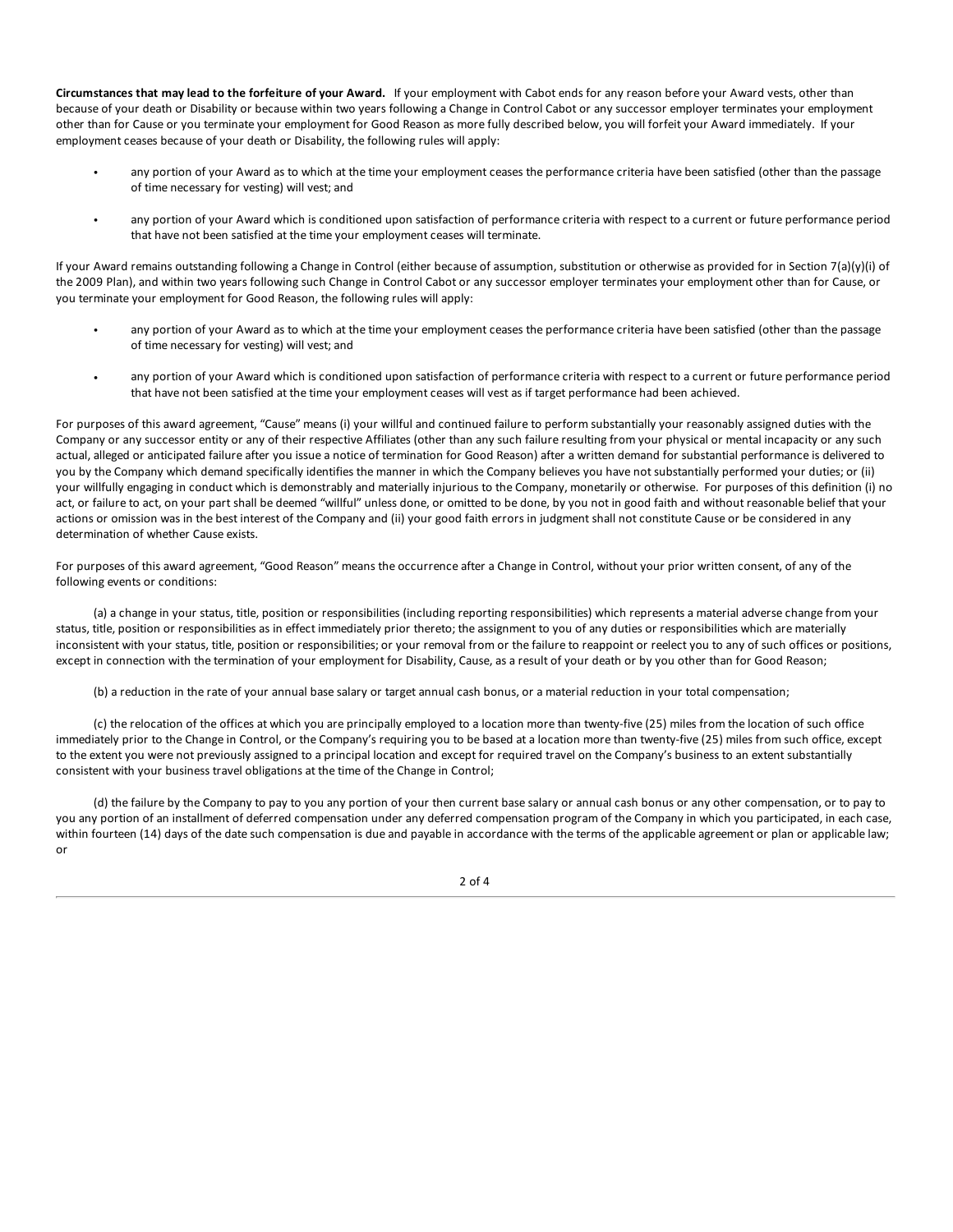**Circumstances that may lead to the forfeiture of your Award.** If your employment with Cabot ends for any reason before your Award vests, other than because of your death or Disability or because within two years following a Change in Control Cabot or any successor employer terminates your employment other than for Cause or you terminate your employment for Good Reason as more fully described below, you will forfeit your Award immediately. If your employment ceases because of your death or Disability, the following rules will apply:

- any portion of your Award as to which at the time your employment ceases the performance criteria have been satisfied (other than the passage of time necessary for vesting) will vest; and
- any portion of your Award which is conditioned upon satisfaction of performance criteria with respect to a current or future performance period that have not been satisfied at the time your employment ceases will terminate.

If your Award remains outstanding following a Change in Control (either because of assumption, substitution or otherwise as provided for in Section 7(a)(y)(i) of the 2009 Plan), and within two years following such Change in Control Cabot or any successor employer terminates your employment other than for Cause, or you terminate your employment for Good Reason, the following rules will apply:

- any portion of your Award as to which at the time your employment ceases the performance criteria have been satisfied (other than the passage of time necessary for vesting) will vest; and
- any portion of your Award which is conditioned upon satisfaction of performance criteria with respect to a current or future performance period that have not been satisfied at the time your employment ceases will vest as if target performance had been achieved.

For purposes of this award agreement, "Cause" means (i) your willful and continued failure to perform substantially your reasonably assigned duties with the Company or any successor entity or any of their respective Affiliates (other than any such failure resulting from your physical or mental incapacity or any such actual, alleged or anticipated failure after you issue a notice of termination for Good Reason) after a written demand for substantial performance is delivered to you by the Company which demand specifically identifies the manner in which the Company believes you have not substantially performed your duties; or (ii) your willfully engaging in conduct which is demonstrably and materially injurious to the Company, monetarily or otherwise. For purposes of this definition (i) no act, or failure to act, on your part shall be deemed "willful" unless done, or omitted to be done, by you not in good faith and without reasonable belief that your actions or omission was in the best interest of the Company and (ii) your good faith errors in judgment shall not constitute Cause or be considered in any determination of whether Cause exists.

For purposes of this award agreement, "Good Reason" means the occurrence after a Change in Control, without your prior written consent, of any of the following events or conditions:

(a) a change in your status, title, position or responsibilities (including reporting responsibilities) which represents a material adverse change from your status, title, position or responsibilities as in effect immediately prior thereto; the assignment to you of any duties or responsibilities which are materially inconsistent with your status, title, position or responsibilities; or your removal from or the failure to reappoint or reelect you to any of such offices or positions, except in connection with the termination of your employment for Disability, Cause, as a result of your death or by you other than for Good Reason;

(b) a reduction in the rate of your annual base salary or target annual cash bonus, or a material reduction in your total compensation;

(c) the relocation of the offices at which you are principally employed to a location more than twenty-five (25) miles from the location of such office immediately prior to the Change in Control, or the Company's requiring you to be based at a location more than twenty-five (25) miles from such office, except to the extent you were not previously assigned to a principal location and except for required travel on the Company's business to an extent substantially consistent with your business travel obligations at the time of the Change in Control;

(d) the failure by the Company to pay to you any portion of your then current base salary or annual cash bonus or any other compensation, or to pay to you any portion of an installment of deferred compensation under any deferred compensation program of the Company in which you participated, in each case, within fourteen (14) days of the date such compensation is due and payable in accordance with the terms of the applicable agreement or plan or applicable law; or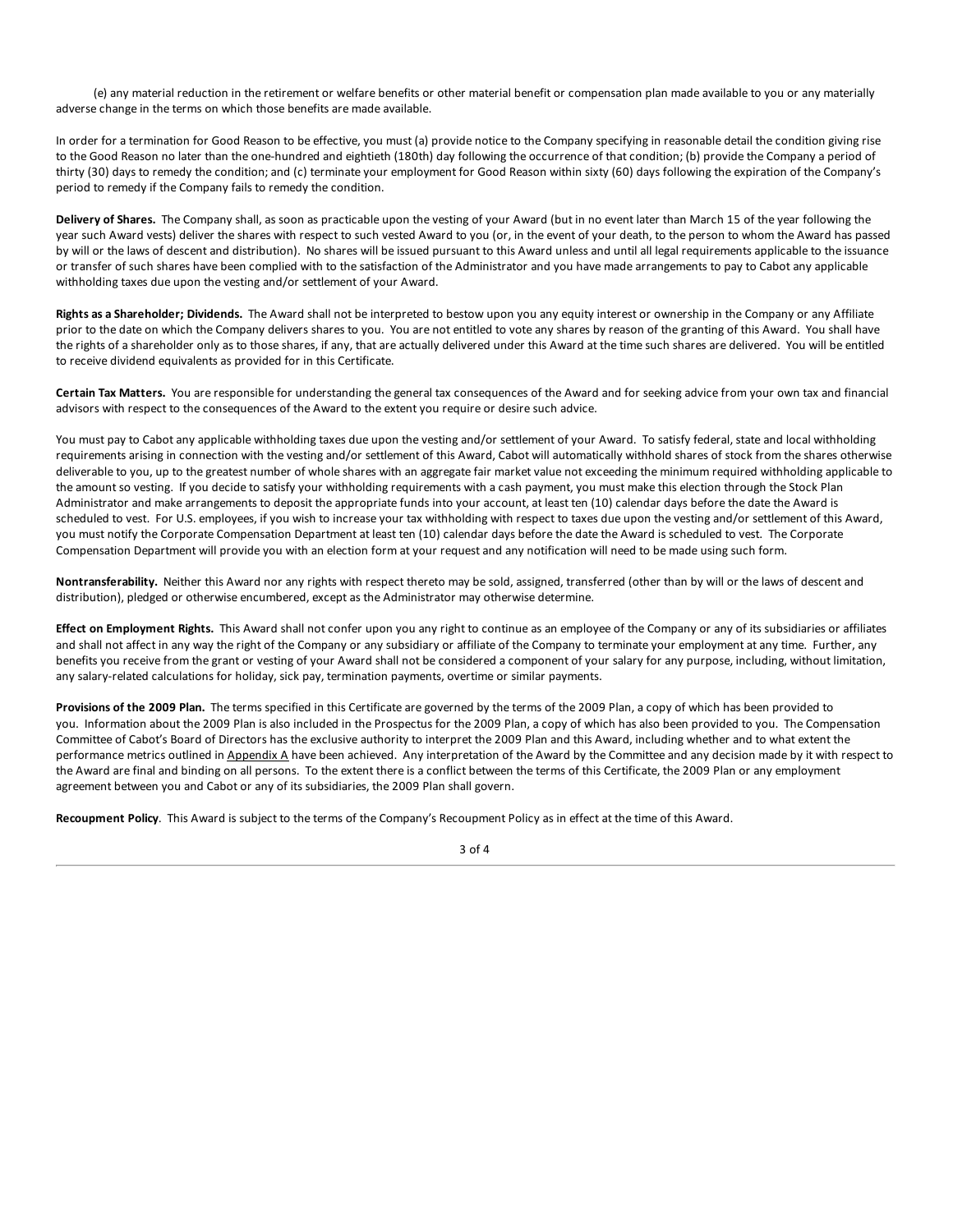(e) any material reduction in the retirement or welfare benefits or other material benefit or compensation plan made available to you or any materially adverse change in the terms on which those benefits are made available.

In order for a termination for Good Reason to be effective, you must (a) provide notice to the Company specifying in reasonable detail the condition giving rise to the Good Reason no later than the one-hundred and eightieth (180th) day following the occurrence of that condition; (b) provide the Company a period of thirty (30) days to remedy the condition; and (c) terminate your employment for Good Reason within sixty (60) days following the expiration of the Company's period to remedy if the Company fails to remedy the condition.

**Delivery of Shares.** The Company shall, as soon as practicable upon the vesting of your Award (but in no event later than March 15 of the year following the year such Award vests) deliver the shares with respect to such vested Award to you (or, in the event of your death, to the person to whom the Award has passed by will or the laws of descent and distribution). No shares will be issued pursuant to this Award unless and until all legal requirements applicable to the issuance or transfer of such shares have been complied with to the satisfaction of the Administrator and you have made arrangements to pay to Cabot any applicable withholding taxes due upon the vesting and/or settlement of your Award.

**Rights as a Shareholder; Dividends.** The Award shall not be interpreted to bestow upon you any equity interest or ownership in the Company or any Affiliate prior to the date on which the Company delivers shares to you. You are not entitled to vote any shares by reason of the granting of this Award. You shall have the rights of a shareholder only as to those shares, if any, that are actually delivered under this Award at the time such shares are delivered. You will be entitled to receive dividend equivalents as provided for in this Certificate.

**Certain Tax Matters.** You are responsible for understanding the general tax consequences of the Award and for seeking advice from your own tax and financial advisors with respect to the consequences of the Award to the extent you require or desire such advice.

You must pay to Cabot any applicable withholding taxes due upon the vesting and/or settlement of your Award. To satisfy federal, state and local withholding requirements arising in connection with the vesting and/or settlement of this Award, Cabot will automatically withhold shares of stock from the shares otherwise deliverable to you, up to the greatest number of whole shares with an aggregate fair market value not exceeding the minimum required withholding applicable to the amount so vesting. If you decide to satisfy your withholding requirements with a cash payment, you must make this election through the Stock Plan Administrator and make arrangements to deposit the appropriate funds into your account, at least ten (10) calendar days before the date the Award is scheduled to vest. For U.S. employees, if you wish to increase your tax withholding with respect to taxes due upon the vesting and/or settlement of this Award, you must notify the Corporate Compensation Department at least ten (10) calendar days before the date the Award is scheduled to vest. The Corporate Compensation Department will provide you with an election form at your request and any notification will need to be made using such form.

**Nontransferability.** Neither this Award nor any rights with respect thereto may be sold, assigned, transferred (other than by will or the laws of descent and distribution), pledged or otherwise encumbered, except as the Administrator may otherwise determine.

**Effect on Employment Rights.** This Award shall not confer upon you any right to continue as an employee of the Company or any of its subsidiaries or affiliates and shall not affect in any way the right of the Company or any subsidiary or affiliate of the Company to terminate your employment at any time. Further, any benefits you receive from the grant or vesting of your Award shall not be considered a component of your salary for any purpose, including, without limitation, any salary-related calculations for holiday, sick pay, termination payments, overtime or similar payments.

**Provisions of the 2009 Plan.** The terms specified in this Certificate are governed by the terms of the 2009 Plan, a copy of which has been provided to you. Information about the 2009 Plan is also included in the Prospectus for the 2009 Plan, a copy of which has also been provided to you. The Compensation Committee of Cabot's Board of Directors has the exclusive authority to interpret the 2009 Plan and this Award, including whether and to what extent the performance metrics outlined in Appendix A have been achieved. Any interpretation of the Award by the Committee and any decision made by it with respect to the Award are final and binding on all persons. To the extent there is a conflict between the terms of this Certificate, the 2009 Plan or any employment agreement between you and Cabot or any of its subsidiaries, the 2009 Plan shall govern.

**Recoupment Policy**. This Award is subject to the terms of the Company's Recoupment Policy as in effect at the time of this Award.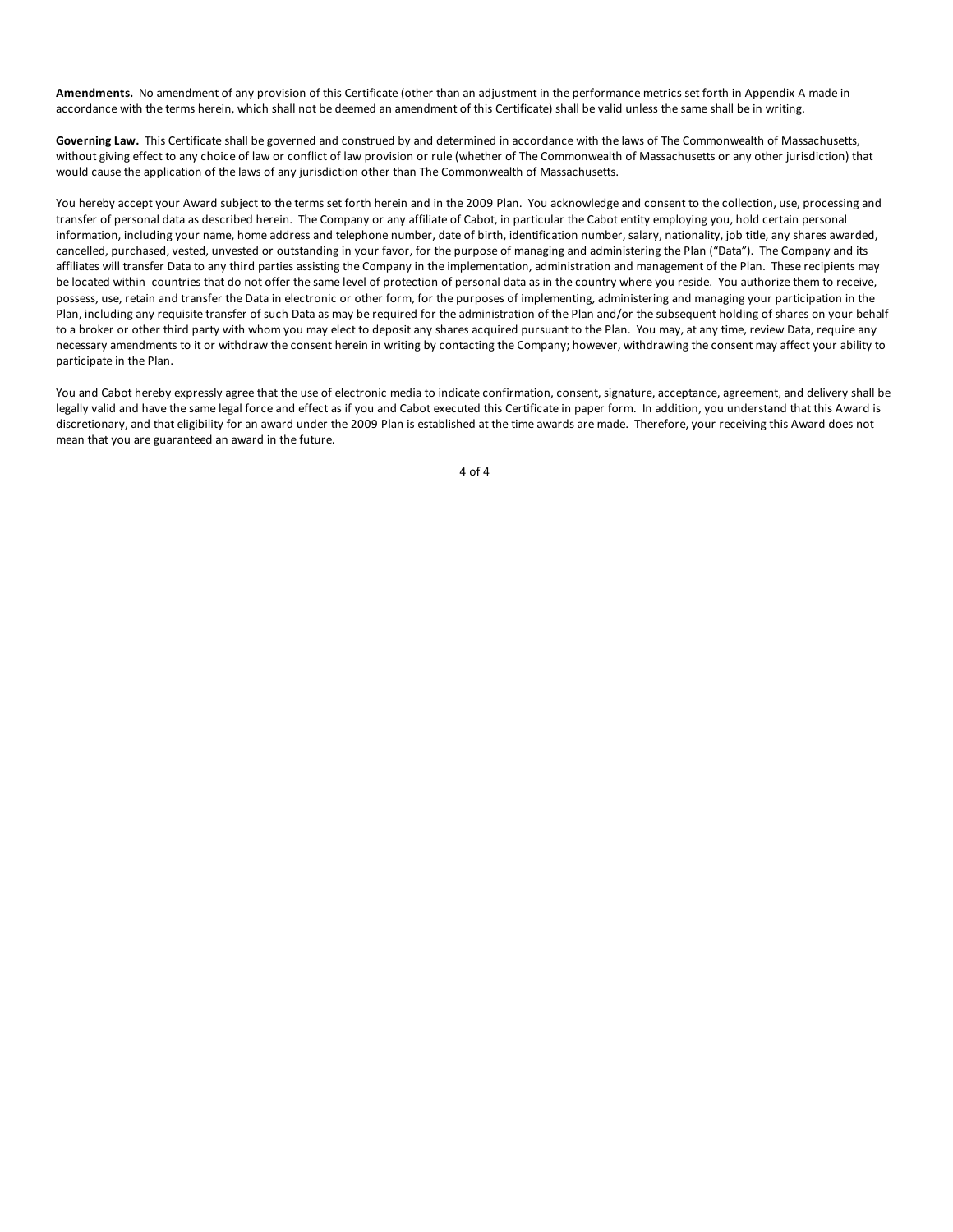**Amendments.** No amendment of any provision of this Certificate (other than an adjustment in the performance metrics set forth in Appendix A made in accordance with the terms herein, which shall not be deemed an amendment of this Certificate) shall be valid unless the same shall be in writing.

**Governing Law.** This Certificate shall be governed and construed by and determined in accordance with the laws of The Commonwealth of Massachusetts, without giving effect to any choice of law or conflict of law provision or rule (whether of The Commonwealth of Massachusetts or any other jurisdiction) that would cause the application of the laws of any jurisdiction other than The Commonwealth of Massachusetts.

You hereby accept your Award subject to the terms set forth herein and in the 2009 Plan. You acknowledge and consent to the collection, use, processing and transfer of personal data as described herein. The Company or any affiliate of Cabot, in particular the Cabot entity employing you, hold certain personal information, including your name, home address and telephone number, date of birth, identification number, salary, nationality, job title, any shares awarded, cancelled, purchased, vested, unvested or outstanding in your favor, for the purpose of managing and administering the Plan ("Data"). The Company and its affiliates will transfer Data to any third parties assisting the Company in the implementation, administration and management of the Plan. These recipients may be located within countries that do not offer the same level of protection of personal data as in the country where you reside. You authorize them to receive, possess, use, retain and transfer the Data in electronic or other form, for the purposes of implementing, administering and managing your participation in the Plan, including any requisite transfer of such Data as may be required for the administration of the Plan and/or the subsequent holding of shares on your behalf to a broker or other third party with whom you may elect to deposit any shares acquired pursuant to the Plan. You may, at any time, review Data, require any necessary amendments to it or withdraw the consent herein in writing by contacting the Company; however, withdrawing the consent may affect your ability to participate in the Plan.

You and Cabot hereby expressly agree that the use of electronic media to indicate confirmation, consent, signature, acceptance, agreement, and delivery shall be legally valid and have the same legal force and effect as if you and Cabot executed this Certificate in paper form. In addition, you understand that this Award is discretionary, and that eligibility for an award under the 2009 Plan is established at the time awards are made. Therefore, your receiving this Award does not mean that you are guaranteed an award in the future.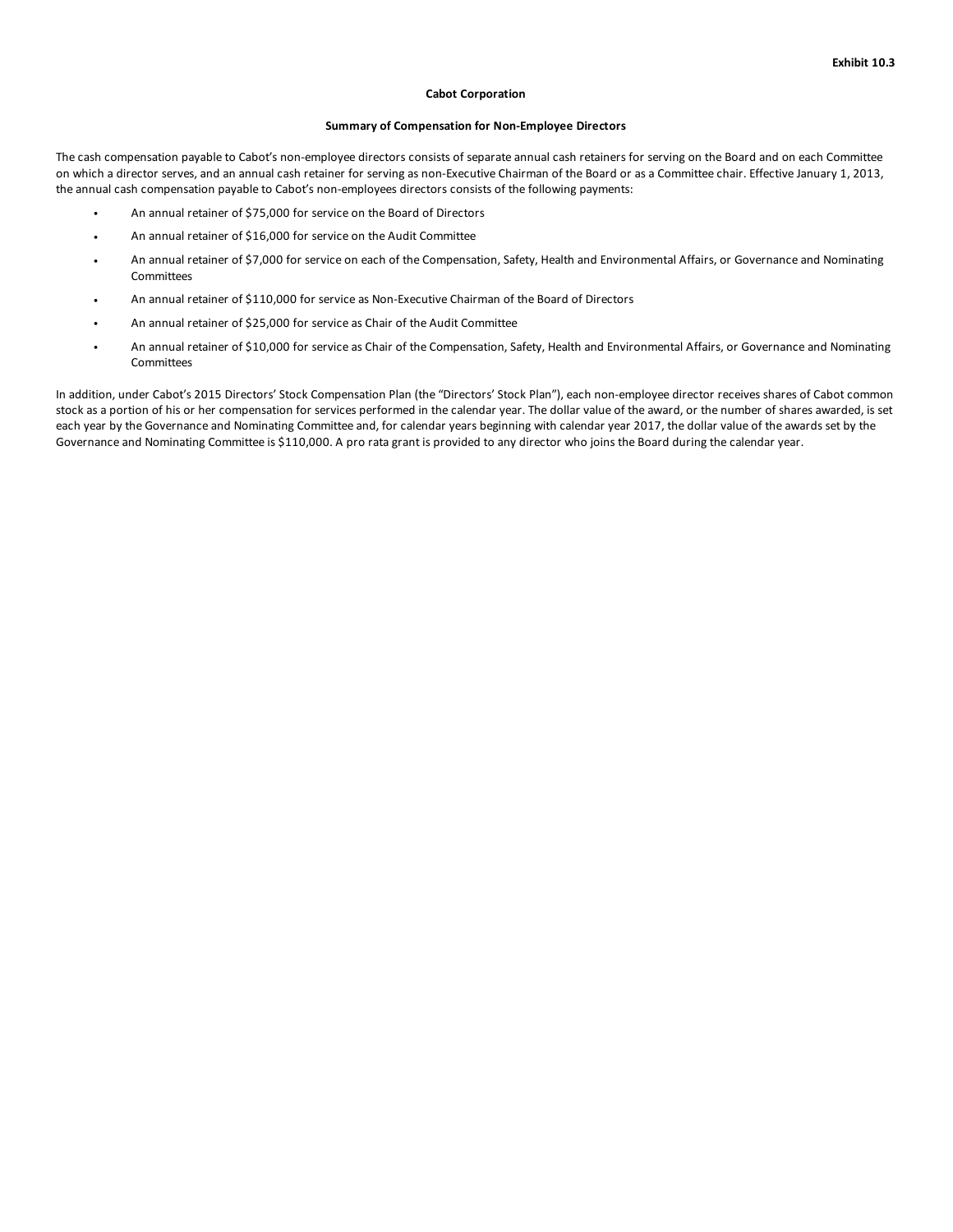**Exhibit 10.3**

**Cabot Corporation**

**Summary of Compensation for Non-Employee Directors**

The cash compensation payable to Cabot's non-employee directors consists of separate annual cash retainers for serving on the Board and on each Committee on which a director serves, and an annual cash retainer for serving as non-Executive Chairman of the Board or as a Committee chair. Effective January 1, 2013, the annual cash compensation payable to Cabot's non-employees directors consists of the following payments:

- An annual retainer of $75,000 for service on the Board of Directors
- An annual retainer of $16,000 for service on the Audit Committee
- An annual retainer of $7,000 for service on each of the Compensation, Safety, Health and Environmental Affairs, or Governance and Nominating Committees
- An annual retainer of $110,000 for service as Non-Executive Chairman of the Board of Directors
- An annual retainer of $25,000 for service as Chair of the Audit Committee
- An annual retainer of $10,000 for service as Chair of the Compensation, Safety, Health and Environmental Affairs, or Governance and Nominating Committees

In addition, under Cabot's 2015 Directors' Stock Compensation Plan (the "Directors' Stock Plan"), each non-employee director receives shares of Cabot common stock as a portion of his or her compensation for services performed in the calendar year. The dollar value of the award, or the number of shares awarded, is set each year by the Governance and Nominating Committee and, for calendar years beginning with calendar year 2017, the dollar value of the awards set by the Governance and Nominating Committee is $110,000. A pro rata grant is provided to any director who joins the Board during the calendar year.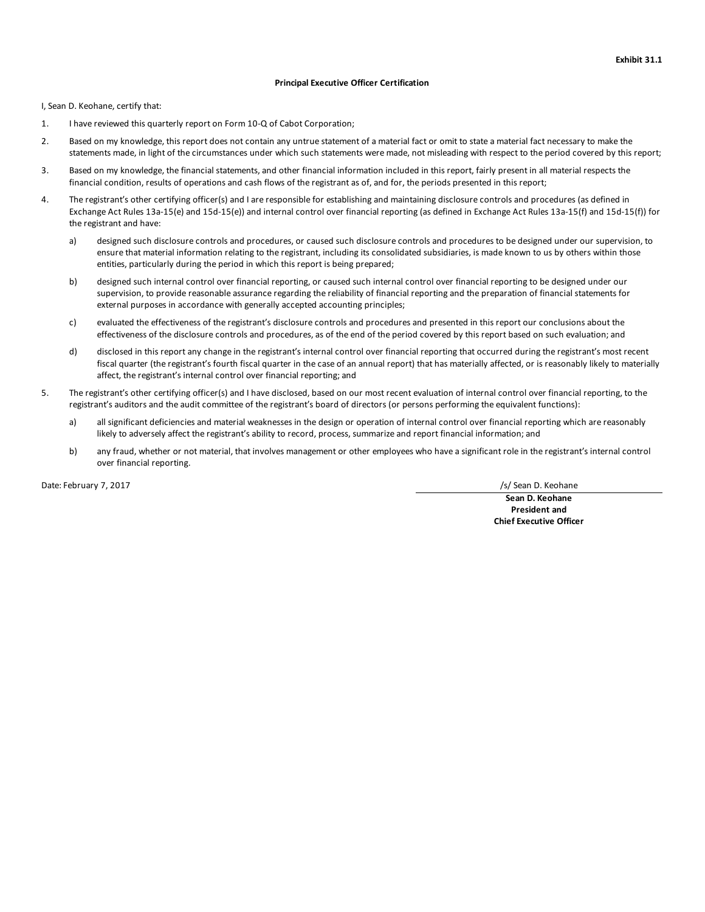**Exhibit 31.1**

**Principal Executive Officer Certification**

I, Sean D. Keohane, certify that:

1. I have reviewed this quarterly report on Form 10-Q of Cabot Corporation;
2. Based on my knowledge, this report does not contain any untrue statement of a material fact or omit to state a material fact necessary to make the statements made, in light of the circumstances under which such statements were made, not misleading with respect to the period covered by this report;
3. Based on my knowledge, the financial statements, and other financial information included in this report, fairly present in all material respects the financial condition, results of operations and cash flows of the registrant as of, and for, the periods presented in this report;
4. The registrant's other certifying officer(s) and I are responsible for establishing and maintaining disclosure controls and procedures (as defined in Exchange Act Rules 13a-15(e) and 15d-15(e)) and internal control over financial reporting (as defined in Exchange Act Rules 13a-15(f) and 15d-15(f)) for the registrant and have:
   a) designed such disclosure controls and procedures, or caused such disclosure controls and procedures to be designed under our supervision, to ensure that material information relating to the registrant, including its consolidated subsidiaries, is made known to us by others within those entities, particularly during the period in which this report is being prepared;
   b) designed such internal control over financial reporting, or caused such internal control over financial reporting to be designed under our supervision, to provide reasonable assurance regarding the reliability of financial reporting and the preparation of financial statements for external purposes in accordance with generally accepted accounting principles;
   c) evaluated the effectiveness of the registrant's disclosure controls and procedures and presented in this report our conclusions about the effectiveness of the disclosure controls and procedures, as of the end of the period covered by this report based on such evaluation; and
   d) disclosed in this report any change in the registrant's internal control over financial reporting that occurred during the registrant's most recent fiscal quarter (the registrant's fourth fiscal quarter in the case of an annual report) that has materially affected, or is reasonably likely to materially affect, the registrant's internal control over financial reporting; and
5. The registrant's other certifying officer(s) and I have disclosed, based on our most recent evaluation of internal control over financial reporting, to the registrant's auditors and the audit committee of the registrant's board of directors (or persons performing the equivalent functions):
   a) all significant deficiencies and material weaknesses in the design or operation of internal control over financial reporting which are reasonably likely to adversely affect the registrant's ability to record, process, summarize and report financial information; and
   b) any fraud, whether or not material, that involves management or other employees who have a significant role in the registrant's internal control over financial reporting.

Date: February 7, 2017

/s/ Sean D. Keohane

**Sean D. Keohane**
**President and**
**Chief Executive Officer**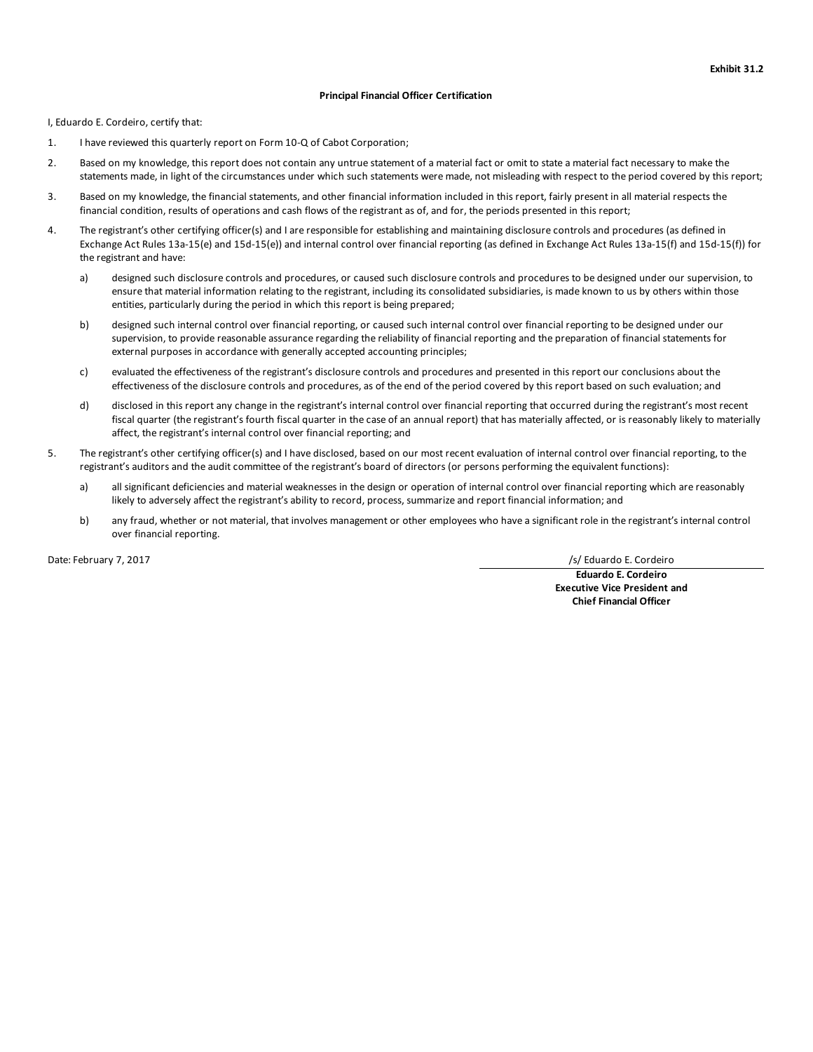**Exhibit 31.2**

**Principal Financial Officer Certification**

I, Eduardo E. Cordeiro, certify that:

1. I have reviewed this quarterly report on Form 10-Q of Cabot Corporation;

2. Based on my knowledge, this report does not contain any untrue statement of a material fact or omit to state a material fact necessary to make the statements made, in light of the circumstances under which such statements were made, not misleading with respect to the period covered by this report;

3. Based on my knowledge, the financial statements, and other financial information included in this report, fairly present in all material respects the financial condition, results of operations and cash flows of the registrant as of, and for, the periods presented in this report;

4. The registrant's other certifying officer(s) and I are responsible for establishing and maintaining disclosure controls and procedures (as defined in Exchange Act Rules 13a-15(e) and 15d-15(e)) and internal control over financial reporting (as defined in Exchange Act Rules 13a-15(f) and 15d-15(f)) for the registrant and have:

   a) designed such disclosure controls and procedures, or caused such disclosure controls and procedures to be designed under our supervision, to ensure that material information relating to the registrant, including its consolidated subsidiaries, is made known to us by others within those entities, particularly during the period in which this report is being prepared;

   b) designed such internal control over financial reporting, or caused such internal control over financial reporting to be designed under our supervision, to provide reasonable assurance regarding the reliability of financial reporting and the preparation of financial statements for external purposes in accordance with generally accepted accounting principles;

   c) evaluated the effectiveness of the registrant's disclosure controls and procedures and presented in this report our conclusions about the effectiveness of the disclosure controls and procedures, as of the end of the period covered by this report based on such evaluation; and

   d) disclosed in this report any change in the registrant's internal control over financial reporting that occurred during the registrant's most recent fiscal quarter (the registrant's fourth fiscal quarter in the case of an annual report) that has materially affected, or is reasonably likely to materially affect, the registrant's internal control over financial reporting; and

5. The registrant's other certifying officer(s) and I have disclosed, based on our most recent evaluation of internal control over financial reporting, to the registrant's auditors and the audit committee of the registrant's board of directors (or persons performing the equivalent functions):

   a) all significant deficiencies and material weaknesses in the design or operation of internal control over financial reporting which are reasonably likely to adversely affect the registrant's ability to record, process, summarize and report financial information; and

   b) any fraud, whether or not material, that involves management or other employees who have a significant role in the registrant's internal control over financial reporting.

Date: February 7, 2017

/s/ Eduardo E. Cordeiro

**Eduardo E. Cordeiro**
**Executive Vice President and**
**Chief Financial Officer**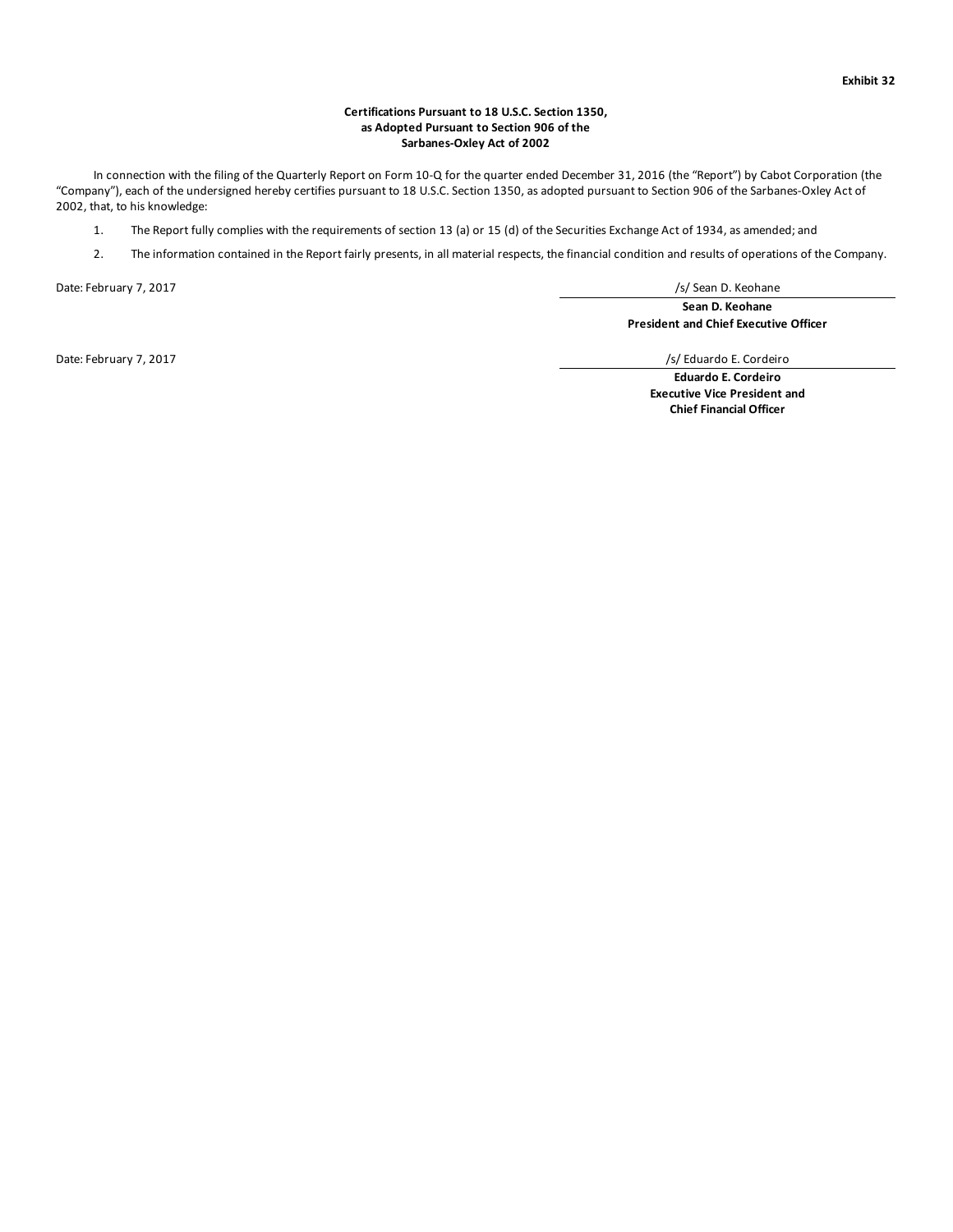**Exhibit 32**

**Certifications Pursuant to 18 U.S.C. Section 1350,**
**as Adopted Pursuant to Section 906 of the**
**Sarbanes-Oxley Act of 2002**

In connection with the filing of the Quarterly Report on Form 10-Q for the quarter ended December 31, 2016 (the "Report") by Cabot Corporation (the "Company"), each of the undersigned hereby certifies pursuant to 18 U.S.C. Section 1350, as adopted pursuant to Section 906 of the Sarbanes-Oxley Act of 2002, that, to his knowledge:

1. The Report fully complies with the requirements of section 13 (a) or 15 (d) of the Securities Exchange Act of 1934, as amended; and

2. The information contained in the Report fairly presents, in all material respects, the financial condition and results of operations of the Company.

Date: February 7, 2017

/s/ Sean D. Keohane

**Sean D. Keohane**
**President and Chief Executive Officer**

Date: February 7, 2017

/s/ Eduardo E. Cordeiro

**Eduardo E. Cordeiro**
**Executive Vice President and**
**Chief Financial Officer**